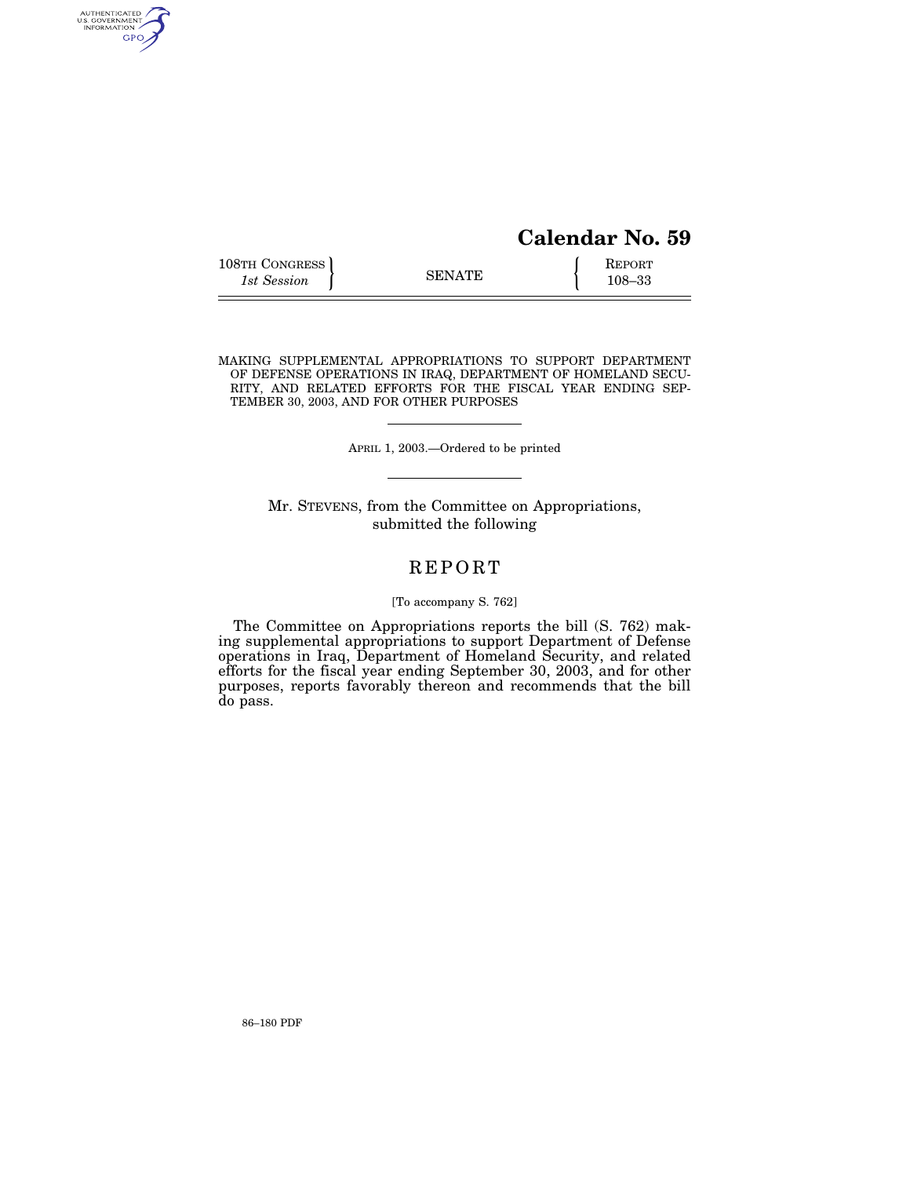# Calendar No. 59

108TH CONGRESS
*1st Session*

SENATE

REPORT
108–33

MAKING SUPPLEMENTAL APPROPRIATIONS TO SUPPORT DEPARTMENT OF DEFENSE OPERATIONS IN IRAQ, DEPARTMENT OF HOMELAND SECURITY, AND RELATED EFFORTS FOR THE FISCAL YEAR ENDING SEPTEMBER 30, 2003, AND FOR OTHER PURPOSES

APRIL 1, 2003.—Ordered to be printed

Mr. STEVENS, from the Committee on Appropriations, submitted the following

## REPORT

[To accompany S. 762]

The Committee on Appropriations reports the bill (S. 762) making supplemental appropriations to support Department of Defense operations in Iraq, Department of Homeland Security, and related efforts for the fiscal year ending September 30, 2003, and for other purposes, reports favorably thereon and recommends that the bill do pass.

86–180 PDF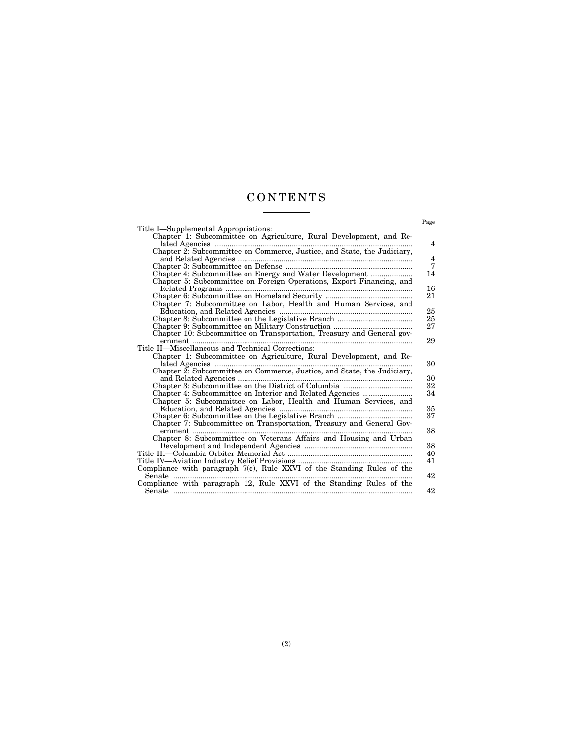# CONTENTS

| | Page |
|---|---|
| Title I—Supplemental Appropriations: | |
| Chapter 1: Subcommittee on Agriculture, Rural Development, and Related Agencies | 4 |
| Chapter 2: Subcommittee on Commerce, Justice, and State, the Judiciary, and Related Agencies | 4 |
| Chapter 3: Subcommittee on Defense | 7 |
| Chapter 4: Subcommittee on Energy and Water Development | 14 |
| Chapter 5: Subcommittee on Foreign Operations, Export Financing, and Related Programs | 16 |
| Chapter 6: Subcommittee on Homeland Security | 21 |
| Chapter 7: Subcommittee on Labor, Health and Human Services, and Education, and Related Agencies | 25 |
| Chapter 8: Subcommittee on the Legislative Branch | 25 |
| Chapter 9: Subcommittee on Military Construction | 27 |
| Chapter 10: Subcommittee on Transportation, Treasury and General government | 29 |
| Title II—Miscellaneous and Technical Corrections: | |
| Chapter 1: Subcommittee on Agriculture, Rural Development, and Related Agencies | 30 |
| Chapter 2: Subcommittee on Commerce, Justice, and State, the Judiciary, and Related Agencies | 30 |
| Chapter 3: Subcommittee on the District of Columbia | 32 |
| Chapter 4: Subcommittee on Interior and Related Agencies | 34 |
| Chapter 5: Subcommittee on Labor, Health and Human Services, and Education, and Related Agencies | 35 |
| Chapter 6: Subcommittee on the Legislative Branch | 37 |
| Chapter 7: Subcommittee on Transportation, Treasury and General Government | 38 |
| Chapter 8: Subcommittee on Veterans Affairs and Housing and Urban Development and Independent Agencies | 38 |
| Title III—Columbia Orbiter Memorial Act | 40 |
| Title IV—Aviation Industry Relief Provisions | 41 |
| Compliance with paragraph 7(c), Rule XXVI of the Standing Rules of the Senate | 42 |
| Compliance with paragraph 12, Rule XXVI of the Standing Rules of the Senate | 42 |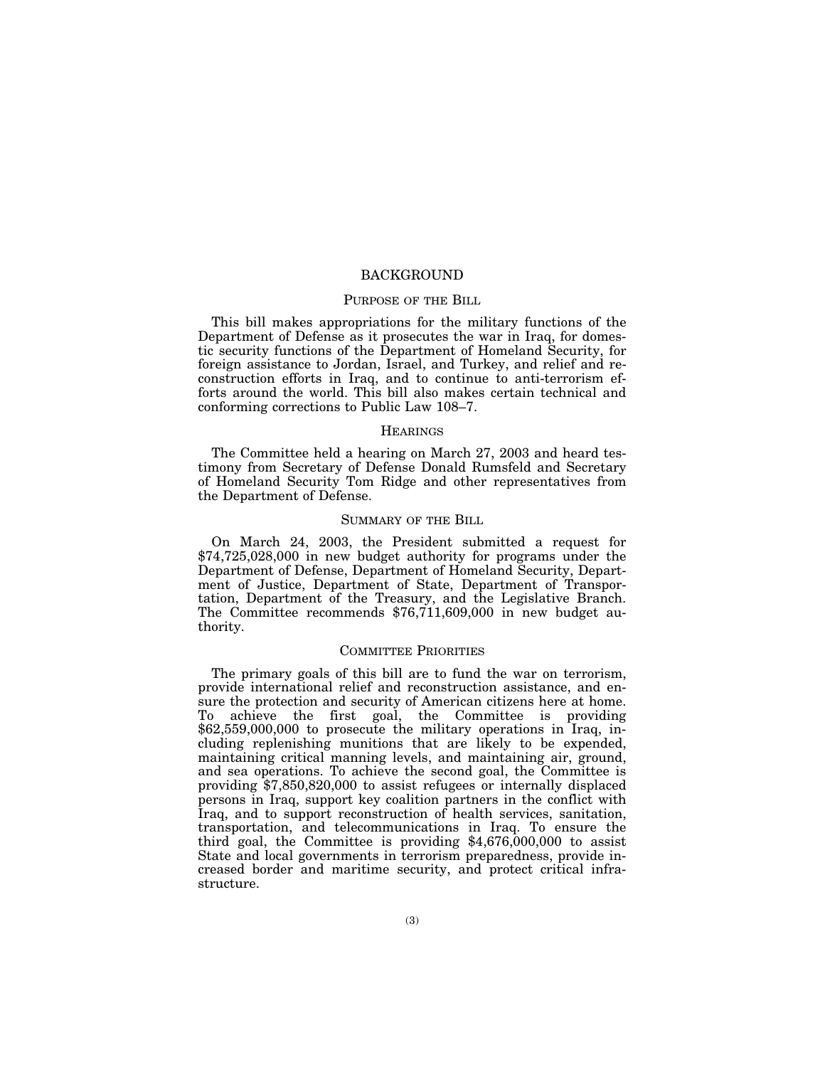# BACKGROUND

## Purpose of the Bill

This bill makes appropriations for the military functions of the Department of Defense as it prosecutes the war in Iraq, for domestic security functions of the Department of Homeland Security, for foreign assistance to Jordan, Israel, and Turkey, and relief and reconstruction efforts in Iraq, and to continue to anti-terrorism efforts around the world. This bill also makes certain technical and conforming corrections to Public Law 108–7.

## Hearings

The Committee held a hearing on March 27, 2003 and heard testimony from Secretary of Defense Donald Rumsfeld and Secretary of Homeland Security Tom Ridge and other representatives from the Department of Defense.

## Summary of the Bill

On March 24, 2003, the President submitted a request for $74,725,028,000 in new budget authority for programs under the Department of Defense, Department of Homeland Security, Department of Justice, Department of State, Department of Transportation, Department of the Treasury, and the Legislative Branch. The Committee recommends $76,711,609,000 in new budget authority.

## Committee Priorities

The primary goals of this bill are to fund the war on terrorism, provide international relief and reconstruction assistance, and ensure the protection and security of American citizens here at home. To achieve the first goal, the Committee is providing $62,559,000,000 to prosecute the military operations in Iraq, including replenishing munitions that are likely to be expended, maintaining critical manning levels, and maintaining air, ground, and sea operations. To achieve the second goal, the Committee is providing $7,850,820,000 to assist refugees or internally displaced persons in Iraq, support key coalition partners in the conflict with Iraq, and to support reconstruction of health services, sanitation, transportation, and telecommunications in Iraq. To ensure the third goal, the Committee is providing $4,676,000,000 to assist State and local governments in terrorism preparedness, provide increased border and maritime security, and protect critical infrastructure.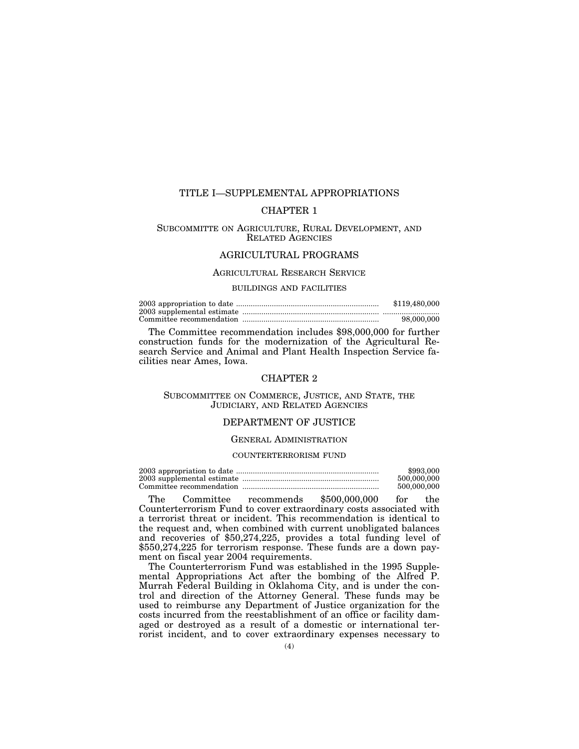# TITLE I—SUPPLEMENTAL APPROPRIATIONS

## CHAPTER 1

### Subcommitte on Agriculture, Rural Development, and Related Agencies

### AGRICULTURAL PROGRAMS

#### Agricultural Research Service

##### buildings and facilities

| | |
|---|---|
| 2003 appropriation to date | $119,480,000 |
| 2003 supplemental estimate | ........................ |
| Committee recommendation | 98,000,000 |

The Committee recommendation includes $98,000,000 for further construction funds for the modernization of the Agricultural Research Service and Animal and Plant Health Inspection Service facilities near Ames, Iowa.

## CHAPTER 2

### Subcommittee on Commerce, Justice, and State, the Judiciary, and Related Agencies

### DEPARTMENT OF JUSTICE

#### General Administration

##### counterterrorism fund

| | |
|---|---|
| 2003 appropriation to date | $993,000 |
| 2003 supplemental estimate | 500,000,000 |
| Committee recommendation | 500,000,000 |

The Committee recommends $500,000,000 for the Counterterrorism Fund to cover extraordinary costs associated with a terrorist threat or incident. This recommendation is identical to the request and, when combined with current unobligated balances and recoveries of $50,274,225, provides a total funding level of $550,274,225 for terrorism response. These funds are a down payment on fiscal year 2004 requirements.

The Counterterrorism Fund was established in the 1995 Supplemental Appropriations Act after the bombing of the Alfred P. Murrah Federal Building in Oklahoma City, and is under the control and direction of the Attorney General. These funds may be used to reimburse any Department of Justice organization for the costs incurred from the reestablishment of an office or facility damaged or destroyed as a result of a domestic or international terrorist incident, and to cover extraordinary expenses necessary to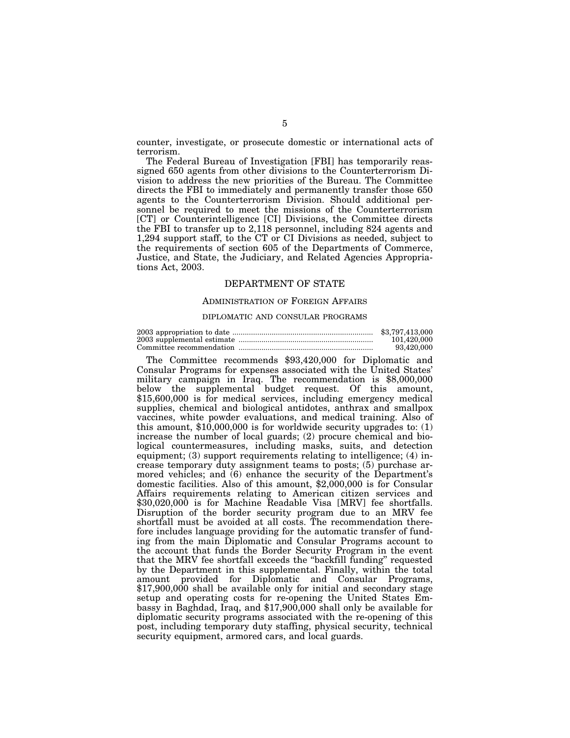counter, investigate, or prosecute domestic or international acts of terrorism.

The Federal Bureau of Investigation [FBI] has temporarily reassigned 650 agents from other divisions to the Counterterrorism Division to address the new priorities of the Bureau. The Committee directs the FBI to immediately and permanently transfer those 650 agents to the Counterterrorism Division. Should additional personnel be required to meet the missions of the Counterterrorism [CT] or Counterintelligence [CI] Divisions, the Committee directs the FBI to transfer up to 2,118 personnel, including 824 agents and 1,294 support staff, to the CT or CI Divisions as needed, subject to the requirements of section 605 of the Departments of Commerce, Justice, and State, the Judiciary, and Related Agencies Appropriations Act, 2003.

## DEPARTMENT OF STATE

### ADMINISTRATION OF FOREIGN AFFAIRS

#### DIPLOMATIC AND CONSULAR PROGRAMS

| | |
|---|---|
| 2003 appropriation to date | $3,797,413,000 |
| 2003 supplemental estimate | 101,420,000 |
| Committee recommendation | 93,420,000 |

The Committee recommends $93,420,000 for Diplomatic and Consular Programs for expenses associated with the United States' military campaign in Iraq. The recommendation is $8,000,000 below the supplemental budget request. Of this amount, $15,600,000 is for medical services, including emergency medical supplies, chemical and biological antidotes, anthrax and smallpox vaccines, white powder evaluations, and medical training. Also of this amount, $10,000,000 is for worldwide security upgrades to: (1) increase the number of local guards; (2) procure chemical and biological countermeasures, including masks, suits, and detection equipment; (3) support requirements relating to intelligence; (4) increase temporary duty assignment teams to posts; (5) purchase armored vehicles; and (6) enhance the security of the Department's domestic facilities. Also of this amount, $2,000,000 is for Consular Affairs requirements relating to American citizen services and $30,020,000 is for Machine Readable Visa [MRV] fee shortfalls. Disruption of the border security program due to an MRV fee shortfall must be avoided at all costs. The recommendation therefore includes language providing for the automatic transfer of funding from the main Diplomatic and Consular Programs account to the account that funds the Border Security Program in the event that the MRV fee shortfall exceeds the "backfill funding" requested by the Department in this supplemental. Finally, within the total amount provided for Diplomatic and Consular Programs, $17,900,000 shall be available only for initial and secondary stage setup and operating costs for re-opening the United States Embassy in Baghdad, Iraq, and $17,900,000 shall only be available for diplomatic security programs associated with the re-opening of this post, including temporary duty staffing, physical security, technical security equipment, armored cars, and local guards.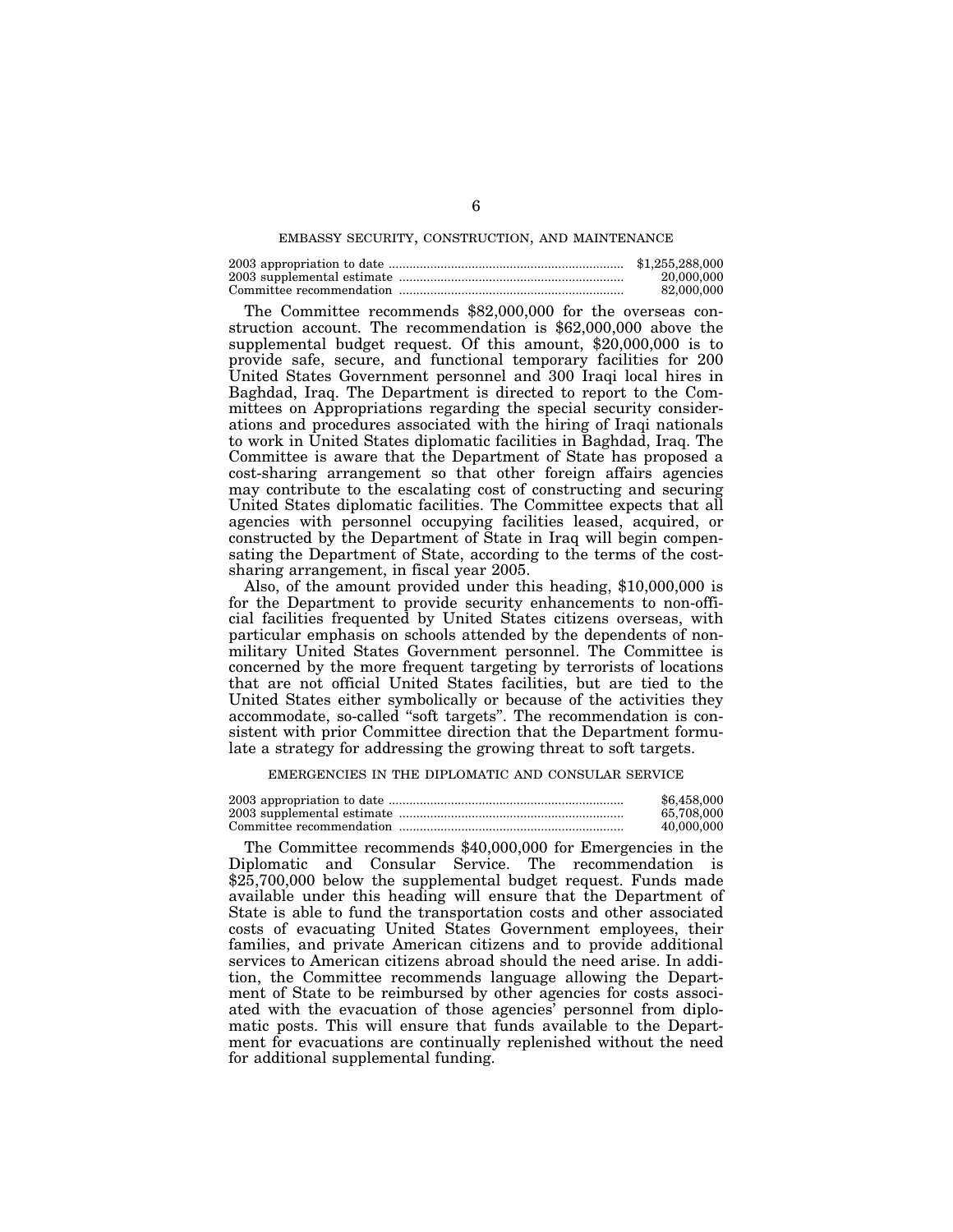## EMBASSY SECURITY, CONSTRUCTION, AND MAINTENANCE

| | |
|---|---|
| 2003 appropriation to date | $1,255,288,000 |
| 2003 supplemental estimate | 20,000,000 |
| Committee recommendation | 82,000,000 |

The Committee recommends $82,000,000 for the overseas construction account. The recommendation is $62,000,000 above the supplemental budget request. Of this amount, $20,000,000 is to provide safe, secure, and functional temporary facilities for 200 United States Government personnel and 300 Iraqi local hires in Baghdad, Iraq. The Department is directed to report to the Committees on Appropriations regarding the special security considerations and procedures associated with the hiring of Iraqi nationals to work in United States diplomatic facilities in Baghdad, Iraq. The Committee is aware that the Department of State has proposed a cost-sharing arrangement so that other foreign affairs agencies may contribute to the escalating cost of constructing and securing United States diplomatic facilities. The Committee expects that all agencies with personnel occupying facilities leased, acquired, or constructed by the Department of State in Iraq will begin compensating the Department of State, according to the terms of the cost-sharing arrangement, in fiscal year 2005.

Also, of the amount provided under this heading, $10,000,000 is for the Department to provide security enhancements to non-official facilities frequented by United States citizens overseas, with particular emphasis on schools attended by the dependents of non-military United States Government personnel. The Committee is concerned by the more frequent targeting by terrorists of locations that are not official United States facilities, but are tied to the United States either symbolically or because of the activities they accommodate, so-called "soft targets". The recommendation is consistent with prior Committee direction that the Department formulate a strategy for addressing the growing threat to soft targets.

## EMERGENCIES IN THE DIPLOMATIC AND CONSULAR SERVICE

| | |
|---|---|
| 2003 appropriation to date | $6,458,000 |
| 2003 supplemental estimate | 65,708,000 |
| Committee recommendation | 40,000,000 |

The Committee recommends $40,000,000 for Emergencies in the Diplomatic and Consular Service. The recommendation is $25,700,000 below the supplemental budget request. Funds made available under this heading will ensure that the Department of State is able to fund the transportation costs and other associated costs of evacuating United States Government employees, their families, and private American citizens and to provide additional services to American citizens abroad should the need arise. In addition, the Committee recommends language allowing the Department of State to be reimbursed by other agencies for costs associated with the evacuation of those agencies' personnel from diplomatic posts. This will ensure that funds available to the Department for evacuations are continually replenished without the need for additional supplemental funding.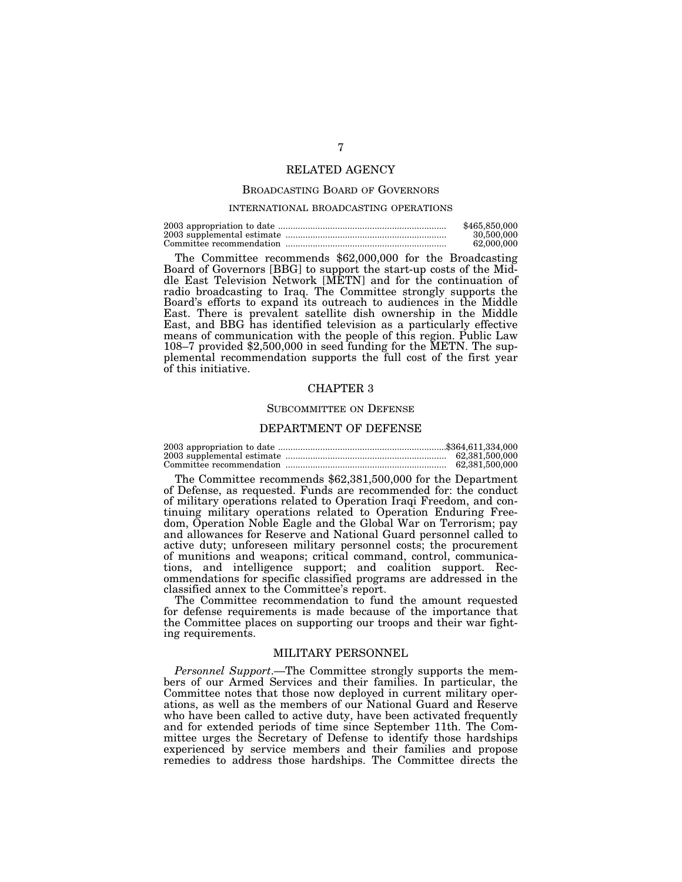## RELATED AGENCY

### BROADCASTING BOARD OF GOVERNORS

#### INTERNATIONAL BROADCASTING OPERATIONS

| | |
|---|---|
| 2003 appropriation to date | $465,850,000 |
| 2003 supplemental estimate | 30,500,000 |
| Committee recommendation | 62,000,000 |

The Committee recommends $62,000,000 for the Broadcasting Board of Governors [BBG] to support the start-up costs of the Middle East Television Network [METN] and for the continuation of radio broadcasting to Iraq. The Committee strongly supports the Board's efforts to expand its outreach to audiences in the Middle East. There is prevalent satellite dish ownership in the Middle East, and BBG has identified television as a particularly effective means of communication with the people of this region. Public Law 108–7 provided $2,500,000 in seed funding for the METN. The supplemental recommendation supports the full cost of the first year of this initiative.

# CHAPTER 3

### SUBCOMMITTEE ON DEFENSE

## DEPARTMENT OF DEFENSE

| | |
|---|---|
| 2003 appropriation to date | $364,611,334,000 |
| 2003 supplemental estimate | 62,381,500,000 |
| Committee recommendation | 62,381,500,000 |

The Committee recommends $62,381,500,000 for the Department of Defense, as requested. Funds are recommended for: the conduct of military operations related to Operation Iraqi Freedom, and continuing military operations related to Operation Enduring Freedom, Operation Noble Eagle and the Global War on Terrorism; pay and allowances for Reserve and National Guard personnel called to active duty; unforeseen military personnel costs; the procurement of munitions and weapons; critical command, control, communications, and intelligence support; and coalition support. Recommendations for specific classified programs are addressed in the classified annex to the Committee's report.

The Committee recommendation to fund the amount requested for defense requirements is made because of the importance that the Committee places on supporting our troops and their war fighting requirements.

## MILITARY PERSONNEL

*Personnel Support*.—The Committee strongly supports the members of our Armed Services and their families. In particular, the Committee notes that those now deployed in current military operations, as well as the members of our National Guard and Reserve who have been called to active duty, have been activated frequently and for extended periods of time since September 11th. The Committee urges the Secretary of Defense to identify those hardships experienced by service members and their families and propose remedies to address those hardships. The Committee directs the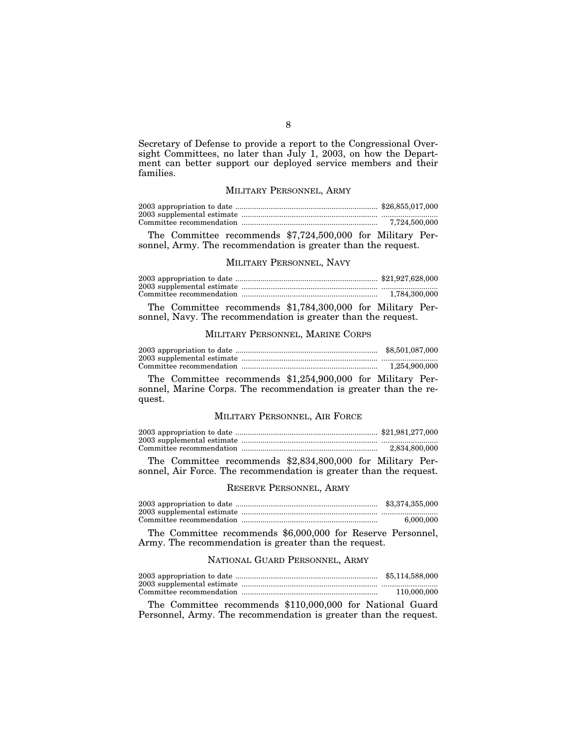Secretary of Defense to provide a report to the Congressional Oversight Committees, no later than July 1, 2003, on how the Department can better support our deployed service members and their families.

### MILITARY PERSONNEL, ARMY

| | |
|---|---|
| 2003 appropriation to date | $26,855,017,000 |
| 2003 supplemental estimate | |
| Committee recommendation | 7,724,500,000 |

The Committee recommends $7,724,500,000 for Military Personnel, Army. The recommendation is greater than the request.

### MILITARY PERSONNEL, NAVY

| | |
|---|---|
| 2003 appropriation to date | $21,927,628,000 |
| 2003 supplemental estimate | |
| Committee recommendation | 1,784,300,000 |

The Committee recommends $1,784,300,000 for Military Personnel, Navy. The recommendation is greater than the request.

### MILITARY PERSONNEL, MARINE CORPS

| | |
|---|---|
| 2003 appropriation to date | $8,501,087,000 |
| 2003 supplemental estimate | |
| Committee recommendation | 1,254,900,000 |

The Committee recommends $1,254,900,000 for Military Personnel, Marine Corps. The recommendation is greater than the request.

### MILITARY PERSONNEL, AIR FORCE

| | |
|---|---|
| 2003 appropriation to date | $21,981,277,000 |
| 2003 supplemental estimate | |
| Committee recommendation | 2,834,800,000 |

The Committee recommends $2,834,800,000 for Military Personnel, Air Force. The recommendation is greater than the request.

### RESERVE PERSONNEL, ARMY

| | |
|---|---|
| 2003 appropriation to date | $3,374,355,000 |
| 2003 supplemental estimate | |
| Committee recommendation | 6,000,000 |

The Committee recommends $6,000,000 for Reserve Personnel, Army. The recommendation is greater than the request.

### NATIONAL GUARD PERSONNEL, ARMY

| | |
|---|---|
| 2003 appropriation to date | $5,114,588,000 |
| 2003 supplemental estimate | |
| Committee recommendation | 110,000,000 |

The Committee recommends $110,000,000 for National Guard Personnel, Army. The recommendation is greater than the request.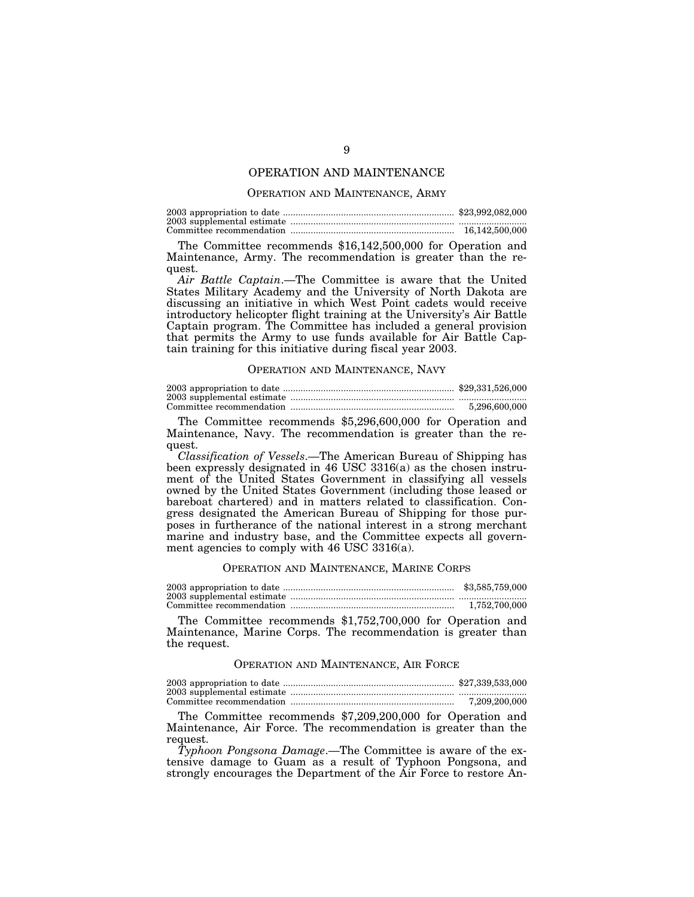# OPERATION AND MAINTENANCE

## OPERATION AND MAINTENANCE, ARMY

| | |
|---|---|
| 2003 appropriation to date | $23,992,082,000 |
| 2003 supplemental estimate | |
| Committee recommendation | 16,142,500,000 |

The Committee recommends $16,142,500,000 for Operation and Maintenance, Army. The recommendation is greater than the request.

*Air Battle Captain*.—The Committee is aware that the United States Military Academy and the University of North Dakota are discussing an initiative in which West Point cadets would receive introductory helicopter flight training at the University's Air Battle Captain program. The Committee has included a general provision that permits the Army to use funds available for Air Battle Captain training for this initiative during fiscal year 2003.

## OPERATION AND MAINTENANCE, NAVY

| | |
|---|---|
| 2003 appropriation to date | $29,331,526,000 |
| 2003 supplemental estimate | |
| Committee recommendation | 5,296,600,000 |

The Committee recommends $5,296,600,000 for Operation and Maintenance, Navy. The recommendation is greater than the request.

*Classification of Vessels*.—The American Bureau of Shipping has been expressly designated in 46 USC 3316(a) as the chosen instrument of the United States Government in classifying all vessels owned by the United States Government (including those leased or bareboat chartered) and in matters related to classification. Congress designated the American Bureau of Shipping for those purposes in furtherance of the national interest in a strong merchant marine and industry base, and the Committee expects all government agencies to comply with 46 USC 3316(a).

## OPERATION AND MAINTENANCE, MARINE CORPS

| | |
|---|---|
| 2003 appropriation to date | $3,585,759,000 |
| 2003 supplemental estimate | |
| Committee recommendation | 1,752,700,000 |

The Committee recommends $1,752,700,000 for Operation and Maintenance, Marine Corps. The recommendation is greater than the request.

## OPERATION AND MAINTENANCE, AIR FORCE

| | |
|---|---|
| 2003 appropriation to date | $27,339,533,000 |
| 2003 supplemental estimate | |
| Committee recommendation | 7,209,200,000 |

The Committee recommends $7,209,200,000 for Operation and Maintenance, Air Force. The recommendation is greater than the request.

*Typhoon Pongsona Damage*.—The Committee is aware of the extensive damage to Guam as a result of Typhoon Pongsona, and strongly encourages the Department of the Air Force to restore An-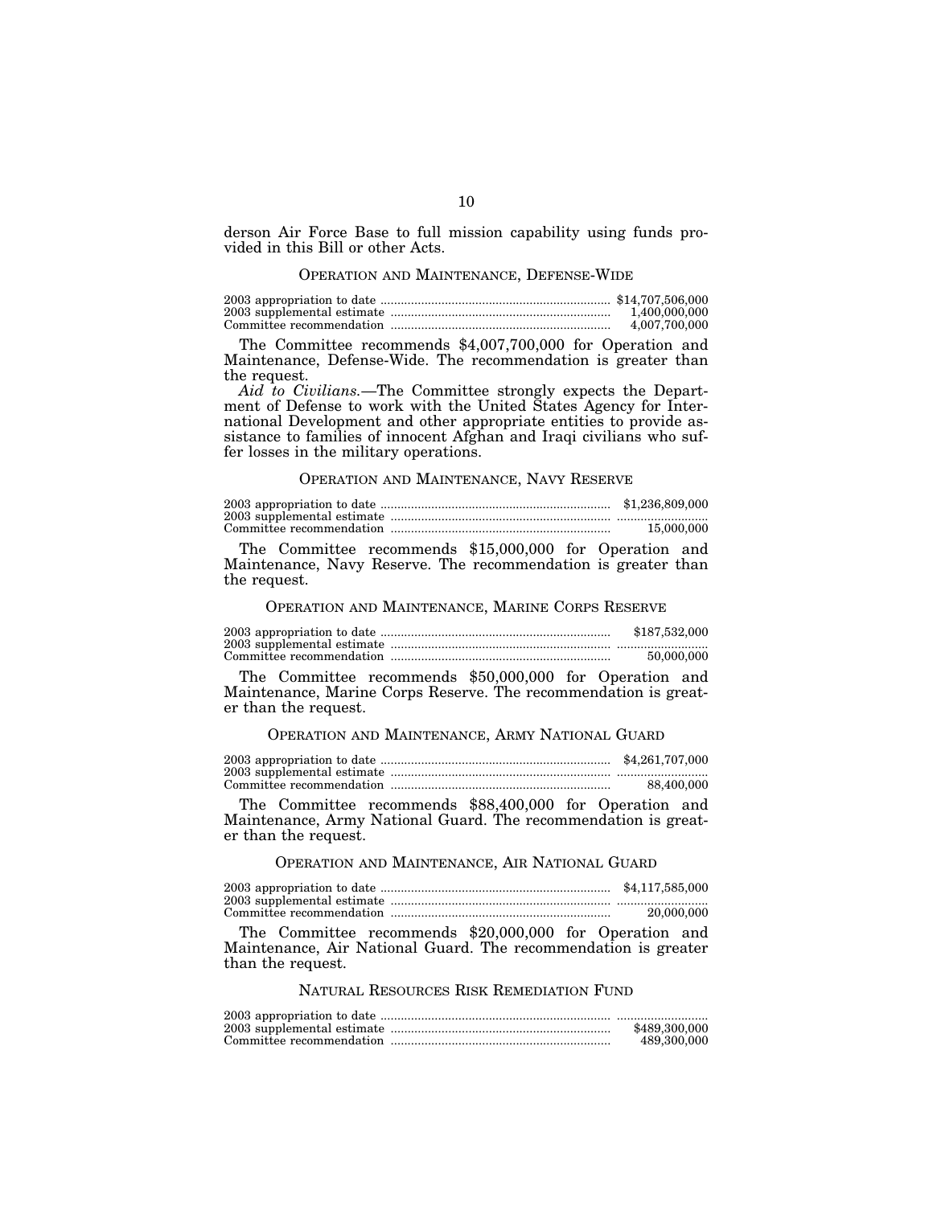derson Air Force Base to full mission capability using funds provided in this Bill or other Acts.

## OPERATION AND MAINTENANCE, DEFENSE-WIDE

| | |
|---|---|
| 2003 appropriation to date | $14,707,506,000 |
| 2003 supplemental estimate | 1,400,000,000 |
| Committee recommendation | 4,007,700,000 |

The Committee recommends $4,007,700,000 for Operation and Maintenance, Defense-Wide. The recommendation is greater than the request.

*Aid to Civilians.*—The Committee strongly expects the Department of Defense to work with the United States Agency for International Development and other appropriate entities to provide assistance to families of innocent Afghan and Iraqi civilians who suffer losses in the military operations.

## OPERATION AND MAINTENANCE, NAVY RESERVE

| | |
|---|---|
| 2003 appropriation to date | $1,236,809,000 |
| 2003 supplemental estimate | |
| Committee recommendation | 15,000,000 |

The Committee recommends $15,000,000 for Operation and Maintenance, Navy Reserve. The recommendation is greater than the request.

## OPERATION AND MAINTENANCE, MARINE CORPS RESERVE

| | |
|---|---|
| 2003 appropriation to date | $187,532,000 |
| 2003 supplemental estimate | |
| Committee recommendation | 50,000,000 |

The Committee recommends $50,000,000 for Operation and Maintenance, Marine Corps Reserve. The recommendation is greater than the request.

## OPERATION AND MAINTENANCE, ARMY NATIONAL GUARD

| | |
|---|---|
| 2003 appropriation to date | $4,261,707,000 |
| 2003 supplemental estimate | |
| Committee recommendation | 88,400,000 |

The Committee recommends $88,400,000 for Operation and Maintenance, Army National Guard. The recommendation is greater than the request.

## OPERATION AND MAINTENANCE, AIR NATIONAL GUARD

| | |
|---|---|
| 2003 appropriation to date | $4,117,585,000 |
| 2003 supplemental estimate | |
| Committee recommendation | 20,000,000 |

The Committee recommends $20,000,000 for Operation and Maintenance, Air National Guard. The recommendation is greater than the request.

## NATURAL RESOURCES RISK REMEDIATION FUND

| | |
|---|---|
| 2003 appropriation to date | |
| 2003 supplemental estimate | $489,300,000 |
| Committee recommendation | 489,300,000 |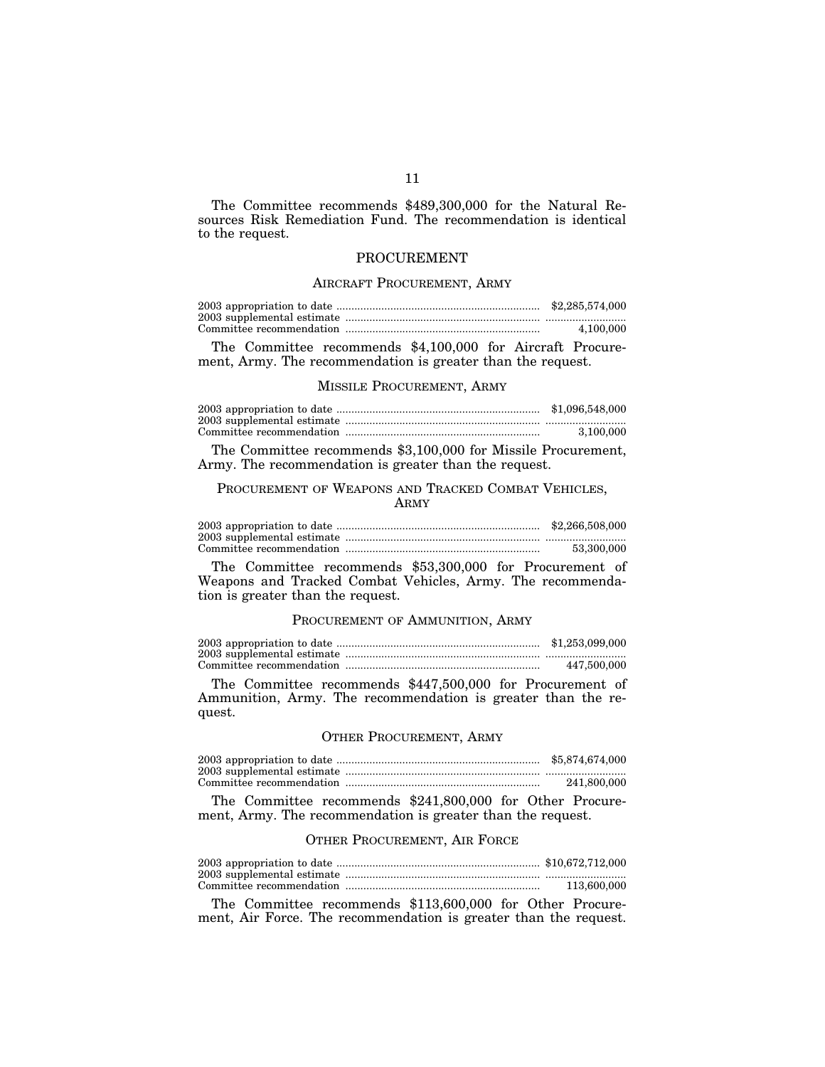The Committee recommends $489,300,000 for the Natural Resources Risk Remediation Fund. The recommendation is identical to the request.

## PROCUREMENT

### AIRCRAFT PROCUREMENT, ARMY

| | |
|---|---|
| 2003 appropriation to date | $2,285,574,000 |
| 2003 supplemental estimate | .......................... |
| Committee recommendation | 4,100,000 |

The Committee recommends $4,100,000 for Aircraft Procurement, Army. The recommendation is greater than the request.

### MISSILE PROCUREMENT, ARMY

| | |
|---|---|
| 2003 appropriation to date | $1,096,548,000 |
| 2003 supplemental estimate | .......................... |
| Committee recommendation | 3,100,000 |

The Committee recommends $3,100,000 for Missile Procurement, Army. The recommendation is greater than the request.

### PROCUREMENT OF WEAPONS AND TRACKED COMBAT VEHICLES, ARMY

| | |
|---|---|
| 2003 appropriation to date | $2,266,508,000 |
| 2003 supplemental estimate | .......................... |
| Committee recommendation | 53,300,000 |

The Committee recommends $53,300,000 for Procurement of Weapons and Tracked Combat Vehicles, Army. The recommendation is greater than the request.

### PROCUREMENT OF AMMUNITION, ARMY

| | |
|---|---|
| 2003 appropriation to date | $1,253,099,000 |
| 2003 supplemental estimate | .......................... |
| Committee recommendation | 447,500,000 |

The Committee recommends $447,500,000 for Procurement of Ammunition, Army. The recommendation is greater than the request.

### OTHER PROCUREMENT, ARMY

| | |
|---|---|
| 2003 appropriation to date | $5,874,674,000 |
| 2003 supplemental estimate | .......................... |
| Committee recommendation | 241,800,000 |

The Committee recommends $241,800,000 for Other Procurement, Army. The recommendation is greater than the request.

### OTHER PROCUREMENT, AIR FORCE

| | |
|---|---|
| 2003 appropriation to date | $10,672,712,000 |
| 2003 supplemental estimate | .......................... |
| Committee recommendation | 113,600,000 |

The Committee recommends $113,600,000 for Other Procurement, Air Force. The recommendation is greater than the request.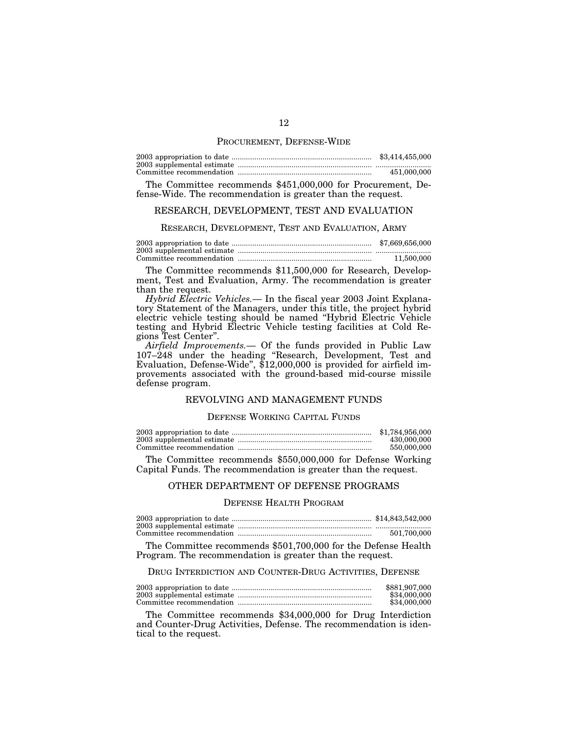### PROCUREMENT, DEFENSE-WIDE

| | |
|---|---|
| 2003 appropriation to date | $3,414,455,000 |
| 2003 supplemental estimate | .......................... |
| Committee recommendation | 451,000,000 |

The Committee recommends $451,000,000 for Procurement, Defense-Wide. The recommendation is greater than the request.

## RESEARCH, DEVELOPMENT, TEST AND EVALUATION

### RESEARCH, DEVELOPMENT, TEST AND EVALUATION, ARMY

| | |
|---|---|
| 2003 appropriation to date | $7,669,656,000 |
| 2003 supplemental estimate | .......................... |
| Committee recommendation | 11,500,000 |

The Committee recommends $11,500,000 for Research, Development, Test and Evaluation, Army. The recommendation is greater than the request.

*Hybrid Electric Vehicles.*— In the fiscal year 2003 Joint Explanatory Statement of the Managers, under this title, the project hybrid electric vehicle testing should be named "Hybrid Electric Vehicle testing and Hybrid Electric Vehicle testing facilities at Cold Regions Test Center".

*Airfield Improvements.*— Of the funds provided in Public Law 107–248 under the heading "Research, Development, Test and Evaluation, Defense-Wide", $12,000,000 is provided for airfield improvements associated with the ground-based mid-course missile defense program.

## REVOLVING AND MANAGEMENT FUNDS

### DEFENSE WORKING CAPITAL FUNDS

| | |
|---|---|
| 2003 appropriation to date | $1,784,956,000 |
| 2003 supplemental estimate | 430,000,000 |
| Committee recommendation | 550,000,000 |

The Committee recommends $550,000,000 for Defense Working Capital Funds. The recommendation is greater than the request.

## OTHER DEPARTMENT OF DEFENSE PROGRAMS

### DEFENSE HEALTH PROGRAM

| | |
|---|---|
| 2003 appropriation to date | $14,843,542,000 |
| 2003 supplemental estimate | .......................... |
| Committee recommendation | 501,700,000 |

The Committee recommends $501,700,000 for the Defense Health Program. The recommendation is greater than the request.

### DRUG INTERDICTION AND COUNTER-DRUG ACTIVITIES, DEFENSE

| | |
|---|---|
| 2003 appropriation to date | $881,907,000 |
| 2003 supplemental estimate | $34,000,000 |
| Committee recommendation | $34,000,000 |

The Committee recommends $34,000,000 for Drug Interdiction and Counter-Drug Activities, Defense. The recommendation is identical to the request.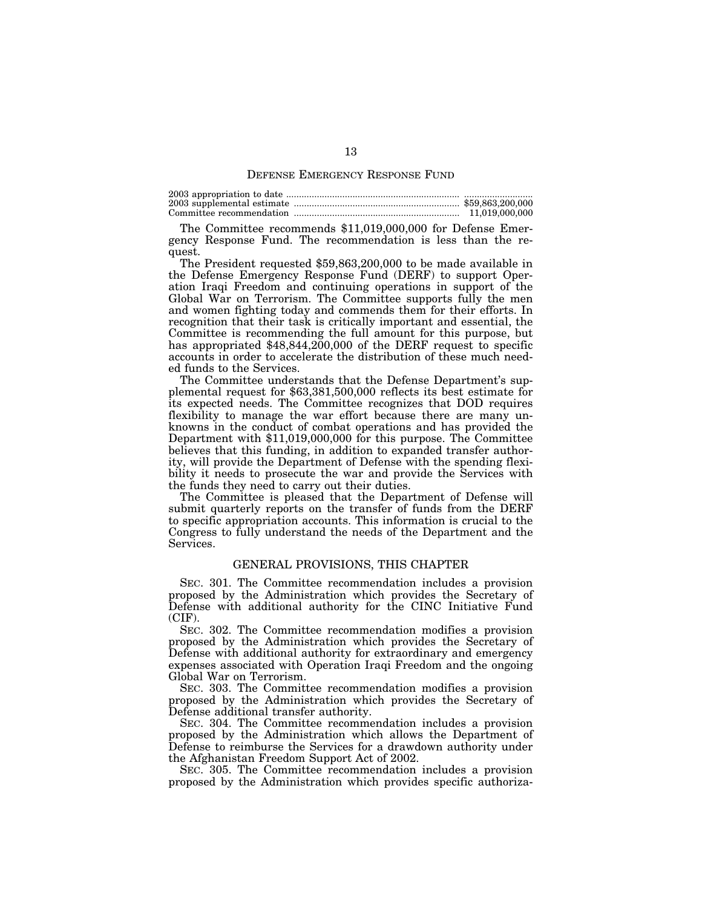## DEFENSE EMERGENCY RESPONSE FUND

| | |
|---|---|
| 2003 appropriation to date | ........................... |
| 2003 supplemental estimate | $59,863,200,000 |
| Committee recommendation | 11,019,000,000 |

The Committee recommends $11,019,000,000 for Defense Emergency Response Fund. The recommendation is less than the request.

The President requested $59,863,200,000 to be made available in the Defense Emergency Response Fund (DERF) to support Operation Iraqi Freedom and continuing operations in support of the Global War on Terrorism. The Committee supports fully the men and women fighting today and commends them for their efforts. In recognition that their task is critically important and essential, the Committee is recommending the full amount for this purpose, but has appropriated $48,844,200,000 of the DERF request to specific accounts in order to accelerate the distribution of these much needed funds to the Services.

The Committee understands that the Defense Department's supplemental request for $63,381,500,000 reflects its best estimate for its expected needs. The Committee recognizes that DOD requires flexibility to manage the war effort because there are many unknowns in the conduct of combat operations and has provided the Department with $11,019,000,000 for this purpose. The Committee believes that this funding, in addition to expanded transfer authority, will provide the Department of Defense with the spending flexibility it needs to prosecute the war and provide the Services with the funds they need to carry out their duties.

The Committee is pleased that the Department of Defense will submit quarterly reports on the transfer of funds from the DERF to specific appropriation accounts. This information is crucial to the Congress to fully understand the needs of the Department and the Services.

## GENERAL PROVISIONS, THIS CHAPTER

SEC. 301. The Committee recommendation includes a provision proposed by the Administration which provides the Secretary of Defense with additional authority for the CINC Initiative Fund (CIF).

SEC. 302. The Committee recommendation modifies a provision proposed by the Administration which provides the Secretary of Defense with additional authority for extraordinary and emergency expenses associated with Operation Iraqi Freedom and the ongoing Global War on Terrorism.

SEC. 303. The Committee recommendation modifies a provision proposed by the Administration which provides the Secretary of Defense additional transfer authority.

SEC. 304. The Committee recommendation includes a provision proposed by the Administration which allows the Department of Defense to reimburse the Services for a drawdown authority under the Afghanistan Freedom Support Act of 2002.

SEC. 305. The Committee recommendation includes a provision proposed by the Administration which provides specific authoriza-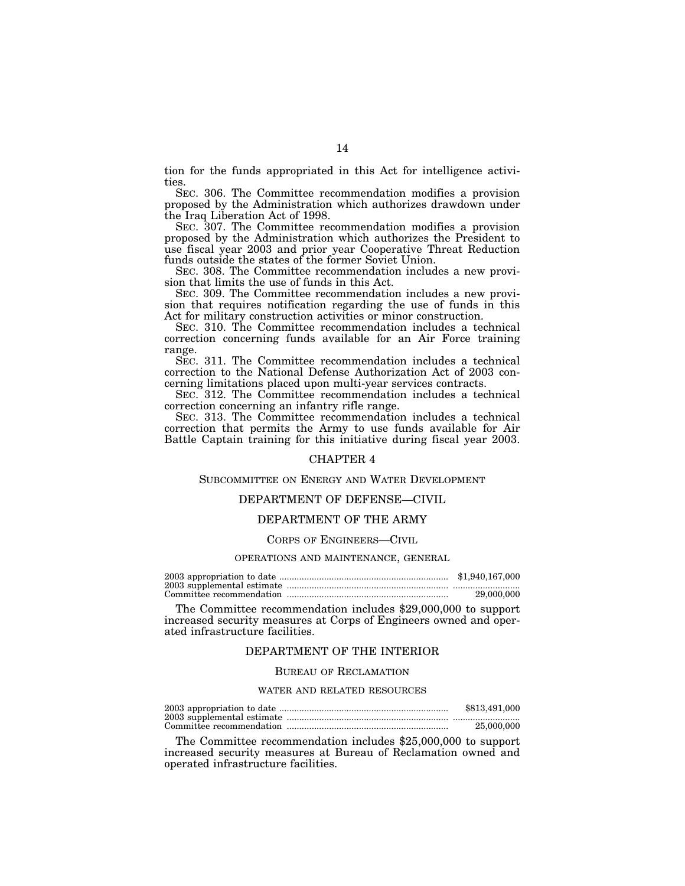tion for the funds appropriated in this Act for intelligence activities.

SEC. 306. The Committee recommendation modifies a provision proposed by the Administration which authorizes drawdown under the Iraq Liberation Act of 1998.

SEC. 307. The Committee recommendation modifies a provision proposed by the Administration which authorizes the President to use fiscal year 2003 and prior year Cooperative Threat Reduction funds outside the states of the former Soviet Union.

SEC. 308. The Committee recommendation includes a new provision that limits the use of funds in this Act.

SEC. 309. The Committee recommendation includes a new provision that requires notification regarding the use of funds in this Act for military construction activities or minor construction.

SEC. 310. The Committee recommendation includes a technical correction concerning funds available for an Air Force training range.

SEC. 311. The Committee recommendation includes a technical correction to the National Defense Authorization Act of 2003 concerning limitations placed upon multi-year services contracts.

SEC. 312. The Committee recommendation includes a technical correction concerning an infantry rifle range.

SEC. 313. The Committee recommendation includes a technical correction that permits the Army to use funds available for Air Battle Captain training for this initiative during fiscal year 2003.

## CHAPTER 4

### SUBCOMMITTEE ON ENERGY AND WATER DEVELOPMENT

### DEPARTMENT OF DEFENSE—CIVIL

### DEPARTMENT OF THE ARMY

#### CORPS OF ENGINEERS—CIVIL

##### OPERATIONS AND MAINTENANCE, GENERAL

| | |
|---|---|
| 2003 appropriation to date | $1,940,167,000 |
| 2003 supplemental estimate | .......................... |
| Committee recommendation | 29,000,000 |

The Committee recommendation includes $29,000,000 to support increased security measures at Corps of Engineers owned and operated infrastructure facilities.

### DEPARTMENT OF THE INTERIOR

#### BUREAU OF RECLAMATION

##### WATER AND RELATED RESOURCES

| | |
|---|---|
| 2003 appropriation to date | $813,491,000 |
| 2003 supplemental estimate | .......................... |
| Committee recommendation | 25,000,000 |

The Committee recommendation includes $25,000,000 to support increased security measures at Bureau of Reclamation owned and operated infrastructure facilities.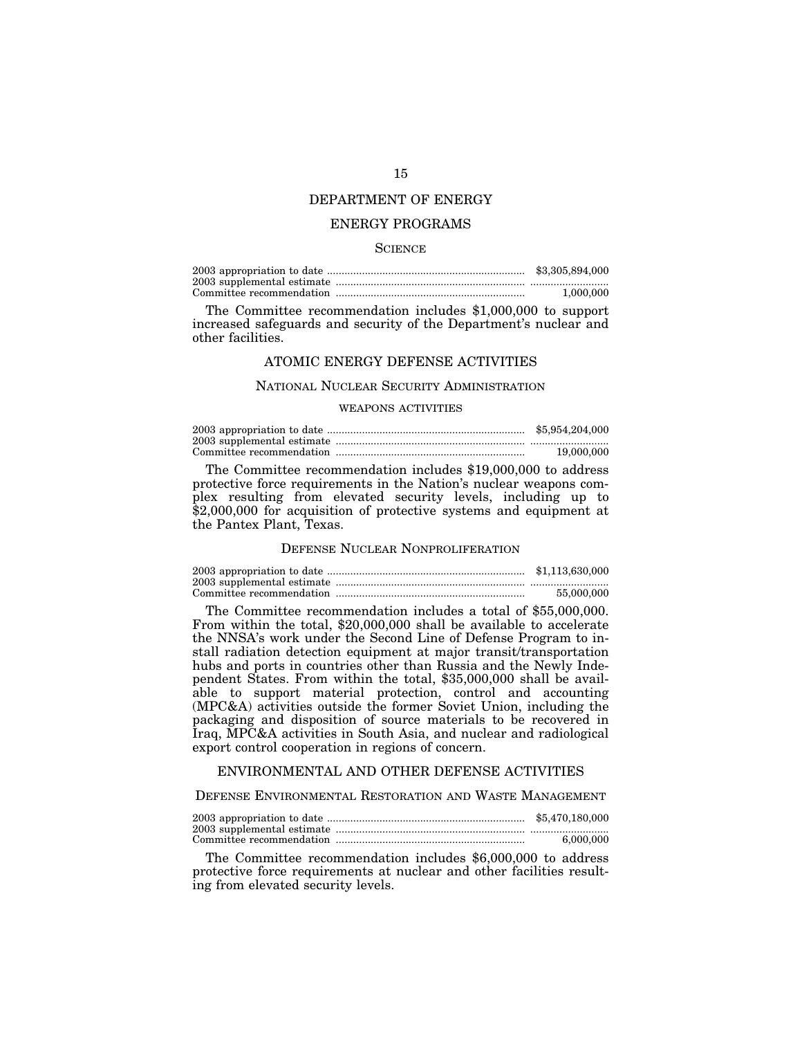# DEPARTMENT OF ENERGY

## ENERGY PROGRAMS

### SCIENCE

| | |
|---|---|
| 2003 appropriation to date | $3,305,894,000 |
| 2003 supplemental estimate | |
| Committee recommendation | 1,000,000 |

The Committee recommendation includes $1,000,000 to support increased safeguards and security of the Department's nuclear and other facilities.

## ATOMIC ENERGY DEFENSE ACTIVITIES

### NATIONAL NUCLEAR SECURITY ADMINISTRATION

#### WEAPONS ACTIVITIES

| | |
|---|---|
| 2003 appropriation to date | $5,954,204,000 |
| 2003 supplemental estimate | |
| Committee recommendation | 19,000,000 |

The Committee recommendation includes $19,000,000 to address protective force requirements in the Nation's nuclear weapons complex resulting from elevated security levels, including up to $2,000,000 for acquisition of protective systems and equipment at the Pantex Plant, Texas.

### DEFENSE NUCLEAR NONPROLIFERATION

| | |
|---|---|
| 2003 appropriation to date | $1,113,630,000 |
| 2003 supplemental estimate | |
| Committee recommendation | 55,000,000 |

The Committee recommendation includes a total of $55,000,000. From within the total, $20,000,000 shall be available to accelerate the NNSA's work under the Second Line of Defense Program to install radiation detection equipment at major transit/transportation hubs and ports in countries other than Russia and the Newly Independent States. From within the total, $35,000,000 shall be available to support material protection, control and accounting (MPC&A) activities outside the former Soviet Union, including the packaging and disposition of source materials to be recovered in Iraq, MPC&A activities in South Asia, and nuclear and radiological export control cooperation in regions of concern.

## ENVIRONMENTAL AND OTHER DEFENSE ACTIVITIES

### DEFENSE ENVIRONMENTAL RESTORATION AND WASTE MANAGEMENT

| | |
|---|---|
| 2003 appropriation to date | $5,470,180,000 |
| 2003 supplemental estimate | |
| Committee recommendation | 6,000,000 |

The Committee recommendation includes $6,000,000 to address protective force requirements at nuclear and other facilities resulting from elevated security levels.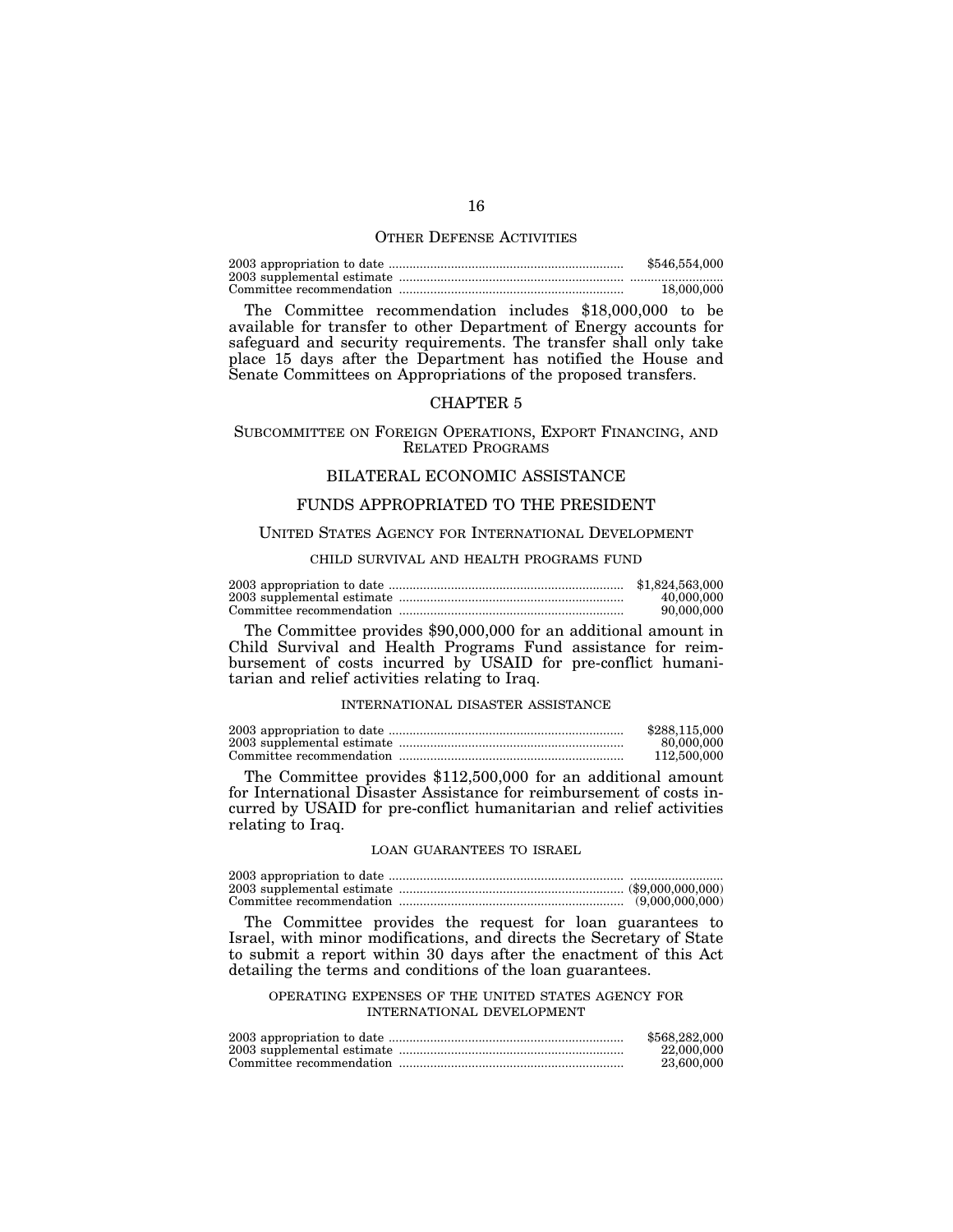### Other Defense Activities

| | |
|---|---|
| 2003 appropriation to date | $546,554,000 |
| 2003 supplemental estimate | .......................... |
| Committee recommendation | 18,000,000 |

The Committee recommendation includes $18,000,000 to be available for transfer to other Department of Energy accounts for safeguard and security requirements. The transfer shall only take place 15 days after the Department has notified the House and Senate Committees on Appropriations of the proposed transfers.

## CHAPTER 5

## Subcommittee on Foreign Operations, Export Financing, and Related Programs

## BILATERAL ECONOMIC ASSISTANCE

## FUNDS APPROPRIATED TO THE PRESIDENT

### United States Agency for International Development

#### child survival and health programs fund

| | |
|---|---|
| 2003 appropriation to date | $1,824,563,000 |
| 2003 supplemental estimate | 40,000,000 |
| Committee recommendation | 90,000,000 |

The Committee provides $90,000,000 for an additional amount in Child Survival and Health Programs Fund assistance for reimbursement of costs incurred by USAID for pre-conflict humanitarian and relief activities relating to Iraq.

#### international disaster assistance

| | |
|---|---|
| 2003 appropriation to date | $288,115,000 |
| 2003 supplemental estimate | 80,000,000 |
| Committee recommendation | 112,500,000 |

The Committee provides $112,500,000 for an additional amount for International Disaster Assistance for reimbursement of costs incurred by USAID for pre-conflict humanitarian and relief activities relating to Iraq.

#### loan guarantees to israel

| | |
|---|---|
| 2003 appropriation to date | .......................... |
| 2003 supplemental estimate | ($9,000,000,000) |
| Committee recommendation | (9,000,000,000) |

The Committee provides the request for loan guarantees to Israel, with minor modifications, and directs the Secretary of State to submit a report within 30 days after the enactment of this Act detailing the terms and conditions of the loan guarantees.

#### operating expenses of the united states agency for international development

| | |
|---|---|
| 2003 appropriation to date | $568,282,000 |
| 2003 supplemental estimate | 22,000,000 |
| Committee recommendation | 23,600,000 |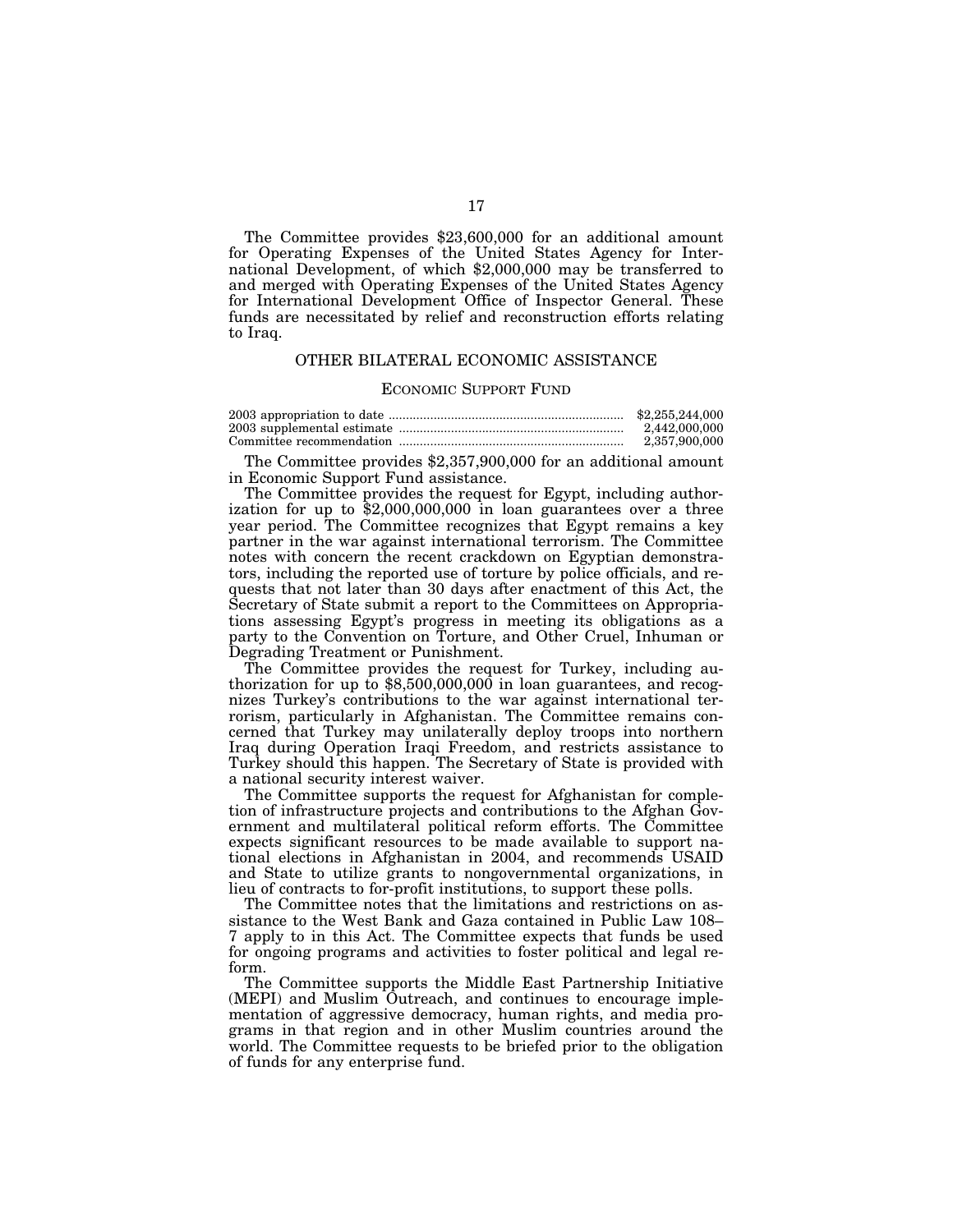The Committee provides $23,600,000 for an additional amount for Operating Expenses of the United States Agency for International Development, of which $2,000,000 may be transferred to and merged with Operating Expenses of the United States Agency for International Development Office of Inspector General. These funds are necessitated by relief and reconstruction efforts relating to Iraq.

## OTHER BILATERAL ECONOMIC ASSISTANCE

### ECONOMIC SUPPORT FUND

| | |
|---|---|
| 2003 appropriation to date | $2,255,244,000 |
| 2003 supplemental estimate | 2,442,000,000 |
| Committee recommendation | 2,357,900,000 |

The Committee provides $2,357,900,000 for an additional amount in Economic Support Fund assistance.

The Committee provides the request for Egypt, including authorization for up to $2,000,000,000 in loan guarantees over a three year period. The Committee recognizes that Egypt remains a key partner in the war against international terrorism. The Committee notes with concern the recent crackdown on Egyptian demonstrators, including the reported use of torture by police officials, and requests that not later than 30 days after enactment of this Act, the Secretary of State submit a report to the Committees on Appropriations assessing Egypt's progress in meeting its obligations as a party to the Convention on Torture, and Other Cruel, Inhuman or Degrading Treatment or Punishment.

The Committee provides the request for Turkey, including authorization for up to $8,500,000,000 in loan guarantees, and recognizes Turkey's contributions to the war against international terrorism, particularly in Afghanistan. The Committee remains concerned that Turkey may unilaterally deploy troops into northern Iraq during Operation Iraqi Freedom, and restricts assistance to Turkey should this happen. The Secretary of State is provided with a national security interest waiver.

The Committee supports the request for Afghanistan for completion of infrastructure projects and contributions to the Afghan Government and multilateral political reform efforts. The Committee expects significant resources to be made available to support national elections in Afghanistan in 2004, and recommends USAID and State to utilize grants to nongovernmental organizations, in lieu of contracts to for-profit institutions, to support these polls.

The Committee notes that the limitations and restrictions on assistance to the West Bank and Gaza contained in Public Law 108–7 apply to in this Act. The Committee expects that funds be used for ongoing programs and activities to foster political and legal reform.

The Committee supports the Middle East Partnership Initiative (MEPI) and Muslim Outreach, and continues to encourage implementation of aggressive democracy, human rights, and media programs in that region and in other Muslim countries around the world. The Committee requests to be briefed prior to the obligation of funds for any enterprise fund.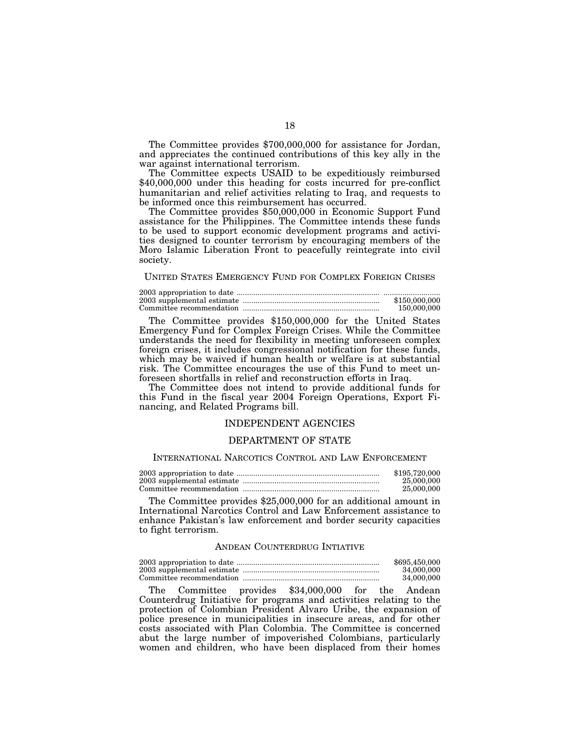The Committee provides $700,000,000 for assistance for Jordan, and appreciates the continued contributions of this key ally in the war against international terrorism.

The Committee expects USAID to be expeditiously reimbursed $40,000,000 under this heading for costs incurred for pre-conflict humanitarian and relief activities relating to Iraq, and requests to be informed once this reimbursement has occurred.

The Committee provides $50,000,000 in Economic Support Fund assistance for the Philippines. The Committee intends these funds to be used to support economic development programs and activities designed to counter terrorism by encouraging members of the Moro Islamic Liberation Front to peacefully reintegrate into civil society.

### UNITED STATES EMERGENCY FUND FOR COMPLEX FOREIGN CRISES

| | |
|---|---|
| 2003 appropriation to date | ........................... |
| 2003 supplemental estimate | $150,000,000 |
| Committee recommendation | 150,000,000 |

The Committee provides $150,000,000 for the United States Emergency Fund for Complex Foreign Crises. While the Committee understands the need for flexibility in meeting unforeseen complex foreign crises, it includes congressional notification for these funds, which may be waived if human health or welfare is at substantial risk. The Committee encourages the use of this Fund to meet unforeseen shortfalls in relief and reconstruction efforts in Iraq.

The Committee does not intend to provide additional funds for this Fund in the fiscal year 2004 Foreign Operations, Export Financing, and Related Programs bill.

## INDEPENDENT AGENCIES

## DEPARTMENT OF STATE

### INTERNATIONAL NARCOTICS CONTROL AND LAW ENFORCEMENT

| | |
|---|---|
| 2003 appropriation to date | $195,720,000 |
| 2003 supplemental estimate | 25,000,000 |
| Committee recommendation | 25,000,000 |

The Committee provides $25,000,000 for an additional amount in International Narcotics Control and Law Enforcement assistance to enhance Pakistan's law enforcement and border security capacities to fight terrorism.

### ANDEAN COUNTERDRUG INTIATIVE

| | |
|---|---|
| 2003 appropriation to date | $695,450,000 |
| 2003 supplemental estimate | 34,000,000 |
| Committee recommendation | 34,000,000 |

The Committee provides $34,000,000 for the Andean Counterdrug Initiative for programs and activities relating to the protection of Colombian President Alvaro Uribe, the expansion of police presence in municipalities in insecure areas, and for other costs associated with Plan Colombia. The Committee is concerned abut the large number of impoverished Colombians, particularly women and children, who have been displaced from their homes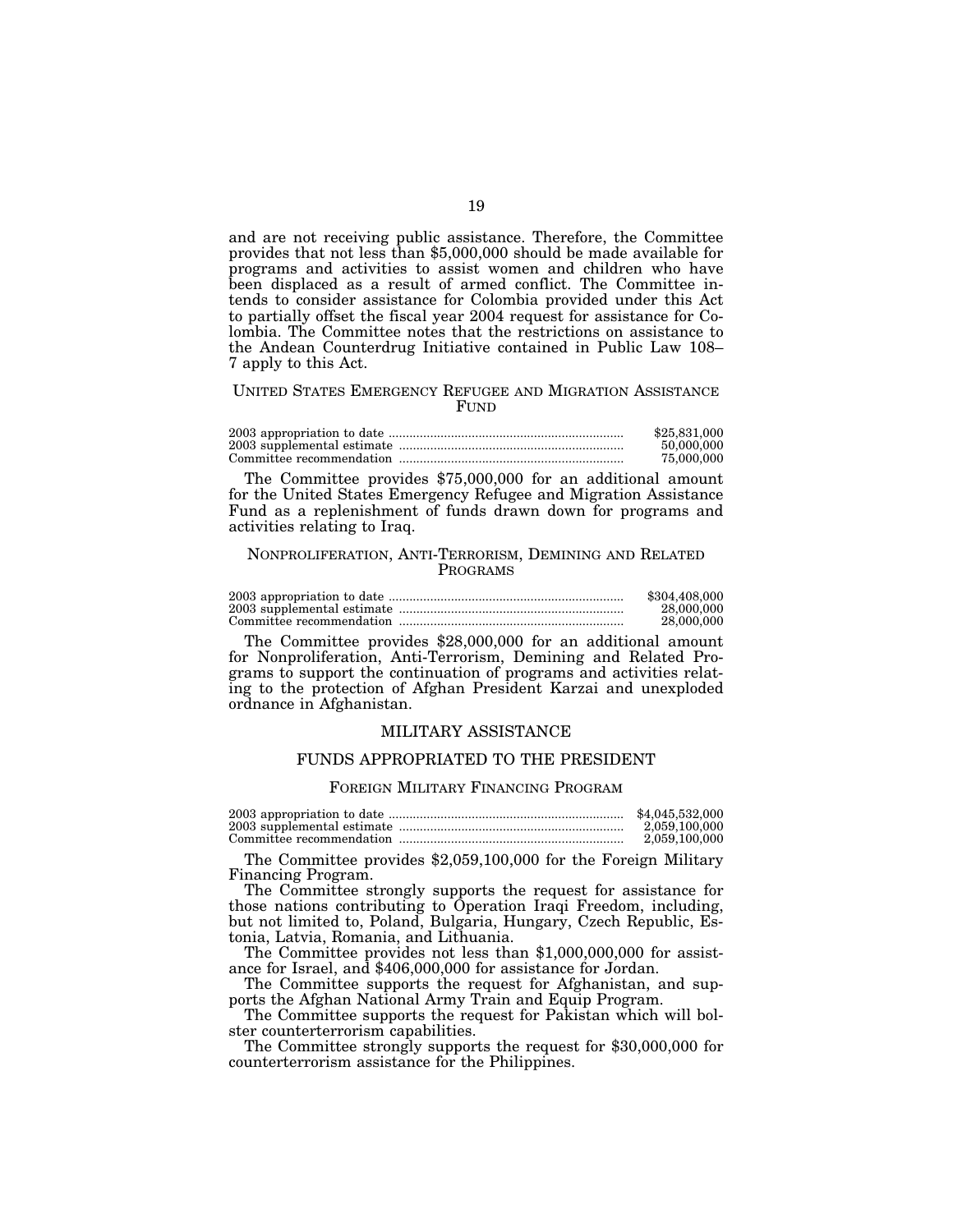and are not receiving public assistance. Therefore, the Committee provides that not less than $5,000,000 should be made available for programs and activities to assist women and children who have been displaced as a result of armed conflict. The Committee intends to consider assistance for Colombia provided under this Act to partially offset the fiscal year 2004 request for assistance for Colombia. The Committee notes that the restrictions on assistance to the Andean Counterdrug Initiative contained in Public Law 108–7 apply to this Act.

### UNITED STATES EMERGENCY REFUGEE AND MIGRATION ASSISTANCE FUND

| | |
|---|---:|
| 2003 appropriation to date | $25,831,000 |
| 2003 supplemental estimate | 50,000,000 |
| Committee recommendation | 75,000,000 |

The Committee provides $75,000,000 for an additional amount for the United States Emergency Refugee and Migration Assistance Fund as a replenishment of funds drawn down for programs and activities relating to Iraq.

### NONPROLIFERATION, ANTI-TERRORISM, DEMINING AND RELATED PROGRAMS

| | |
|---|---:|
| 2003 appropriation to date | $304,408,000 |
| 2003 supplemental estimate | 28,000,000 |
| Committee recommendation | 28,000,000 |

The Committee provides $28,000,000 for an additional amount for Nonproliferation, Anti-Terrorism, Demining and Related Programs to support the continuation of programs and activities relating to the protection of Afghan President Karzai and unexploded ordnance in Afghanistan.

## MILITARY ASSISTANCE

## FUNDS APPROPRIATED TO THE PRESIDENT

### FOREIGN MILITARY FINANCING PROGRAM

| | |
|---|---:|
| 2003 appropriation to date | $4,045,532,000 |
| 2003 supplemental estimate | 2,059,100,000 |
| Committee recommendation | 2,059,100,000 |

The Committee provides $2,059,100,000 for the Foreign Military Financing Program.

The Committee strongly supports the request for assistance for those nations contributing to Operation Iraqi Freedom, including, but not limited to, Poland, Bulgaria, Hungary, Czech Republic, Estonia, Latvia, Romania, and Lithuania.

The Committee provides not less than $1,000,000,000 for assistance for Israel, and $406,000,000 for assistance for Jordan.

The Committee supports the request for Afghanistan, and supports the Afghan National Army Train and Equip Program.

The Committee supports the request for Pakistan which will bolster counterterrorism capabilities.

The Committee strongly supports the request for $30,000,000 for counterterrorism assistance for the Philippines.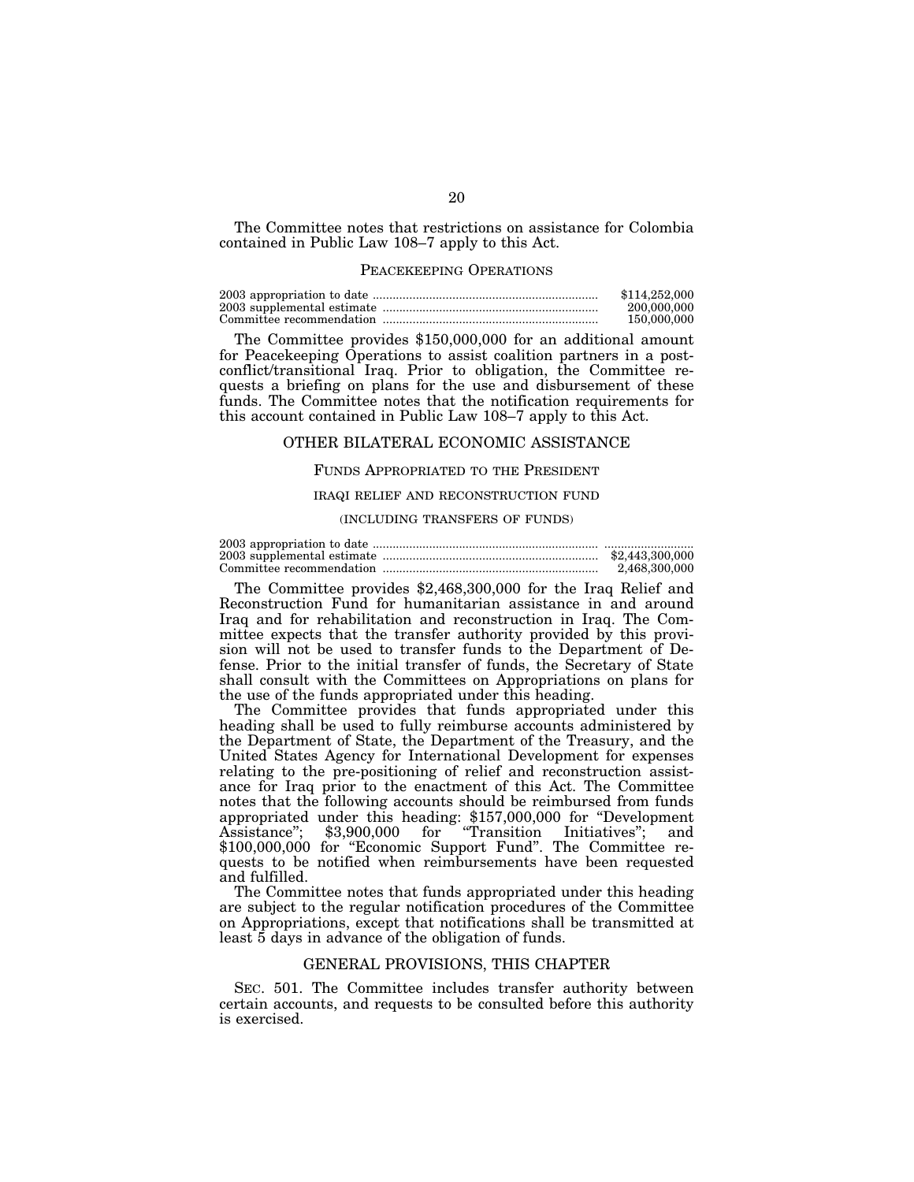The Committee notes that restrictions on assistance for Colombia contained in Public Law 108–7 apply to this Act.

### PEACEKEEPING OPERATIONS

| | |
|---|---|
| 2003 appropriation to date | $114,252,000 |
| 2003 supplemental estimate | 200,000,000 |
| Committee recommendation | 150,000,000 |

The Committee provides $150,000,000 for an additional amount for Peacekeeping Operations to assist coalition partners in a post-conflict/transitional Iraq. Prior to obligation, the Committee requests a briefing on plans for the use and disbursement of these funds. The Committee notes that the notification requirements for this account contained in Public Law 108–7 apply to this Act.

## OTHER BILATERAL ECONOMIC ASSISTANCE

### FUNDS APPROPRIATED TO THE PRESIDENT

#### IRAQI RELIEF AND RECONSTRUCTION FUND

(INCLUDING TRANSFERS OF FUNDS)

| | |
|---|---|
| 2003 appropriation to date | |
| 2003 supplemental estimate | $2,443,300,000 |
| Committee recommendation | 2,468,300,000 |

The Committee provides $2,468,300,000 for the Iraq Relief and Reconstruction Fund for humanitarian assistance in and around Iraq and for rehabilitation and reconstruction in Iraq. The Committee expects that the transfer authority provided by this provision will not be used to transfer funds to the Department of Defense. Prior to the initial transfer of funds, the Secretary of State shall consult with the Committees on Appropriations on plans for the use of the funds appropriated under this heading.

The Committee provides that funds appropriated under this heading shall be used to fully reimburse accounts administered by the Department of State, the Department of the Treasury, and the United States Agency for International Development for expenses relating to the pre-positioning of relief and reconstruction assistance for Iraq prior to the enactment of this Act. The Committee notes that the following accounts should be reimbursed from funds appropriated under this heading: $157,000,000 for "Development Assistance"; $3,900,000 for "Transition Initiatives"; and $100,000,000 for "Economic Support Fund". The Committee requests to be notified when reimbursements have been requested and fulfilled.

The Committee notes that funds appropriated under this heading are subject to the regular notification procedures of the Committee on Appropriations, except that notifications shall be transmitted at least 5 days in advance of the obligation of funds.

## GENERAL PROVISIONS, THIS CHAPTER

SEC. 501. The Committee includes transfer authority between certain accounts, and requests to be consulted before this authority is exercised.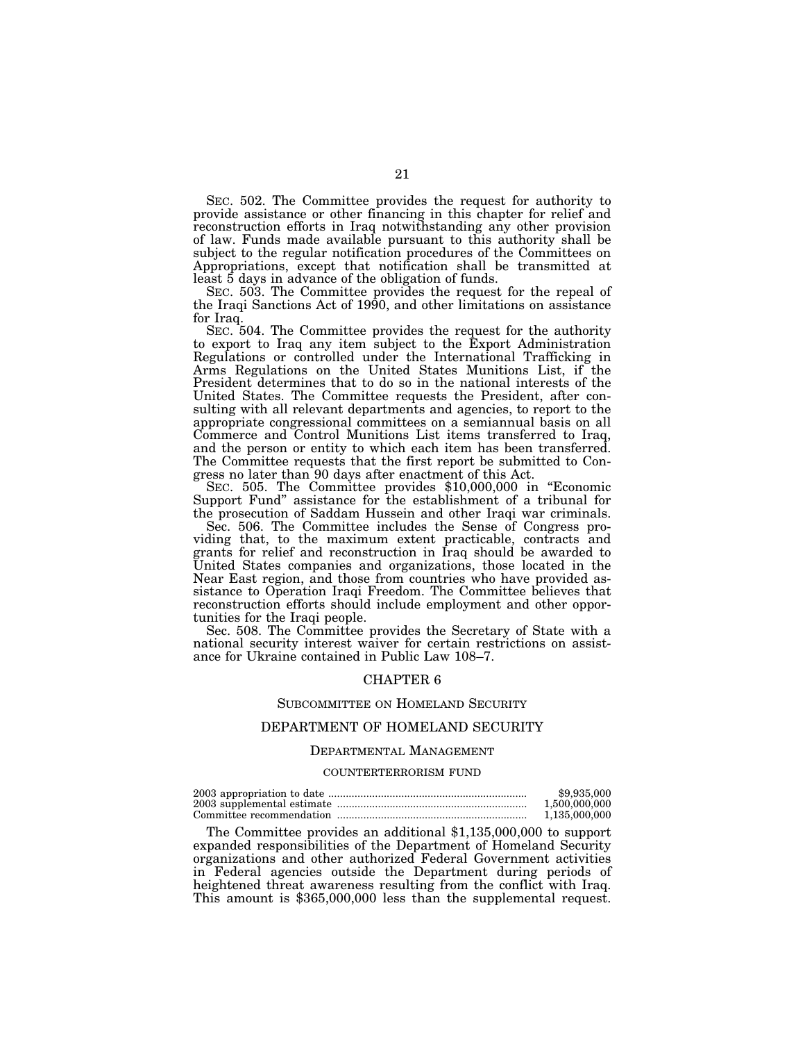SEC. 502. The Committee provides the request for authority to provide assistance or other financing in this chapter for relief and reconstruction efforts in Iraq notwithstanding any other provision of law. Funds made available pursuant to this authority shall be subject to the regular notification procedures of the Committees on Appropriations, except that notification shall be transmitted at least 5 days in advance of the obligation of funds.

SEC. 503. The Committee provides the request for the repeal of the Iraqi Sanctions Act of 1990, and other limitations on assistance for Iraq.

SEC. 504. The Committee provides the request for the authority to export to Iraq any item subject to the Export Administration Regulations or controlled under the International Trafficking in Arms Regulations on the United States Munitions List, if the President determines that to do so in the national interests of the United States. The Committee requests the President, after consulting with all relevant departments and agencies, to report to the appropriate congressional committees on a semiannual basis on all Commerce and Control Munitions List items transferred to Iraq, and the person or entity to which each item has been transferred. The Committee requests that the first report be submitted to Congress no later than 90 days after enactment of this Act.

SEC. 505. The Committee provides $10,000,000 in "Economic Support Fund" assistance for the establishment of a tribunal for the prosecution of Saddam Hussein and other Iraqi war criminals.

Sec. 506. The Committee includes the Sense of Congress providing that, to the maximum extent practicable, contracts and grants for relief and reconstruction in Iraq should be awarded to United States companies and organizations, those located in the Near East region, and those from countries who have provided assistance to Operation Iraqi Freedom. The Committee believes that reconstruction efforts should include employment and other opportunities for the Iraqi people.

Sec. 508. The Committee provides the Secretary of State with a national security interest waiver for certain restrictions on assistance for Ukraine contained in Public Law 108–7.

## CHAPTER 6

### SUBCOMMITTEE ON HOMELAND SECURITY

### DEPARTMENT OF HOMELAND SECURITY

#### DEPARTMENTAL MANAGEMENT

##### COUNTERTERRORISM FUND

| | |
|---|---|
| 2003 appropriation to date | $9,935,000 |
| 2003 supplemental estimate | 1,500,000,000 |
| Committee recommendation | 1,135,000,000 |

The Committee provides an additional $1,135,000,000 to support expanded responsibilities of the Department of Homeland Security organizations and other authorized Federal Government activities in Federal agencies outside the Department during periods of heightened threat awareness resulting from the conflict with Iraq. This amount is $365,000,000 less than the supplemental request.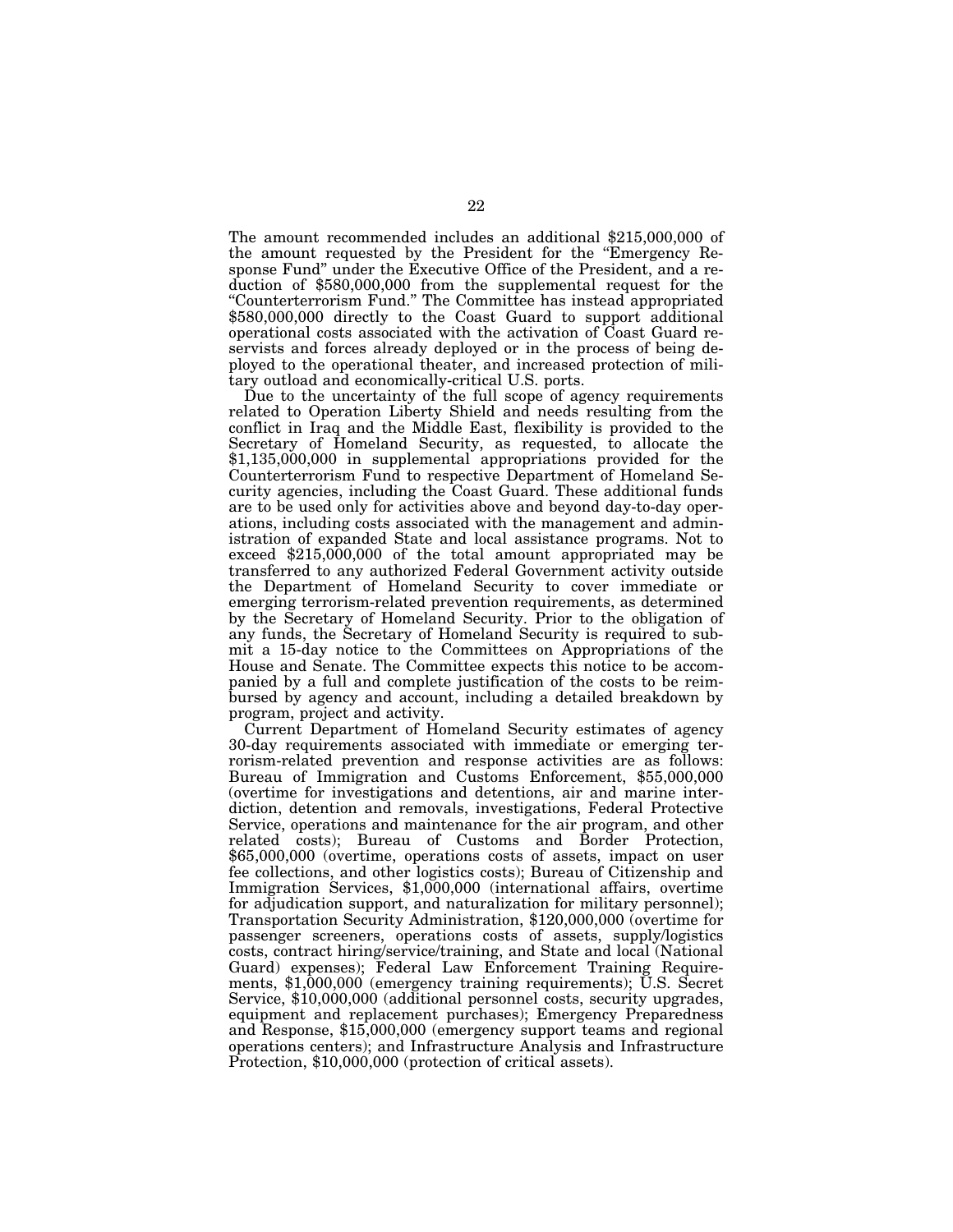The amount recommended includes an additional $215,000,000 of the amount requested by the President for the "Emergency Response Fund" under the Executive Office of the President, and a reduction of $580,000,000 from the supplemental request for the "Counterterrorism Fund." The Committee has instead appropriated $580,000,000 directly to the Coast Guard to support additional operational costs associated with the activation of Coast Guard reservists and forces already deployed or in the process of being deployed to the operational theater, and increased protection of military outload and economically-critical U.S. ports.

Due to the uncertainty of the full scope of agency requirements related to Operation Liberty Shield and needs resulting from the conflict in Iraq and the Middle East, flexibility is provided to the Secretary of Homeland Security, as requested, to allocate the $1,135,000,000 in supplemental appropriations provided for the Counterterrorism Fund to respective Department of Homeland Security agencies, including the Coast Guard. These additional funds are to be used only for activities above and beyond day-to-day operations, including costs associated with the management and administration of expanded State and local assistance programs. Not to exceed $215,000,000 of the total amount appropriated may be transferred to any authorized Federal Government activity outside the Department of Homeland Security to cover immediate or emerging terrorism-related prevention requirements, as determined by the Secretary of Homeland Security. Prior to the obligation of any funds, the Secretary of Homeland Security is required to submit a 15-day notice to the Committees on Appropriations of the House and Senate. The Committee expects this notice to be accompanied by a full and complete justification of the costs to be reimbursed by agency and account, including a detailed breakdown by program, project and activity.

Current Department of Homeland Security estimates of agency 30-day requirements associated with immediate or emerging terrorism-related prevention and response activities are as follows: Bureau of Immigration and Customs Enforcement, $55,000,000 (overtime for investigations and detentions, air and marine interdiction, detention and removals, investigations, Federal Protective Service, operations and maintenance for the air program, and other related costs); Bureau of Customs and Border Protection, $65,000,000 (overtime, operations costs of assets, impact on user fee collections, and other logistics costs); Bureau of Citizenship and Immigration Services, $1,000,000 (international affairs, overtime for adjudication support, and naturalization for military personnel); Transportation Security Administration, $120,000,000 (overtime for passenger screeners, operations costs of assets, supply/logistics costs, contract hiring/service/training, and State and local (National Guard) expenses); Federal Law Enforcement Training Requirements, $1,000,000 (emergency training requirements); U.S. Secret Service, $10,000,000 (additional personnel costs, security upgrades, equipment and replacement purchases); Emergency Preparedness and Response, $15,000,000 (emergency support teams and regional operations centers); and Infrastructure Analysis and Infrastructure Protection, $10,000,000 (protection of critical assets).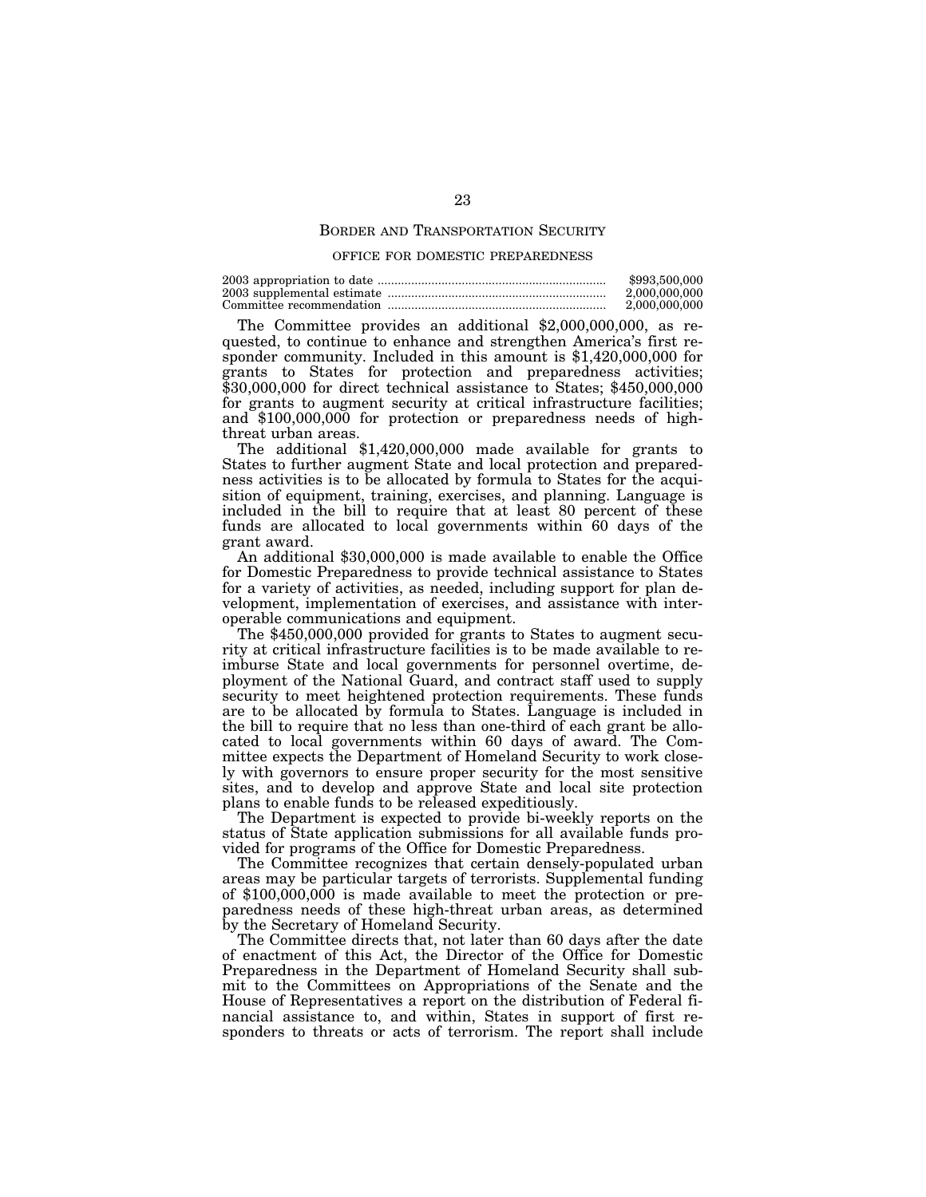## BORDER AND TRANSPORTATION SECURITY

### OFFICE FOR DOMESTIC PREPAREDNESS

| | |
|---|---|
| 2003 appropriation to date | $993,500,000 |
| 2003 supplemental estimate | 2,000,000,000 |
| Committee recommendation | 2,000,000,000 |

The Committee provides an additional $2,000,000,000, as requested, to continue to enhance and strengthen America's first responder community. Included in this amount is $1,420,000,000 for grants to States for protection and preparedness activities; $30,000,000 for direct technical assistance to States; $450,000,000 for grants to augment security at critical infrastructure facilities; and $100,000,000 for protection or preparedness needs of high-threat urban areas.

The additional $1,420,000,000 made available for grants to States to further augment State and local protection and preparedness activities is to be allocated by formula to States for the acquisition of equipment, training, exercises, and planning. Language is included in the bill to require that at least 80 percent of these funds are allocated to local governments within 60 days of the grant award.

An additional $30,000,000 is made available to enable the Office for Domestic Preparedness to provide technical assistance to States for a variety of activities, as needed, including support for plan development, implementation of exercises, and assistance with interoperable communications and equipment.

The $450,000,000 provided for grants to States to augment security at critical infrastructure facilities is to be made available to reimburse State and local governments for personnel overtime, deployment of the National Guard, and contract staff used to supply security to meet heightened protection requirements. These funds are to be allocated by formula to States. Language is included in the bill to require that no less than one-third of each grant be allocated to local governments within 60 days of award. The Committee expects the Department of Homeland Security to work closely with governors to ensure proper security for the most sensitive sites, and to develop and approve State and local site protection plans to enable funds to be released expeditiously.

The Department is expected to provide bi-weekly reports on the status of State application submissions for all available funds provided for programs of the Office for Domestic Preparedness.

The Committee recognizes that certain densely-populated urban areas may be particular targets of terrorists. Supplemental funding of $100,000,000 is made available to meet the protection or preparedness needs of these high-threat urban areas, as determined by the Secretary of Homeland Security.

The Committee directs that, not later than 60 days after the date of enactment of this Act, the Director of the Office for Domestic Preparedness in the Department of Homeland Security shall submit to the Committees on Appropriations of the Senate and the House of Representatives a report on the distribution of Federal financial assistance to, and within, States in support of first responders to threats or acts of terrorism. The report shall include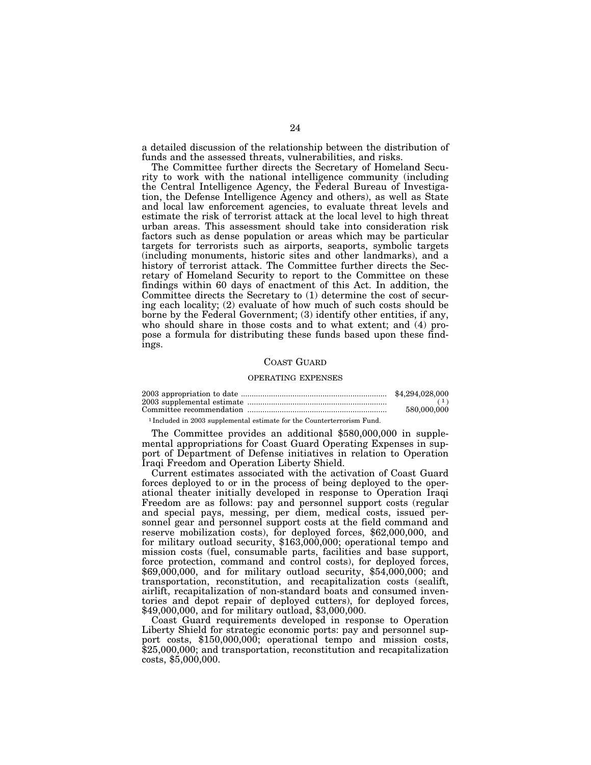a detailed discussion of the relationship between the distribution of funds and the assessed threats, vulnerabilities, and risks.

The Committee further directs the Secretary of Homeland Security to work with the national intelligence community (including the Central Intelligence Agency, the Federal Bureau of Investigation, the Defense Intelligence Agency and others), as well as State and local law enforcement agencies, to evaluate threat levels and estimate the risk of terrorist attack at the local level to high threat urban areas. This assessment should take into consideration risk factors such as dense population or areas which may be particular targets for terrorists such as airports, seaports, symbolic targets (including monuments, historic sites and other landmarks), and a history of terrorist attack. The Committee further directs the Secretary of Homeland Security to report to the Committee on these findings within 60 days of enactment of this Act. In addition, the Committee directs the Secretary to (1) determine the cost of securing each locality; (2) evaluate of how much of such costs should be borne by the Federal Government; (3) identify other entities, if any, who should share in those costs and to what extent; and (4) propose a formula for distributing these funds based upon these findings.

## COAST GUARD

### OPERATING EXPENSES

| | |
|---|---|
| 2003 appropriation to date | $4,294,028,000 |
| 2003 supplemental estimate | ([1]) |
| Committee recommendation | 580,000,000 |

[1] Included in 2003 supplemental estimate for the Counterterrorism Fund.

The Committee provides an additional $580,000,000 in supplemental appropriations for Coast Guard Operating Expenses in support of Department of Defense initiatives in relation to Operation Iraqi Freedom and Operation Liberty Shield.

Current estimates associated with the activation of Coast Guard forces deployed to or in the process of being deployed to the operational theater initially developed in response to Operation Iraqi Freedom are as follows: pay and personnel support costs (regular and special pays, messing, per diem, medical costs, issued personnel gear and personnel support costs at the field command and reserve mobilization costs), for deployed forces, $62,000,000, and for military outload security, $163,000,000; operational tempo and mission costs (fuel, consumable parts, facilities and base support, force protection, command and control costs), for deployed forces, $69,000,000, and for military outload security, $54,000,000; and transportation, reconstitution, and recapitalization costs (sealift, airlift, recapitalization of non-standard boats and consumed inventories and depot repair of deployed cutters), for deployed forces, $49,000,000, and for military outload, $3,000,000.

Coast Guard requirements developed in response to Operation Liberty Shield for strategic economic ports: pay and personnel support costs, $150,000,000; operational tempo and mission costs, $25,000,000; and transportation, reconstitution and recapitalization costs, $5,000,000.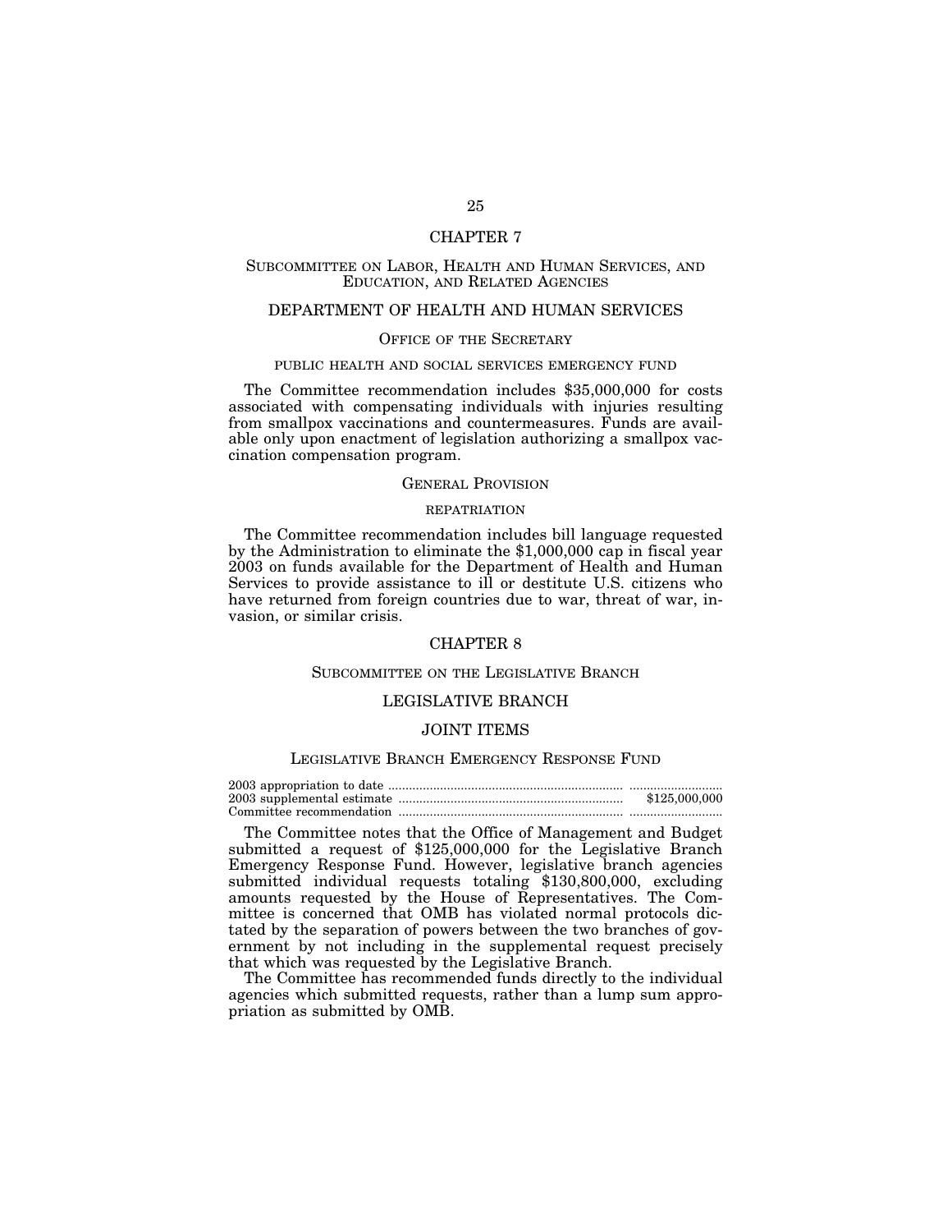# CHAPTER 7

## SUBCOMMITTEE ON LABOR, HEALTH AND HUMAN SERVICES, AND EDUCATION, AND RELATED AGENCIES

## DEPARTMENT OF HEALTH AND HUMAN SERVICES

### OFFICE OF THE SECRETARY

#### PUBLIC HEALTH AND SOCIAL SERVICES EMERGENCY FUND

The Committee recommendation includes $35,000,000 for costs associated with compensating individuals with injuries resulting from smallpox vaccinations and countermeasures. Funds are available only upon enactment of legislation authorizing a smallpox vaccination compensation program.

### GENERAL PROVISION

#### REPATRIATION

The Committee recommendation includes bill language requested by the Administration to eliminate the $1,000,000 cap in fiscal year 2003 on funds available for the Department of Health and Human Services to provide assistance to ill or destitute U.S. citizens who have returned from foreign countries due to war, threat of war, invasion, or similar crisis.

# CHAPTER 8

## SUBCOMMITTEE ON THE LEGISLATIVE BRANCH

## LEGISLATIVE BRANCH

## JOINT ITEMS

### LEGISLATIVE BRANCH EMERGENCY RESPONSE FUND

| | |
|---|---|
| 2003 appropriation to date | ........................... |
| 2003 supplemental estimate | $125,000,000 |
| Committee recommendation | ........................... |

The Committee notes that the Office of Management and Budget submitted a request of $125,000,000 for the Legislative Branch Emergency Response Fund. However, legislative branch agencies submitted individual requests totaling $130,800,000, excluding amounts requested by the House of Representatives. The Committee is concerned that OMB has violated normal protocols dictated by the separation of powers between the two branches of government by not including in the supplemental request precisely that which was requested by the Legislative Branch.

The Committee has recommended funds directly to the individual agencies which submitted requests, rather than a lump sum appropriation as submitted by OMB.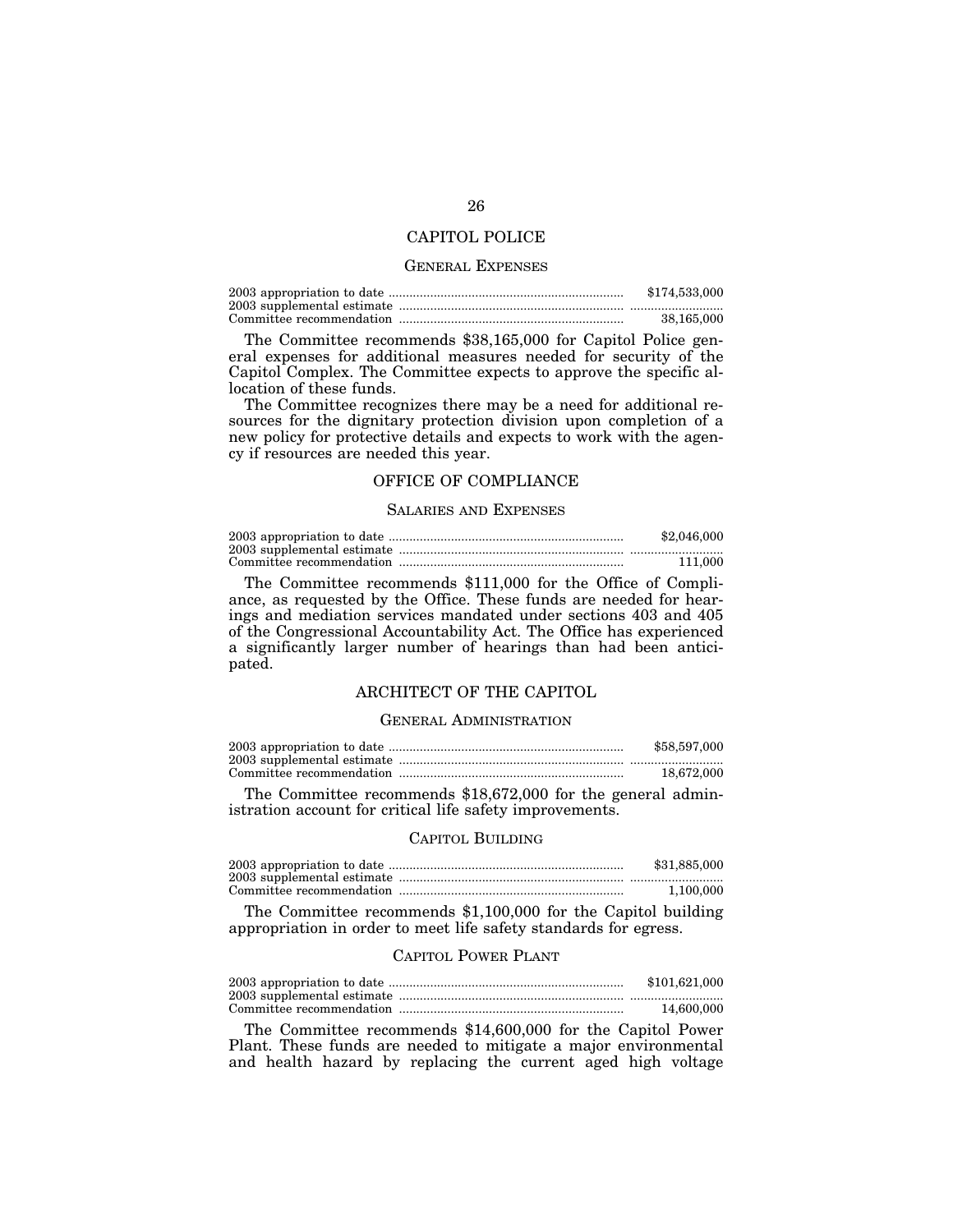# CAPITOL POLICE

## GENERAL EXPENSES

| | |
|---|---|
| 2003 appropriation to date | $174,533,000 |
| 2003 supplemental estimate | .......................... |
| Committee recommendation | 38,165,000 |

The Committee recommends $38,165,000 for Capitol Police general expenses for additional measures needed for security of the Capitol Complex. The Committee expects to approve the specific allocation of these funds.

The Committee recognizes there may be a need for additional resources for the dignitary protection division upon completion of a new policy for protective details and expects to work with the agency if resources are needed this year.

# OFFICE OF COMPLIANCE

## SALARIES AND EXPENSES

| | |
|---|---|
| 2003 appropriation to date | $2,046,000 |
| 2003 supplemental estimate | .......................... |
| Committee recommendation | 111,000 |

The Committee recommends $111,000 for the Office of Compliance, as requested by the Office. These funds are needed for hearings and mediation services mandated under sections 403 and 405 of the Congressional Accountability Act. The Office has experienced a significantly larger number of hearings than had been anticipated.

# ARCHITECT OF THE CAPITOL

## GENERAL ADMINISTRATION

| | |
|---|---|
| 2003 appropriation to date | $58,597,000 |
| 2003 supplemental estimate | .......................... |
| Committee recommendation | 18,672,000 |

The Committee recommends $18,672,000 for the general administration account for critical life safety improvements.

## CAPITOL BUILDING

| | |
|---|---|
| 2003 appropriation to date | $31,885,000 |
| 2003 supplemental estimate | .......................... |
| Committee recommendation | 1,100,000 |

The Committee recommends $1,100,000 for the Capitol building appropriation in order to meet life safety standards for egress.

## CAPITOL POWER PLANT

| | |
|---|---|
| 2003 appropriation to date | $101,621,000 |
| 2003 supplemental estimate | .......................... |
| Committee recommendation | 14,600,000 |

The Committee recommends $14,600,000 for the Capitol Power Plant. These funds are needed to mitigate a major environmental and health hazard by replacing the current aged high voltage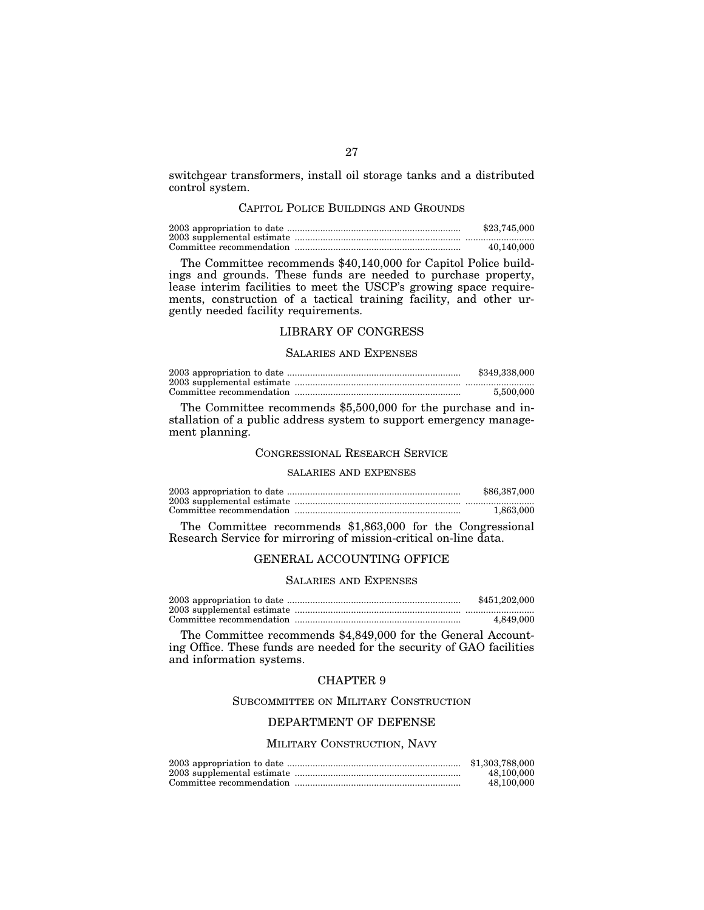switchgear transformers, install oil storage tanks and a distributed control system.

### Capitol Police Buildings and Grounds

| | |
|---|---|
| 2003 appropriation to date | $23,745,000 |
| 2003 supplemental estimate | |
| Committee recommendation | 40,140,000 |

The Committee recommends $40,140,000 for Capitol Police buildings and grounds. These funds are needed to purchase property, lease interim facilities to meet the USCP's growing space requirements, construction of a tactical training facility, and other urgently needed facility requirements.

## LIBRARY OF CONGRESS

### Salaries and Expenses

| | |
|---|---|
| 2003 appropriation to date | $349,338,000 |
| 2003 supplemental estimate | |
| Committee recommendation | 5,500,000 |

The Committee recommends $5,500,000 for the purchase and installation of a public address system to support emergency management planning.

### Congressional Research Service

#### salaries and expenses

| | |
|---|---|
| 2003 appropriation to date | $86,387,000 |
| 2003 supplemental estimate | |
| Committee recommendation | 1,863,000 |

The Committee recommends $1,863,000 for the Congressional Research Service for mirroring of mission-critical on-line data.

## GENERAL ACCOUNTING OFFICE

### Salaries and Expenses

| | |
|---|---|
| 2003 appropriation to date | $451,202,000 |
| 2003 supplemental estimate | |
| Committee recommendation | 4,849,000 |

The Committee recommends $4,849,000 for the General Accounting Office. These funds are needed for the security of GAO facilities and information systems.

# CHAPTER 9

### Subcommittee on Military Construction

## DEPARTMENT OF DEFENSE

### Military Construction, Navy

| | |
|---|---|
| 2003 appropriation to date | $1,303,788,000 |
| 2003 supplemental estimate | 48,100,000 |
| Committee recommendation | 48,100,000 |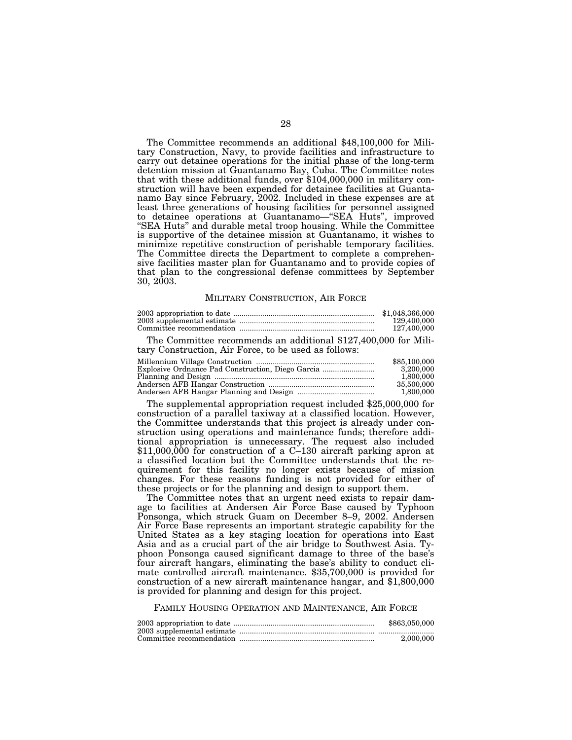The Committee recommends an additional $48,100,000 for Military Construction, Navy, to provide facilities and infrastructure to carry out detainee operations for the initial phase of the long-term detention mission at Guantanamo Bay, Cuba. The Committee notes that with these additional funds, over $104,000,000 in military construction will have been expended for detainee facilities at Guantanamo Bay since February, 2002. Included in these expenses are at least three generations of housing facilities for personnel assigned to detainee operations at Guantanamo—"SEA Huts", improved "SEA Huts" and durable metal troop housing. While the Committee is supportive of the detainee mission at Guantanamo, it wishes to minimize repetitive construction of perishable temporary facilities. The Committee directs the Department to complete a comprehensive facilities master plan for Guantanamo and to provide copies of that plan to the congressional defense committees by September 30, 2003.

## MILITARY CONSTRUCTION, AIR FORCE

| | |
|---|---|
| 2003 appropriation to date | $1,048,366,000 |
| 2003 supplemental estimate | 129,400,000 |
| Committee recommendation | 127,400,000 |

The Committee recommends an additional $127,400,000 for Military Construction, Air Force, to be used as follows:

| | |
|---|---|
| Millennium Village Construction | $85,100,000 |
| Explosive Ordnance Pad Construction, Diego Garcia | 3,200,000 |
| Planning and Design | 1,800,000 |
| Andersen AFB Hangar Construction | 35,500,000 |
| Andersen AFB Hangar Planning and Design | 1,800,000 |

The supplemental appropriation request included $25,000,000 for construction of a parallel taxiway at a classified location. However, the Committee understands that this project is already under construction using operations and maintenance funds; therefore additional appropriation is unnecessary. The request also included $11,000,000 for construction of a C–130 aircraft parking apron at a classified location but the Committee understands that the requirement for this facility no longer exists because of mission changes. For these reasons funding is not provided for either of these projects or for the planning and design to support them.

The Committee notes that an urgent need exists to repair damage to facilities at Andersen Air Force Base caused by Typhoon Ponsonga, which struck Guam on December 8–9, 2002. Andersen Air Force Base represents an important strategic capability for the United States as a key staging location for operations into East Asia and as a crucial part of the air bridge to Southwest Asia. Typhoon Ponsonga caused significant damage to three of the base's four aircraft hangars, eliminating the base's ability to conduct climate controlled aircraft maintenance. $35,700,000 is provided for construction of a new aircraft maintenance hangar, and $1,800,000 is provided for planning and design for this project.

## FAMILY HOUSING OPERATION AND MAINTENANCE, AIR FORCE

| | |
|---|---|
| 2003 appropriation to date | $863,050,000 |
| 2003 supplemental estimate | |
| Committee recommendation | 2,000,000 |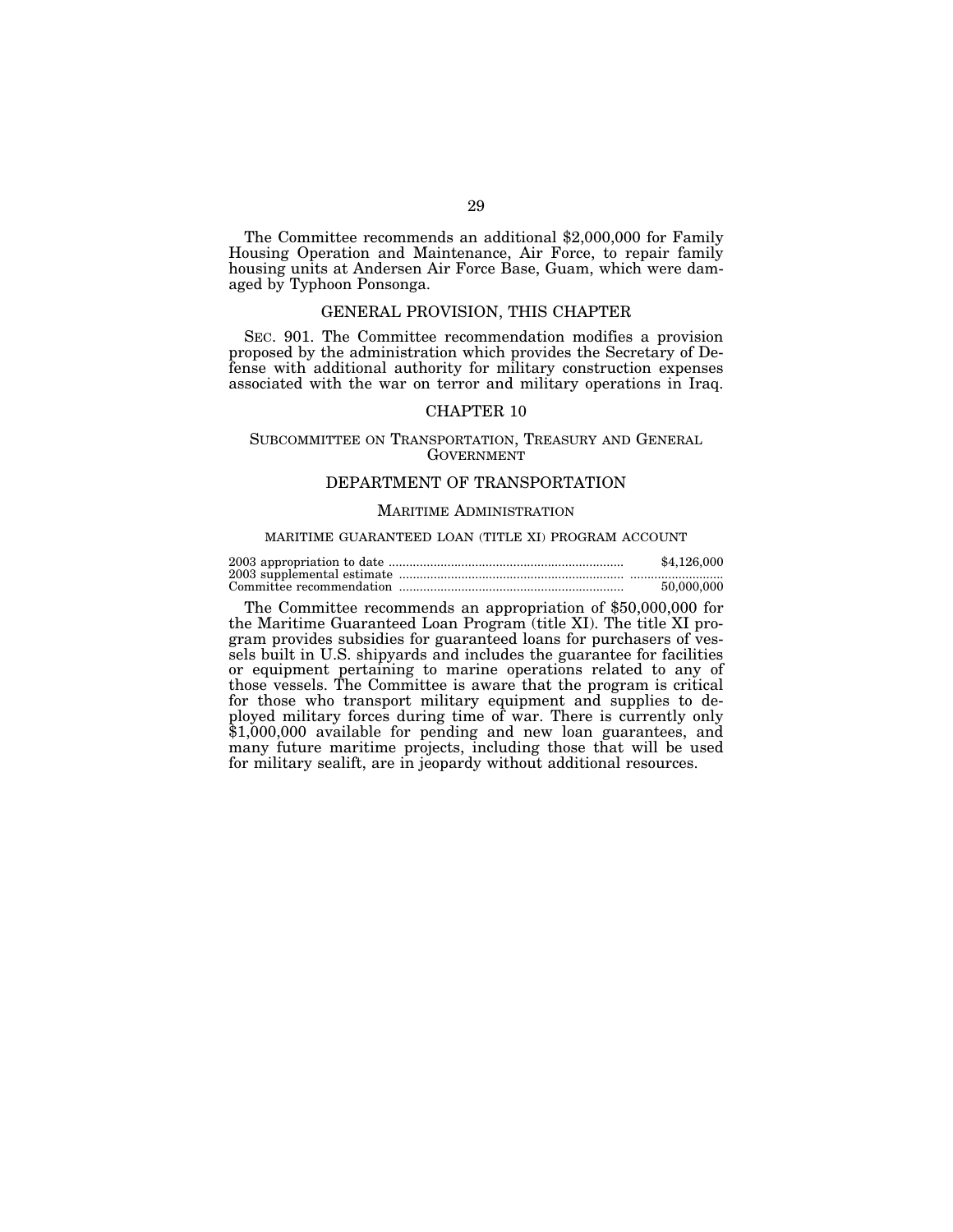The Committee recommends an additional $2,000,000 for Family Housing Operation and Maintenance, Air Force, to repair family housing units at Andersen Air Force Base, Guam, which were damaged by Typhoon Ponsonga.

## GENERAL PROVISION, THIS CHAPTER

SEC. 901. The Committee recommendation modifies a provision proposed by the administration which provides the Secretary of Defense with additional authority for military construction expenses associated with the war on terror and military operations in Iraq.

## CHAPTER 10

### SUBCOMMITTEE ON TRANSPORTATION, TREASURY AND GENERAL GOVERNMENT

### DEPARTMENT OF TRANSPORTATION

#### MARITIME ADMINISTRATION

##### MARITIME GUARANTEED LOAN (TITLE XI) PROGRAM ACCOUNT

| | |
|---|---|
| 2003 appropriation to date | $4,126,000 |
| 2003 supplemental estimate | |
| Committee recommendation | 50,000,000 |

The Committee recommends an appropriation of $50,000,000 for the Maritime Guaranteed Loan Program (title XI). The title XI program provides subsidies for guaranteed loans for purchasers of vessels built in U.S. shipyards and includes the guarantee for facilities or equipment pertaining to marine operations related to any of those vessels. The Committee is aware that the program is critical for those who transport military equipment and supplies to deployed military forces during time of war. There is currently only $1,000,000 available for pending and new loan guarantees, and many future maritime projects, including those that will be used for military sealift, are in jeopardy without additional resources.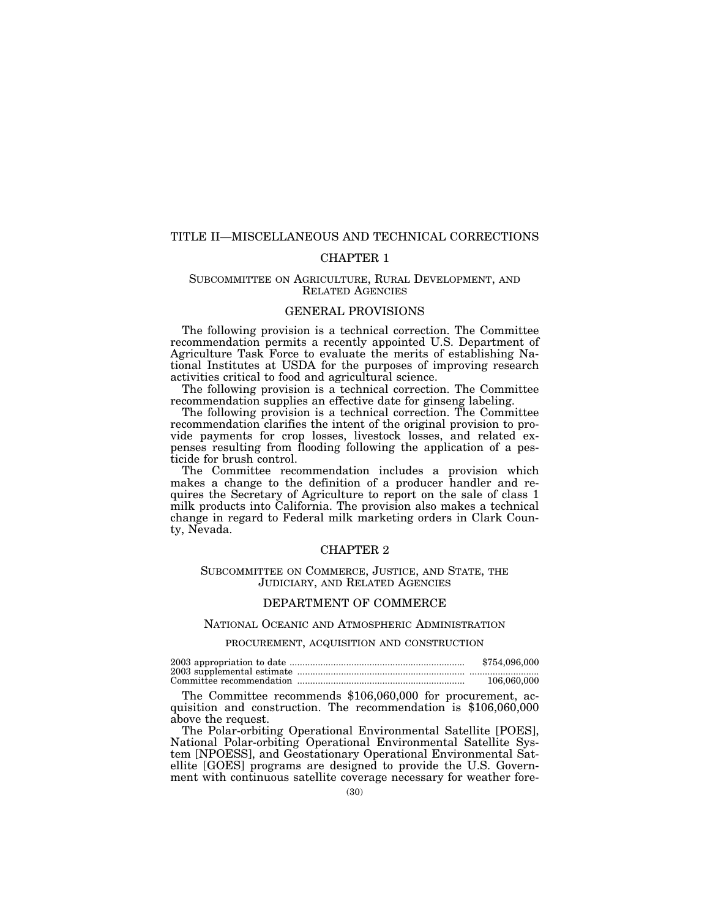# TITLE II—MISCELLANEOUS AND TECHNICAL CORRECTIONS

## CHAPTER 1

### SUBCOMMITTEE ON AGRICULTURE, RURAL DEVELOPMENT, AND RELATED AGENCIES

### GENERAL PROVISIONS

The following provision is a technical correction. The Committee recommendation permits a recently appointed U.S. Department of Agriculture Task Force to evaluate the merits of establishing National Institutes at USDA for the purposes of improving research activities critical to food and agricultural science.

The following provision is a technical correction. The Committee recommendation supplies an effective date for ginseng labeling.

The following provision is a technical correction. The Committee recommendation clarifies the intent of the original provision to provide payments for crop losses, livestock losses, and related expenses resulting from flooding following the application of a pesticide for brush control.

The Committee recommendation includes a provision which makes a change to the definition of a producer handler and requires the Secretary of Agriculture to report on the sale of class 1 milk products into California. The provision also makes a technical change in regard to Federal milk marketing orders in Clark County, Nevada.

## CHAPTER 2

### SUBCOMMITTEE ON COMMERCE, JUSTICE, AND STATE, THE JUDICIARY, AND RELATED AGENCIES

### DEPARTMENT OF COMMERCE

#### NATIONAL OCEANIC AND ATMOSPHERIC ADMINISTRATION

##### PROCUREMENT, ACQUISITION AND CONSTRUCTION

| | |
|---|---|
| 2003 appropriation to date | $754,096,000 |
| 2003 supplemental estimate | .......................... |
| Committee recommendation | 106,060,000 |

The Committee recommends $106,060,000 for procurement, acquisition and construction. The recommendation is $106,060,000 above the request.

The Polar-orbiting Operational Environmental Satellite [POES], National Polar-orbiting Operational Environmental Satellite System [NPOESS], and Geostationary Operational Environmental Satellite [GOES] programs are designed to provide the U.S. Government with continuous satellite coverage necessary for weather fore-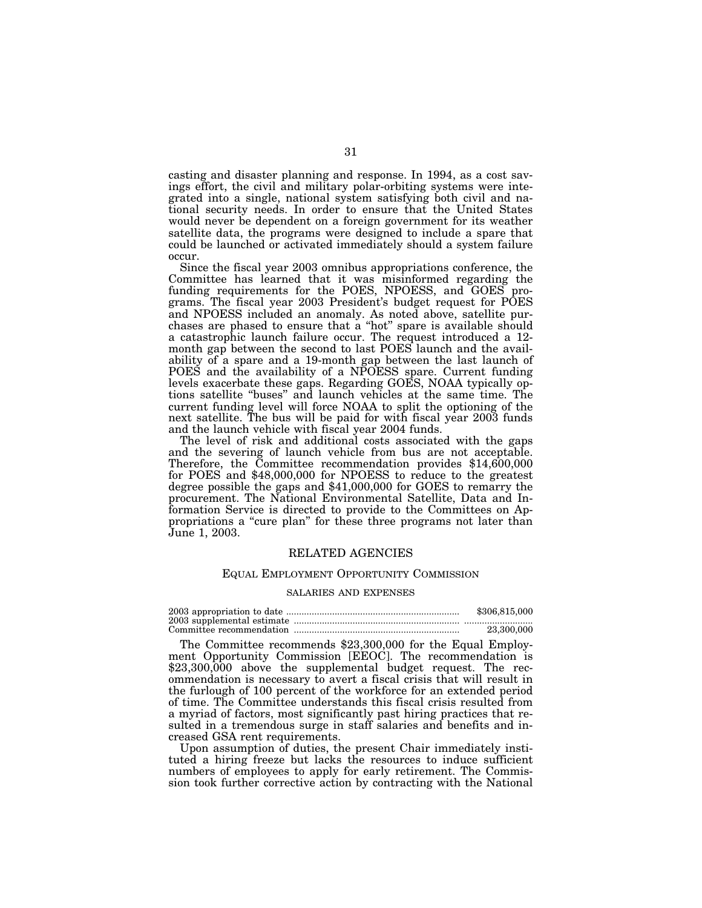casting and disaster planning and response. In 1994, as a cost savings effort, the civil and military polar-orbiting systems were integrated into a single, national system satisfying both civil and national security needs. In order to ensure that the United States would never be dependent on a foreign government for its weather satellite data, the programs were designed to include a spare that could be launched or activated immediately should a system failure occur.

Since the fiscal year 2003 omnibus appropriations conference, the Committee has learned that it was misinformed regarding the funding requirements for the POES, NPOESS, and GOES programs. The fiscal year 2003 President's budget request for POES and NPOESS included an anomaly. As noted above, satellite purchases are phased to ensure that a "hot" spare is available should a catastrophic launch failure occur. The request introduced a 12-month gap between the second to last POES launch and the availability of a spare and a 19-month gap between the last launch of POES and the availability of a NPOESS spare. Current funding levels exacerbate these gaps. Regarding GOES, NOAA typically options satellite "buses" and launch vehicles at the same time. The current funding level will force NOAA to split the optioning of the next satellite. The bus will be paid for with fiscal year 2003 funds and the launch vehicle with fiscal year 2004 funds.

The level of risk and additional costs associated with the gaps and the severing of launch vehicle from bus are not acceptable. Therefore, the Committee recommendation provides $14,600,000 for POES and $48,000,000 for NPOESS to reduce to the greatest degree possible the gaps and $41,000,000 for GOES to remarry the procurement. The National Environmental Satellite, Data and Information Service is directed to provide to the Committees on Appropriations a "cure plan" for these three programs not later than June 1, 2003.

## RELATED AGENCIES

### EQUAL EMPLOYMENT OPPORTUNITY COMMISSION

#### SALARIES AND EXPENSES

| | |
|---|---|
| 2003 appropriation to date | $306,815,000 |
| 2003 supplemental estimate | |
| Committee recommendation | 23,300,000 |

The Committee recommends $23,300,000 for the Equal Employment Opportunity Commission [EEOC]. The recommendation is $23,300,000 above the supplemental budget request. The recommendation is necessary to avert a fiscal crisis that will result in the furlough of 100 percent of the workforce for an extended period of time. The Committee understands this fiscal crisis resulted from a myriad of factors, most significantly past hiring practices that resulted in a tremendous surge in staff salaries and benefits and increased GSA rent requirements.

Upon assumption of duties, the present Chair immediately instituted a hiring freeze but lacks the resources to induce sufficient numbers of employees to apply for early retirement. The Commission took further corrective action by contracting with the National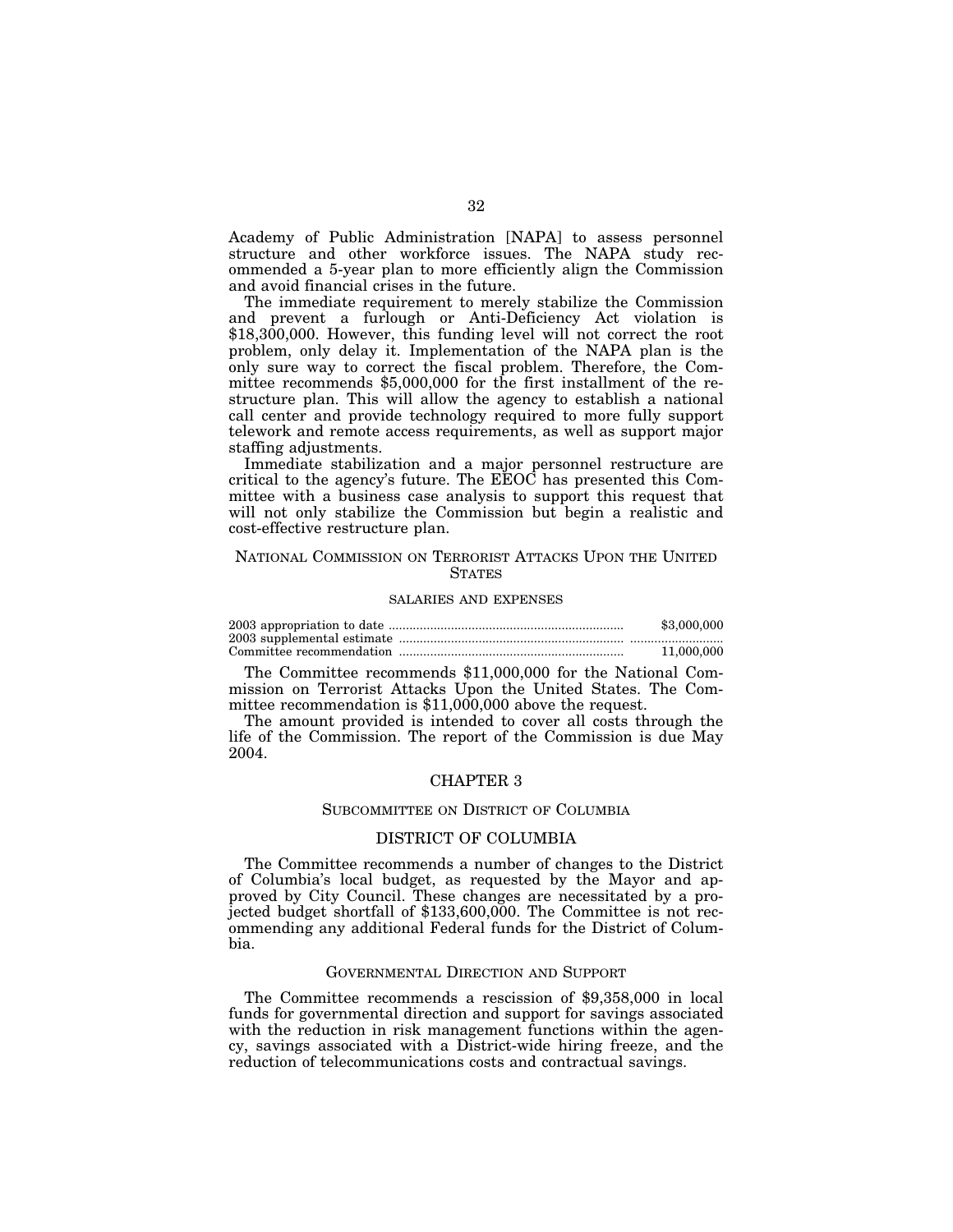Academy of Public Administration [NAPA] to assess personnel structure and other workforce issues. The NAPA study recommended a 5-year plan to more efficiently align the Commission and avoid financial crises in the future.

The immediate requirement to merely stabilize the Commission and prevent a furlough or Anti-Deficiency Act violation is $18,300,000. However, this funding level will not correct the root problem, only delay it. Implementation of the NAPA plan is the only sure way to correct the fiscal problem. Therefore, the Committee recommends $5,000,000 for the first installment of the restructure plan. This will allow the agency to establish a national call center and provide technology required to more fully support telework and remote access requirements, as well as support major staffing adjustments.

Immediate stabilization and a major personnel restructure are critical to the agency's future. The EEOC has presented this Committee with a business case analysis to support this request that will not only stabilize the Commission but begin a realistic and cost-effective restructure plan.

## NATIONAL COMMISSION ON TERRORIST ATTACKS UPON THE UNITED STATES

### SALARIES AND EXPENSES

| | |
|---|---|
| 2003 appropriation to date | $3,000,000 |
| 2003 supplemental estimate | |
| Committee recommendation | 11,000,000 |

The Committee recommends $11,000,000 for the National Commission on Terrorist Attacks Upon the United States. The Committee recommendation is $11,000,000 above the request.

The amount provided is intended to cover all costs through the life of the Commission. The report of the Commission is due May 2004.

# CHAPTER 3

## SUBCOMMITTEE ON DISTRICT OF COLUMBIA

## DISTRICT OF COLUMBIA

The Committee recommends a number of changes to the District of Columbia's local budget, as requested by the Mayor and approved by City Council. These changes are necessitated by a projected budget shortfall of $133,600,000. The Committee is not recommending any additional Federal funds for the District of Columbia.

### GOVERNMENTAL DIRECTION AND SUPPORT

The Committee recommends a rescission of $9,358,000 in local funds for governmental direction and support for savings associated with the reduction in risk management functions within the agency, savings associated with a District-wide hiring freeze, and the reduction of telecommunications costs and contractual savings.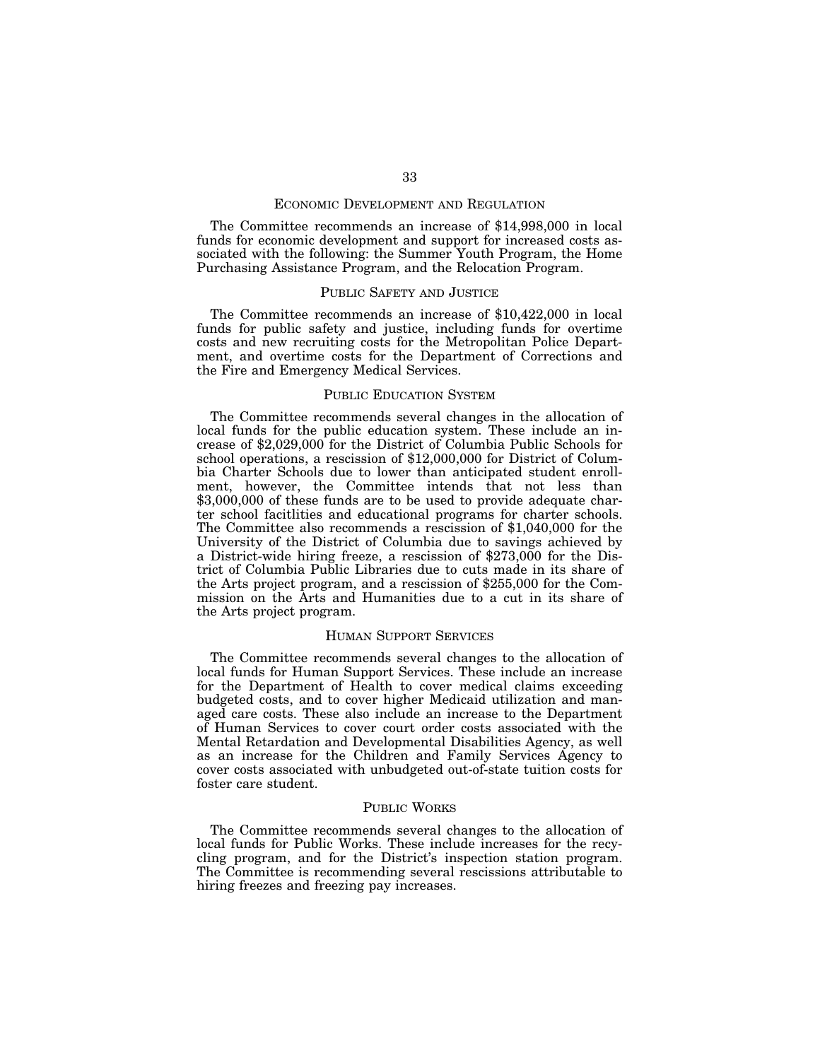## ECONOMIC DEVELOPMENT AND REGULATION

The Committee recommends an increase of $14,998,000 in local funds for economic development and support for increased costs associated with the following: the Summer Youth Program, the Home Purchasing Assistance Program, and the Relocation Program.

## PUBLIC SAFETY AND JUSTICE

The Committee recommends an increase of $10,422,000 in local funds for public safety and justice, including funds for overtime costs and new recruiting costs for the Metropolitan Police Department, and overtime costs for the Department of Corrections and the Fire and Emergency Medical Services.

## PUBLIC EDUCATION SYSTEM

The Committee recommends several changes in the allocation of local funds for the public education system. These include an increase of $2,029,000 for the District of Columbia Public Schools for school operations, a rescission of $12,000,000 for District of Columbia Charter Schools due to lower than anticipated student enrollment, however, the Committee intends that not less than $3,000,000 of these funds are to be used to provide adequate charter school facitlities and educational programs for charter schools. The Committee also recommends a rescission of $1,040,000 for the University of the District of Columbia due to savings achieved by a District-wide hiring freeze, a rescission of $273,000 for the District of Columbia Public Libraries due to cuts made in its share of the Arts project program, and a rescission of $255,000 for the Commission on the Arts and Humanities due to a cut in its share of the Arts project program.

## HUMAN SUPPORT SERVICES

The Committee recommends several changes to the allocation of local funds for Human Support Services. These include an increase for the Department of Health to cover medical claims exceeding budgeted costs, and to cover higher Medicaid utilization and managed care costs. These also include an increase to the Department of Human Services to cover court order costs associated with the Mental Retardation and Developmental Disabilities Agency, as well as an increase for the Children and Family Services Agency to cover costs associated with unbudgeted out-of-state tuition costs for foster care student.

## PUBLIC WORKS

The Committee recommends several changes to the allocation of local funds for Public Works. These include increases for the recycling program, and for the District's inspection station program. The Committee is recommending several rescissions attributable to hiring freezes and freezing pay increases.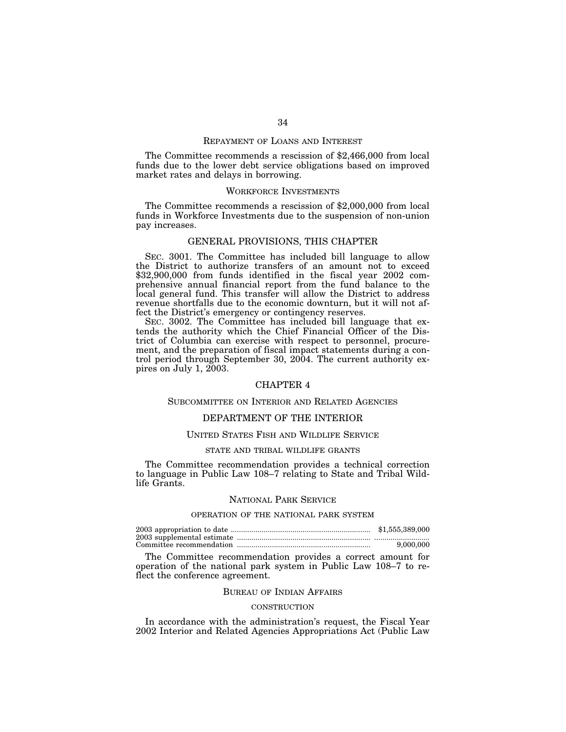### REPAYMENT OF LOANS AND INTEREST

The Committee recommends a rescission of $2,466,000 from local funds due to the lower debt service obligations based on improved market rates and delays in borrowing.

### WORKFORCE INVESTMENTS

The Committee recommends a rescission of $2,000,000 from local funds in Workforce Investments due to the suspension of non-union pay increases.

## GENERAL PROVISIONS, THIS CHAPTER

SEC. 3001. The Committee has included bill language to allow the District to authorize transfers of an amount not to exceed $32,900,000 from funds identified in the fiscal year 2002 comprehensive annual financial report from the fund balance to the local general fund. This transfer will allow the District to address revenue shortfalls due to the economic downturn, but it will not affect the District's emergency or contingency reserves.

SEC. 3002. The Committee has included bill language that extends the authority which the Chief Financial Officer of the District of Columbia can exercise with respect to personnel, procurement, and the preparation of fiscal impact statements during a control period through September 30, 2004. The current authority expires on July 1, 2003.

## CHAPTER 4

### SUBCOMMITTEE ON INTERIOR AND RELATED AGENCIES

## DEPARTMENT OF THE INTERIOR

### UNITED STATES FISH AND WILDLIFE SERVICE

#### STATE AND TRIBAL WILDLIFE GRANTS

The Committee recommendation provides a technical correction to language in Public Law 108–7 relating to State and Tribal Wildlife Grants.

### NATIONAL PARK SERVICE

#### OPERATION OF THE NATIONAL PARK SYSTEM

| | |
|---|---|
| 2003 appropriation to date | $1,555,389,000 |
| 2003 supplemental estimate | |
| Committee recommendation | 9,000,000 |

The Committee recommendation provides a correct amount for operation of the national park system in Public Law 108–7 to reflect the conference agreement.

### BUREAU OF INDIAN AFFAIRS

#### CONSTRUCTION

In accordance with the administration's request, the Fiscal Year 2002 Interior and Related Agencies Appropriations Act (Public Law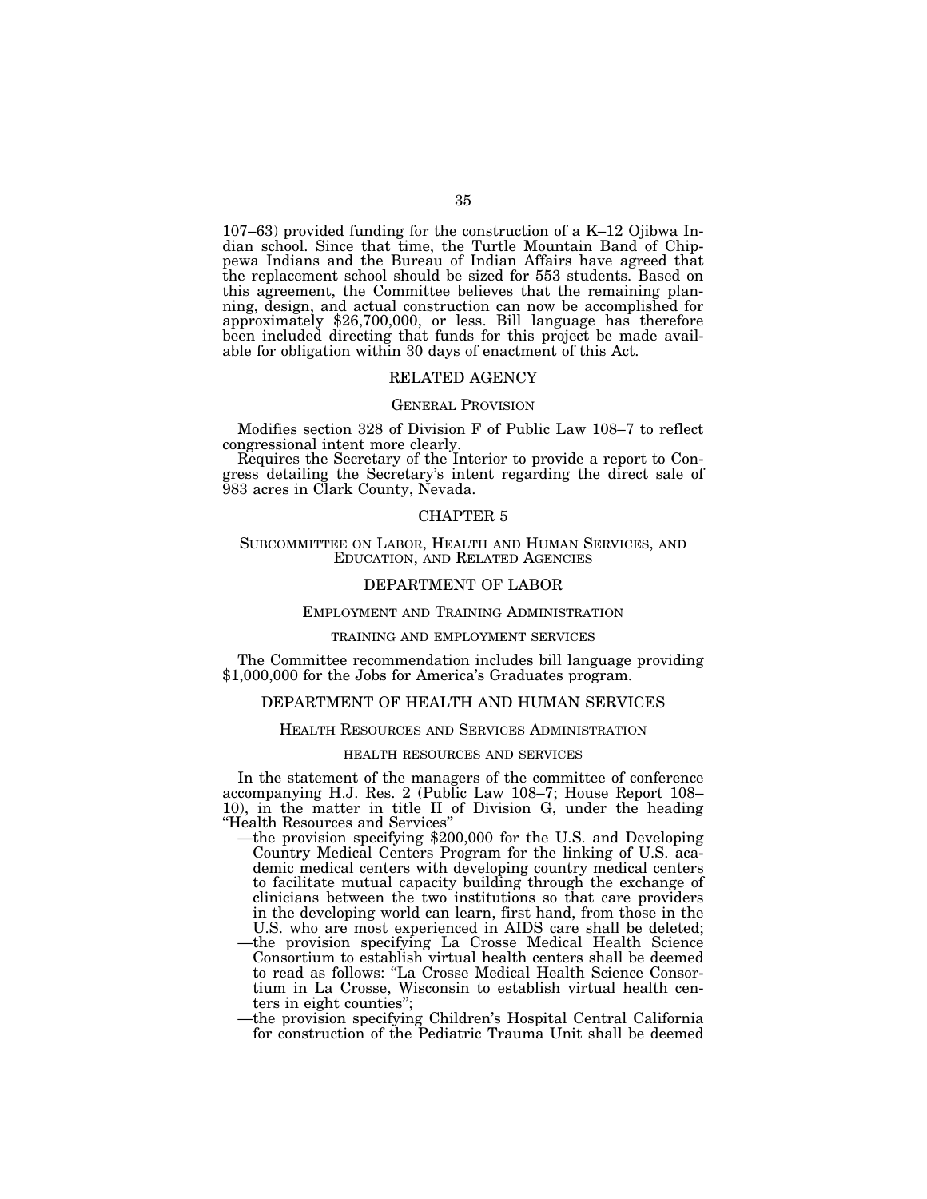107–63) provided funding for the construction of a K–12 Ojibwa Indian school. Since that time, the Turtle Mountain Band of Chippewa Indians and the Bureau of Indian Affairs have agreed that the replacement school should be sized for 553 students. Based on this agreement, the Committee believes that the remaining planning, design, and actual construction can now be accomplished for approximately $26,700,000, or less. Bill language has therefore been included directing that funds for this project be made available for obligation within 30 days of enactment of this Act.

## RELATED AGENCY

### General Provision

Modifies section 328 of Division F of Public Law 108–7 to reflect congressional intent more clearly.

Requires the Secretary of the Interior to provide a report to Congress detailing the Secretary's intent regarding the direct sale of 983 acres in Clark County, Nevada.

# CHAPTER 5

## Subcommittee on Labor, Health and Human Services, and Education, and Related Agencies

## DEPARTMENT OF LABOR

### Employment and Training Administration

#### training and employment services

The Committee recommendation includes bill language providing $1,000,000 for the Jobs for America's Graduates program.

## DEPARTMENT OF HEALTH AND HUMAN SERVICES

### Health Resources and Services Administration

#### health resources and services

In the statement of the managers of the committee of conference accompanying H.J. Res. 2 (Public Law 108–7; House Report 108–10), in the matter in title II of Division G, under the heading "Health Resources and Services"

- —the provision specifying $200,000 for the U.S. and Developing Country Medical Centers Program for the linking of U.S. academic medical centers with developing country medical centers to facilitate mutual capacity building through the exchange of clinicians between the two institutions so that care providers in the developing world can learn, first hand, from those in the U.S. who are most experienced in AIDS care shall be deleted;
- —the provision specifying La Crosse Medical Health Science Consortium to establish virtual health centers shall be deemed to read as follows: "La Crosse Medical Health Science Consortium in La Crosse, Wisconsin to establish virtual health centers in eight counties";
- —the provision specifying Children's Hospital Central California for construction of the Pediatric Trauma Unit shall be deemed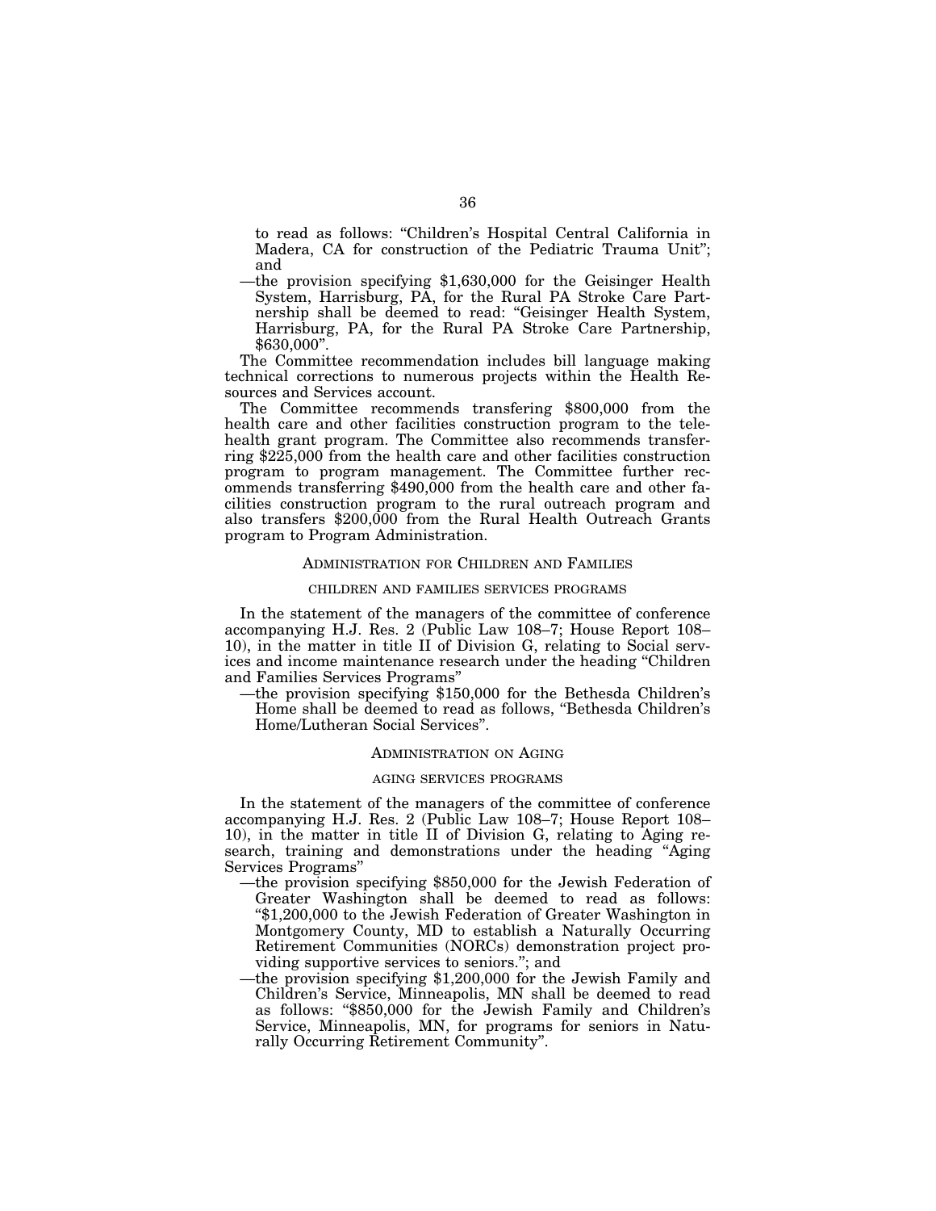to read as follows: "Children's Hospital Central California in Madera, CA for construction of the Pediatric Trauma Unit"; and

—the provision specifying $1,630,000 for the Geisinger Health System, Harrisburg, PA, for the Rural PA Stroke Care Partnership shall be deemed to read: "Geisinger Health System, Harrisburg, PA, for the Rural PA Stroke Care Partnership, $630,000".

The Committee recommendation includes bill language making technical corrections to numerous projects within the Health Resources and Services account.

The Committee recommends transfering $800,000 from the health care and other facilities construction program to the telehealth grant program. The Committee also recommends transferring $225,000 from the health care and other facilities construction program to program management. The Committee further recommends transferring $490,000 from the health care and other facilities construction program to the rural outreach program and also transfers $200,000 from the Rural Health Outreach Grants program to Program Administration.

## Administration for Children and Families

### children and families services programs

In the statement of the managers of the committee of conference accompanying H.J. Res. 2 (Public Law 108–7; House Report 108–10), in the matter in title II of Division G, relating to Social services and income maintenance research under the heading "Children and Families Services Programs"

—the provision specifying $150,000 for the Bethesda Children's Home shall be deemed to read as follows, "Bethesda Children's Home/Lutheran Social Services".

## Administration on Aging

### aging services programs

In the statement of the managers of the committee of conference accompanying H.J. Res. 2 (Public Law 108–7; House Report 108–10), in the matter in title II of Division G, relating to Aging research, training and demonstrations under the heading "Aging Services Programs"

—the provision specifying $850,000 for the Jewish Federation of Greater Washington shall be deemed to read as follows: "$1,200,000 to the Jewish Federation of Greater Washington in Montgomery County, MD to establish a Naturally Occurring Retirement Communities (NORCs) demonstration project providing supportive services to seniors."; and

—the provision specifying $1,200,000 for the Jewish Family and Children's Service, Minneapolis, MN shall be deemed to read as follows: "$850,000 for the Jewish Family and Children's Service, Minneapolis, MN, for programs for seniors in Naturally Occurring Retirement Community".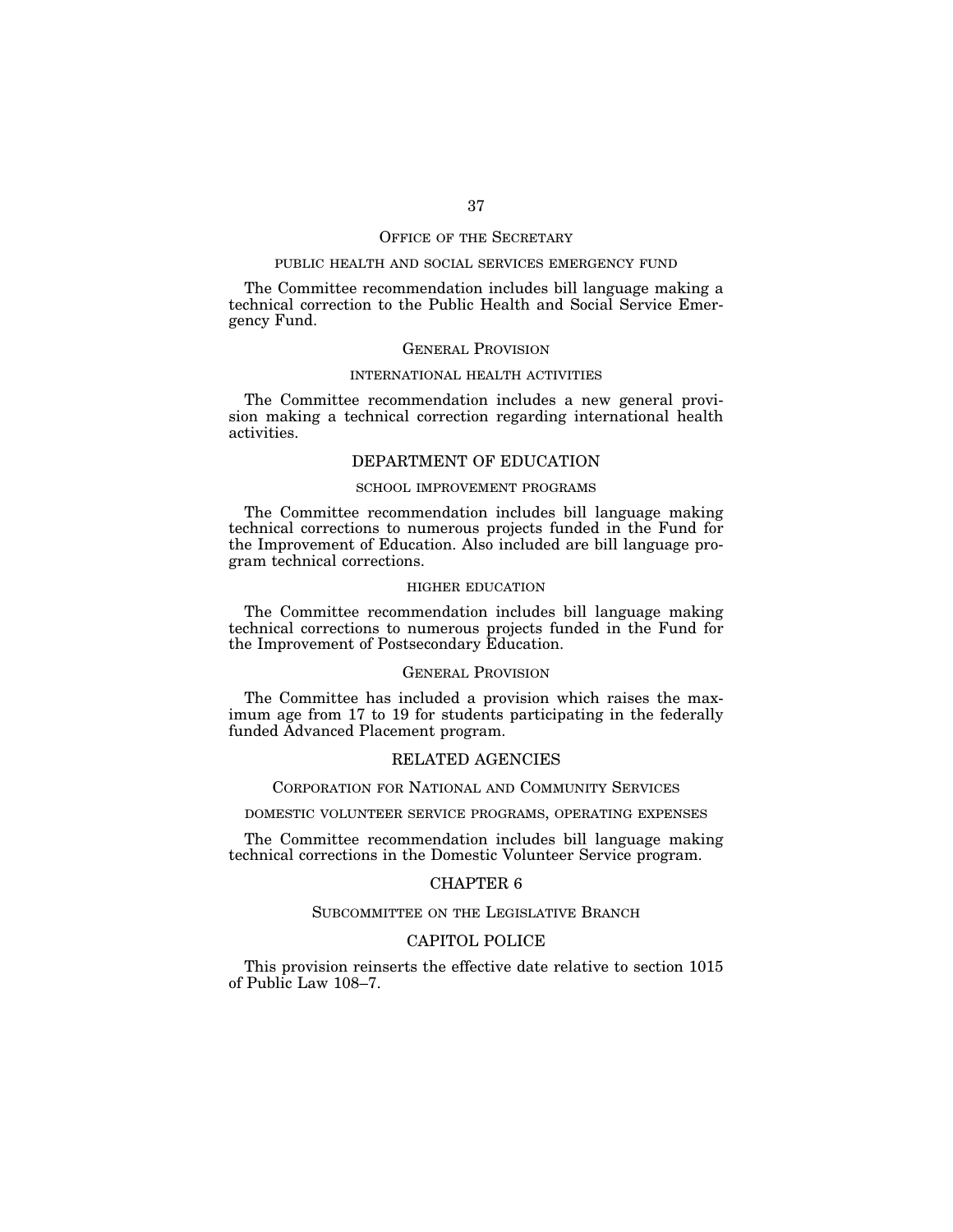### OFFICE OF THE SECRETARY

#### PUBLIC HEALTH AND SOCIAL SERVICES EMERGENCY FUND

The Committee recommendation includes bill language making a technical correction to the Public Health and Social Service Emergency Fund.

### GENERAL PROVISION

#### INTERNATIONAL HEALTH ACTIVITIES

The Committee recommendation includes a new general provision making a technical correction regarding international health activities.

## DEPARTMENT OF EDUCATION

#### SCHOOL IMPROVEMENT PROGRAMS

The Committee recommendation includes bill language making technical corrections to numerous projects funded in the Fund for the Improvement of Education. Also included are bill language program technical corrections.

#### HIGHER EDUCATION

The Committee recommendation includes bill language making technical corrections to numerous projects funded in the Fund for the Improvement of Postsecondary Education.

### GENERAL PROVISION

The Committee has included a provision which raises the maximum age from 17 to 19 for students participating in the federally funded Advanced Placement program.

## RELATED AGENCIES

### CORPORATION FOR NATIONAL AND COMMUNITY SERVICES

#### DOMESTIC VOLUNTEER SERVICE PROGRAMS, OPERATING EXPENSES

The Committee recommendation includes bill language making technical corrections in the Domestic Volunteer Service program.

## CHAPTER 6

### SUBCOMMITTEE ON THE LEGISLATIVE BRANCH

## CAPITOL POLICE

This provision reinserts the effective date relative to section 1015 of Public Law 108–7.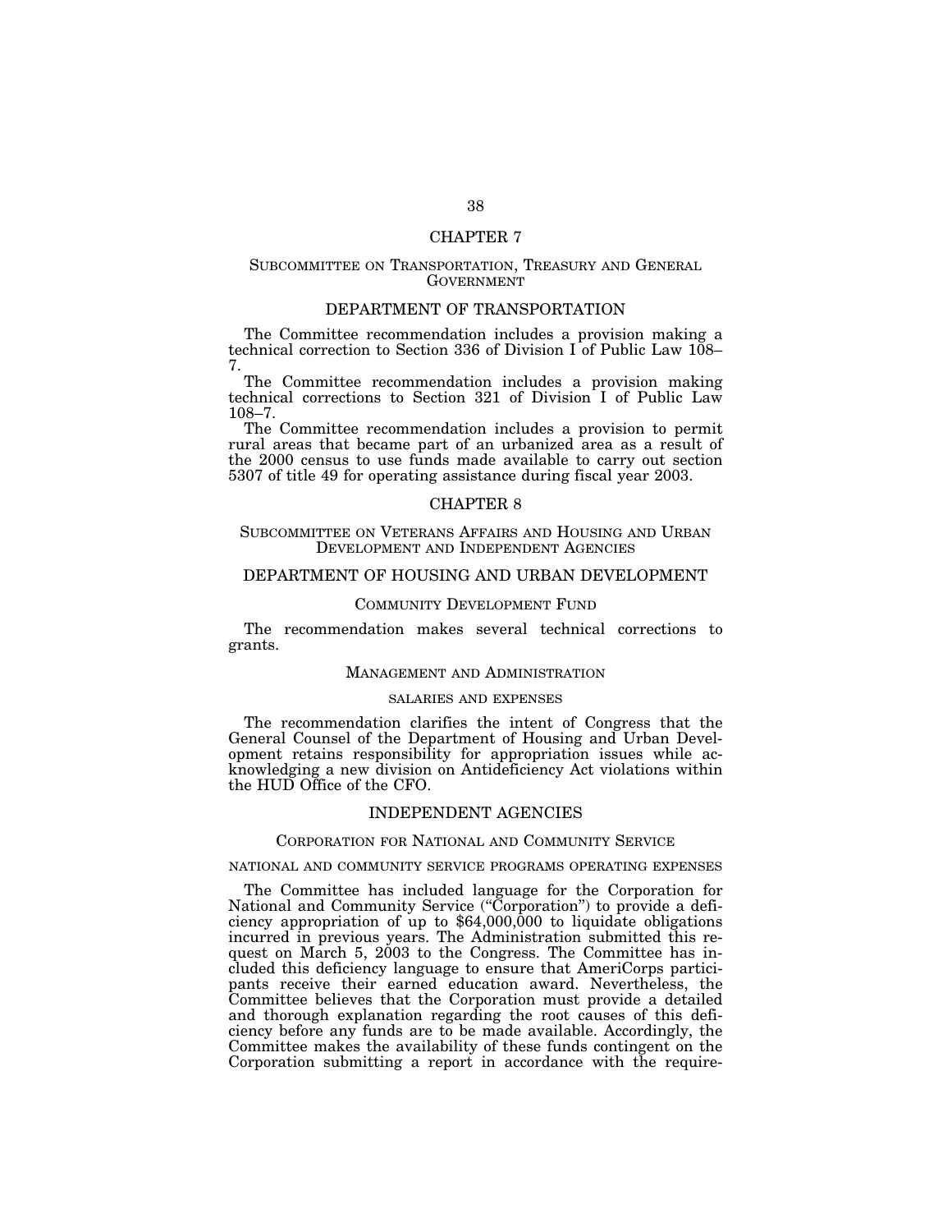## CHAPTER 7

### SUBCOMMITTEE ON TRANSPORTATION, TREASURY AND GENERAL GOVERNMENT

### DEPARTMENT OF TRANSPORTATION

The Committee recommendation includes a provision making a technical correction to Section 336 of Division I of Public Law 108–7.

The Committee recommendation includes a provision making technical corrections to Section 321 of Division I of Public Law 108–7.

The Committee recommendation includes a provision to permit rural areas that became part of an urbanized area as a result of the 2000 census to use funds made available to carry out section 5307 of title 49 for operating assistance during fiscal year 2003.

## CHAPTER 8

### SUBCOMMITTEE ON VETERANS AFFAIRS AND HOUSING AND URBAN DEVELOPMENT AND INDEPENDENT AGENCIES

### DEPARTMENT OF HOUSING AND URBAN DEVELOPMENT

#### COMMUNITY DEVELOPMENT FUND

The recommendation makes several technical corrections to grants.

#### MANAGEMENT AND ADMINISTRATION

##### SALARIES AND EXPENSES

The recommendation clarifies the intent of Congress that the General Counsel of the Department of Housing and Urban Development retains responsibility for appropriation issues while acknowledging a new division on Antideficiency Act violations within the HUD Office of the CFO.

### INDEPENDENT AGENCIES

#### CORPORATION FOR NATIONAL AND COMMUNITY SERVICE

##### NATIONAL AND COMMUNITY SERVICE PROGRAMS OPERATING EXPENSES

The Committee has included language for the Corporation for National and Community Service ("Corporation") to provide a deficiency appropriation of up to $64,000,000 to liquidate obligations incurred in previous years. The Administration submitted this request on March 5, 2003 to the Congress. The Committee has included this deficiency language to ensure that AmeriCorps participants receive their earned education award. Nevertheless, the Committee believes that the Corporation must provide a detailed and thorough explanation regarding the root causes of this deficiency before any funds are to be made available. Accordingly, the Committee makes the availability of these funds contingent on the Corporation submitting a report in accordance with the require-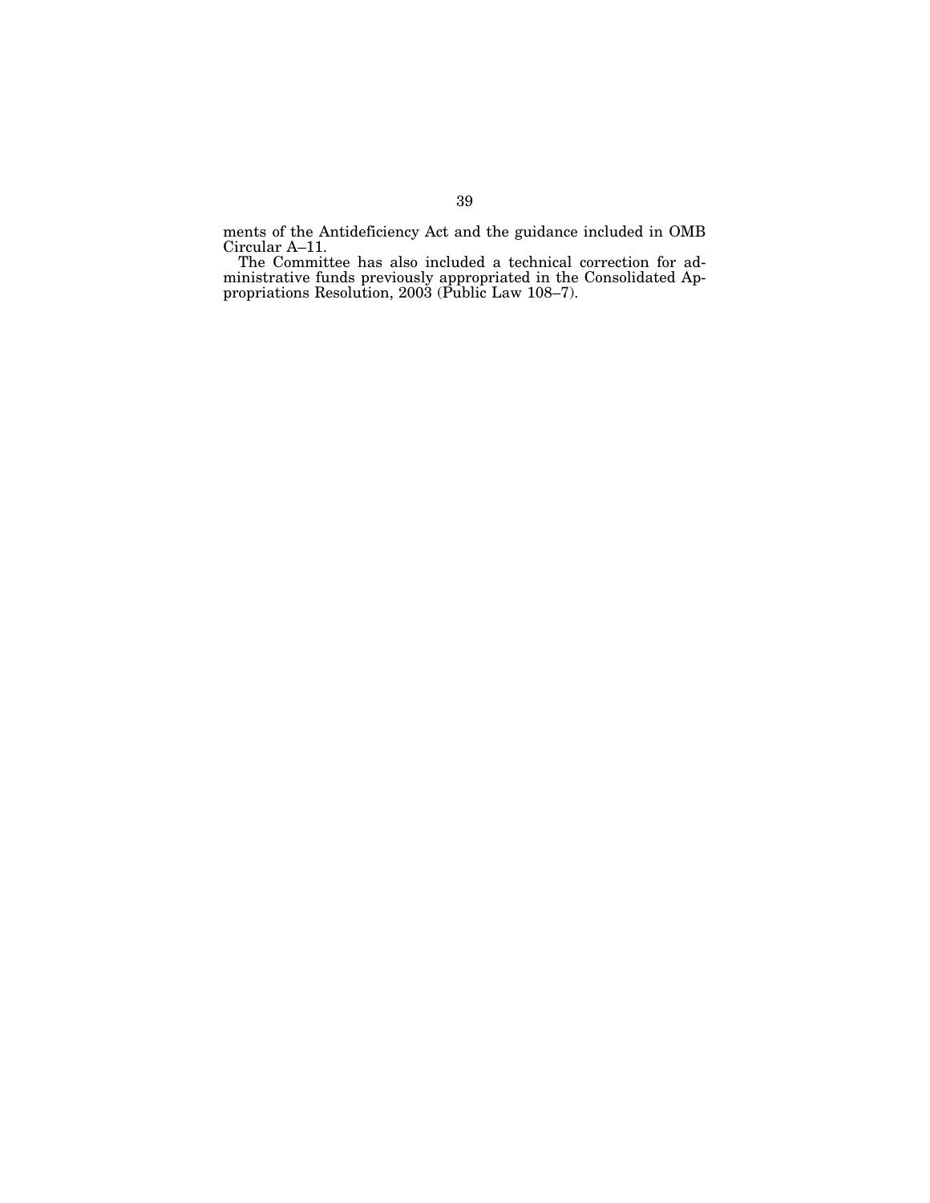ments of the Antideficiency Act and the guidance included in OMB Circular A–11.

The Committee has also included a technical correction for administrative funds previously appropriated in the Consolidated Appropriations Resolution, 2003 (Public Law 108–7).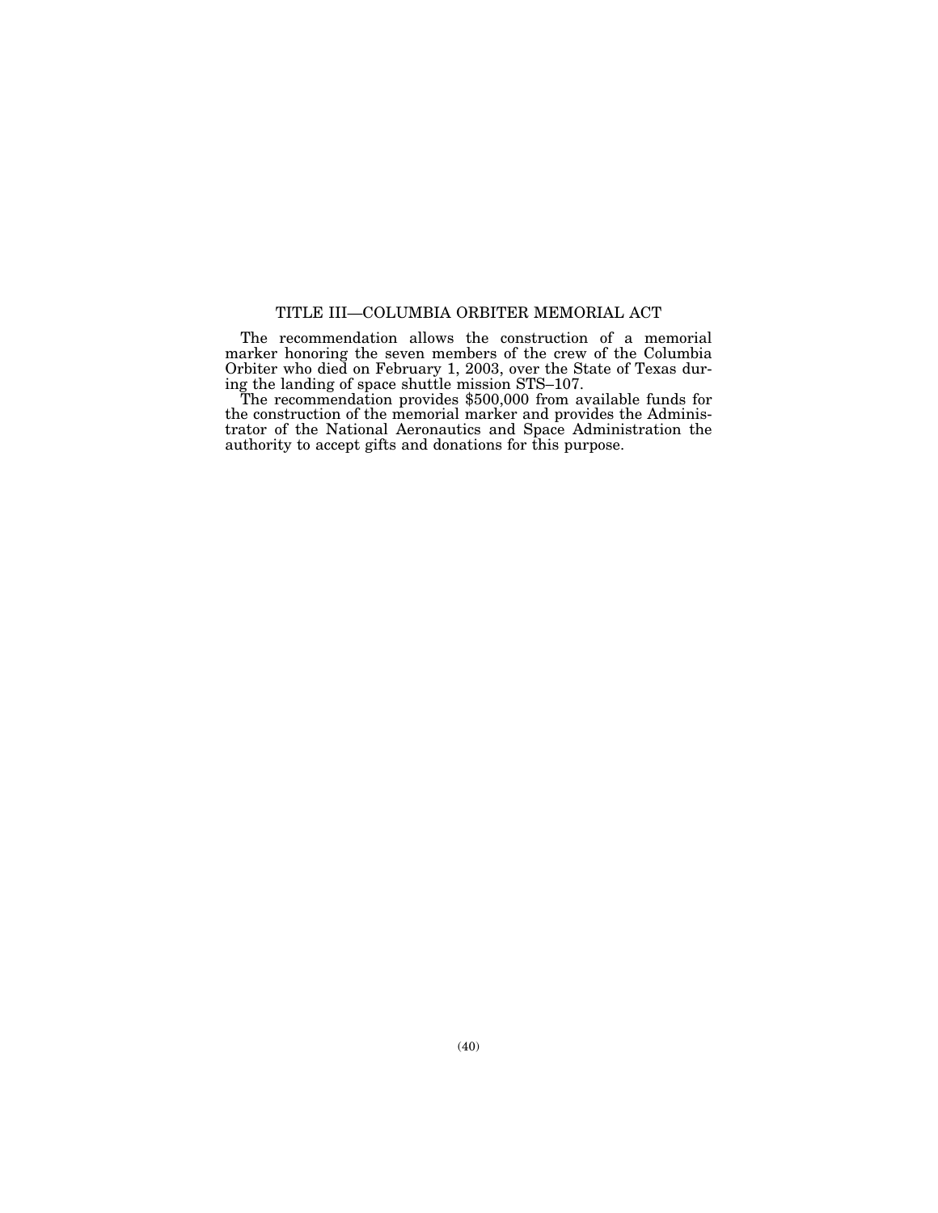## TITLE III—COLUMBIA ORBITER MEMORIAL ACT

The recommendation allows the construction of a memorial marker honoring the seven members of the crew of the Columbia Orbiter who died on February 1, 2003, over the State of Texas during the landing of space shuttle mission STS–107.

The recommendation provides $500,000 from available funds for the construction of the memorial marker and provides the Administrator of the National Aeronautics and Space Administration the authority to accept gifts and donations for this purpose.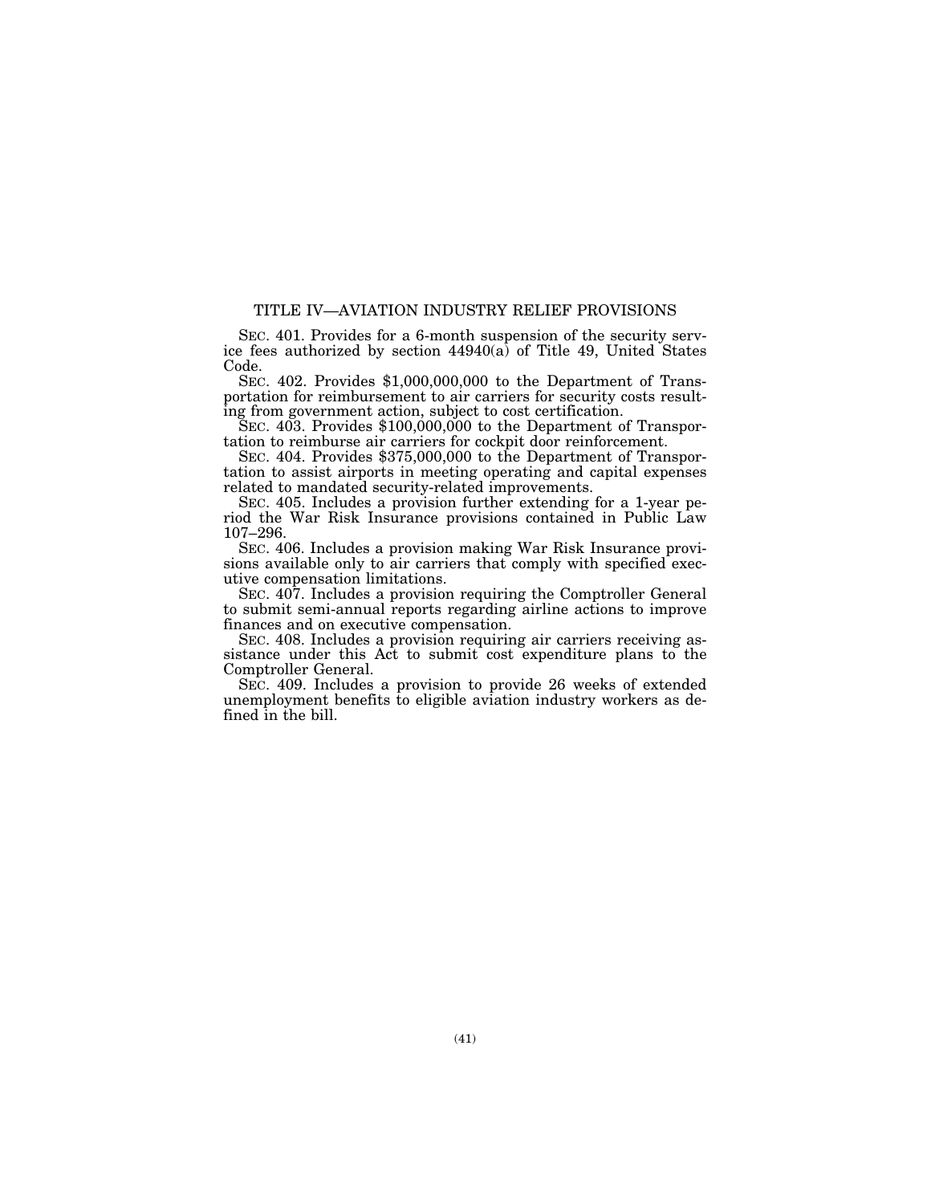## TITLE IV—AVIATION INDUSTRY RELIEF PROVISIONS

SEC. 401. Provides for a 6-month suspension of the security service fees authorized by section 44940(a) of Title 49, United States Code.

SEC. 402. Provides $1,000,000,000 to the Department of Transportation for reimbursement to air carriers for security costs resulting from government action, subject to cost certification.

SEC. 403. Provides $100,000,000 to the Department of Transportation to reimburse air carriers for cockpit door reinforcement.

SEC. 404. Provides $375,000,000 to the Department of Transportation to assist airports in meeting operating and capital expenses related to mandated security-related improvements.

SEC. 405. Includes a provision further extending for a 1-year period the War Risk Insurance provisions contained in Public Law 107–296.

SEC. 406. Includes a provision making War Risk Insurance provisions available only to air carriers that comply with specified executive compensation limitations.

SEC. 407. Includes a provision requiring the Comptroller General to submit semi-annual reports regarding airline actions to improve finances and on executive compensation.

SEC. 408. Includes a provision requiring air carriers receiving assistance under this Act to submit cost expenditure plans to the Comptroller General.

SEC. 409. Includes a provision to provide 26 weeks of extended unemployment benefits to eligible aviation industry workers as defined in the bill.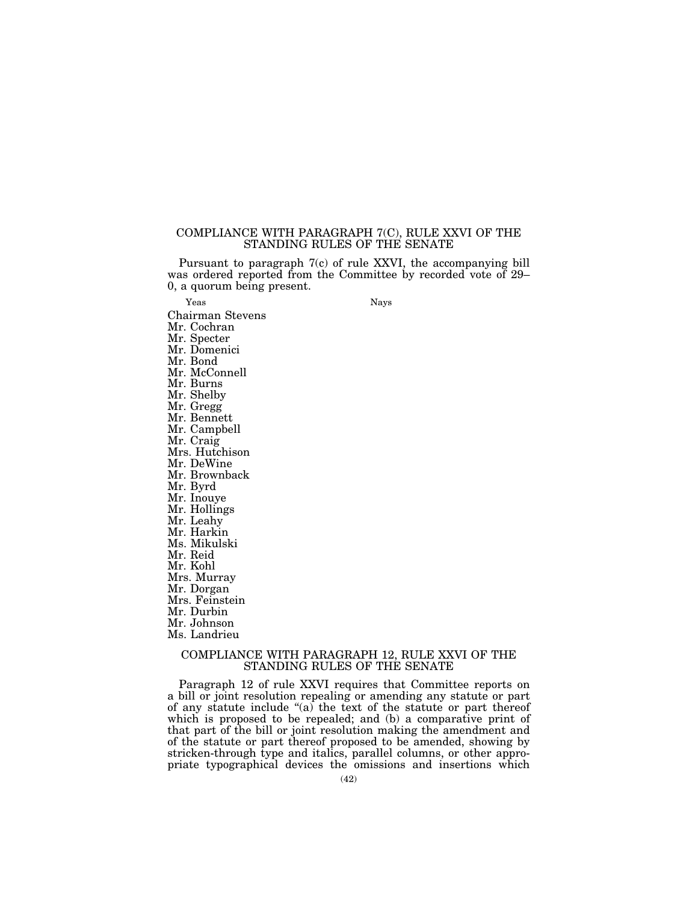## COMPLIANCE WITH PARAGRAPH 7(C), RULE XXVI OF THE STANDING RULES OF THE SENATE

Pursuant to paragraph 7(c) of rule XXVI, the accompanying bill was ordered reported from the Committee by recorded vote of 29–0, a quorum being present.

| Yeas | Nays |
|---|---|
| Chairman Stevens | |
| Mr. Cochran | |
| Mr. Specter | |
| Mr. Domenici | |
| Mr. Bond | |
| Mr. McConnell | |
| Mr. Burns | |
| Mr. Shelby | |
| Mr. Gregg | |
| Mr. Bennett | |
| Mr. Campbell | |
| Mr. Craig | |
| Mrs. Hutchison | |
| Mr. DeWine | |
| Mr. Brownback | |
| Mr. Byrd | |
| Mr. Inouye | |
| Mr. Hollings | |
| Mr. Leahy | |
| Mr. Harkin | |
| Ms. Mikulski | |
| Mr. Reid | |
| Mr. Kohl | |
| Mrs. Murray | |
| Mr. Dorgan | |
| Mrs. Feinstein | |
| Mr. Durbin | |
| Mr. Johnson | |
| Ms. Landrieu | |

## COMPLIANCE WITH PARAGRAPH 12, RULE XXVI OF THE STANDING RULES OF THE SENATE

Paragraph 12 of rule XXVI requires that Committee reports on a bill or joint resolution repealing or amending any statute or part of any statute include "(a) the text of the statute or part thereof which is proposed to be repealed; and (b) a comparative print of that part of the bill or joint resolution making the amendment and of the statute or part thereof proposed to be amended, showing by stricken-through type and italics, parallel columns, or other appropriate typographical devices the omissions and insertions which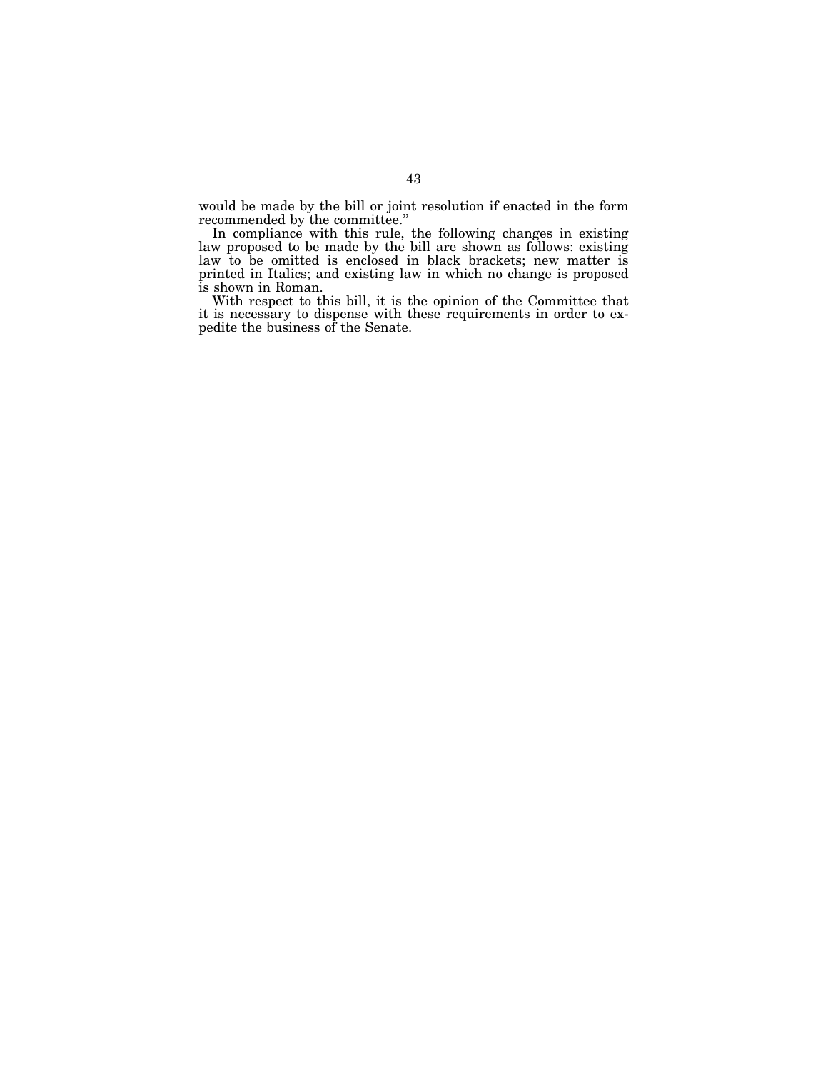would be made by the bill or joint resolution if enacted in the form recommended by the committee."

In compliance with this rule, the following changes in existing law proposed to be made by the bill are shown as follows: existing law to be omitted is enclosed in black brackets; new matter is printed in Italics; and existing law in which no change is proposed is shown in Roman.

With respect to this bill, it is the opinion of the Committee that it is necessary to dispense with these requirements in order to expedite the business of the Senate.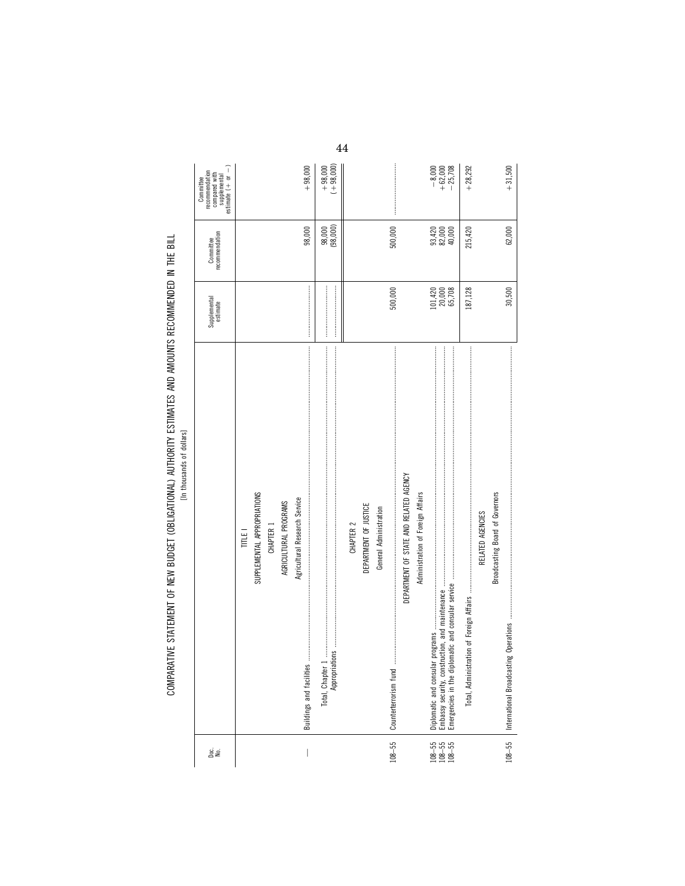# COMPARATIVE STATEMENT OF NEW BUDGET (OBLIGATIONAL) AUTHORITY ESTIMATES AND AMOUNTS RECOMMENDED IN THE BILL

[In thousands of dollars]

| Doc. No. | | Supplemental estimate | Committee recommendation | Committee recommendation compared with supplemental estimate (+ or −) |
|---|---|---|---|---|
| | **TITLE I** | | | |
| | **SUPPLEMENTAL APPROPRIATIONS** | | | |
| | **CHAPTER 1** | | | |
| | **AGRICULTURAL PROGRAMS** | | | |
| | *Agricultural Research Service* | | | |
| — | Buildings and facilities | ............ | 98,000 | +98,000 |
| | Total, Chapter 1 | ............ | 98,000 | +98,000 |
| | Appropriations | ............ | (98,000) | (+98,000) |
| | **CHAPTER 2** | | | |
| | **DEPARTMENT OF JUSTICE** | | | |
| | *General Administration* | | | |
| 108–55 | Counterterrorism fund | 500,000 | 500,000 | ............ |
| | **DEPARTMENT OF STATE AND RELATED AGENCY** | | | |
| | *Administration of Foreign Affairs* | | | |
| 108–55 | Diplomatic and consular programs | 101,420 | 93,420 | −8,000 |
| 108–55 | Embassy security, construction, and maintenance | 20,000 | 82,000 | +62,000 |
| 108–55 | Emergencies in the diplomatic and consular service | 65,708 | 40,000 | −25,708 |
| | Total, Administration of Foreign Affairs | 187,128 | 215,420 | +28,292 |
| | **RELATED AGENCIES** | | | |
| | *Broadcasting Board of Governors* | | | |
| 108–55 | International Broadcasting Operations | 30,500 | 62,000 | +31,500 |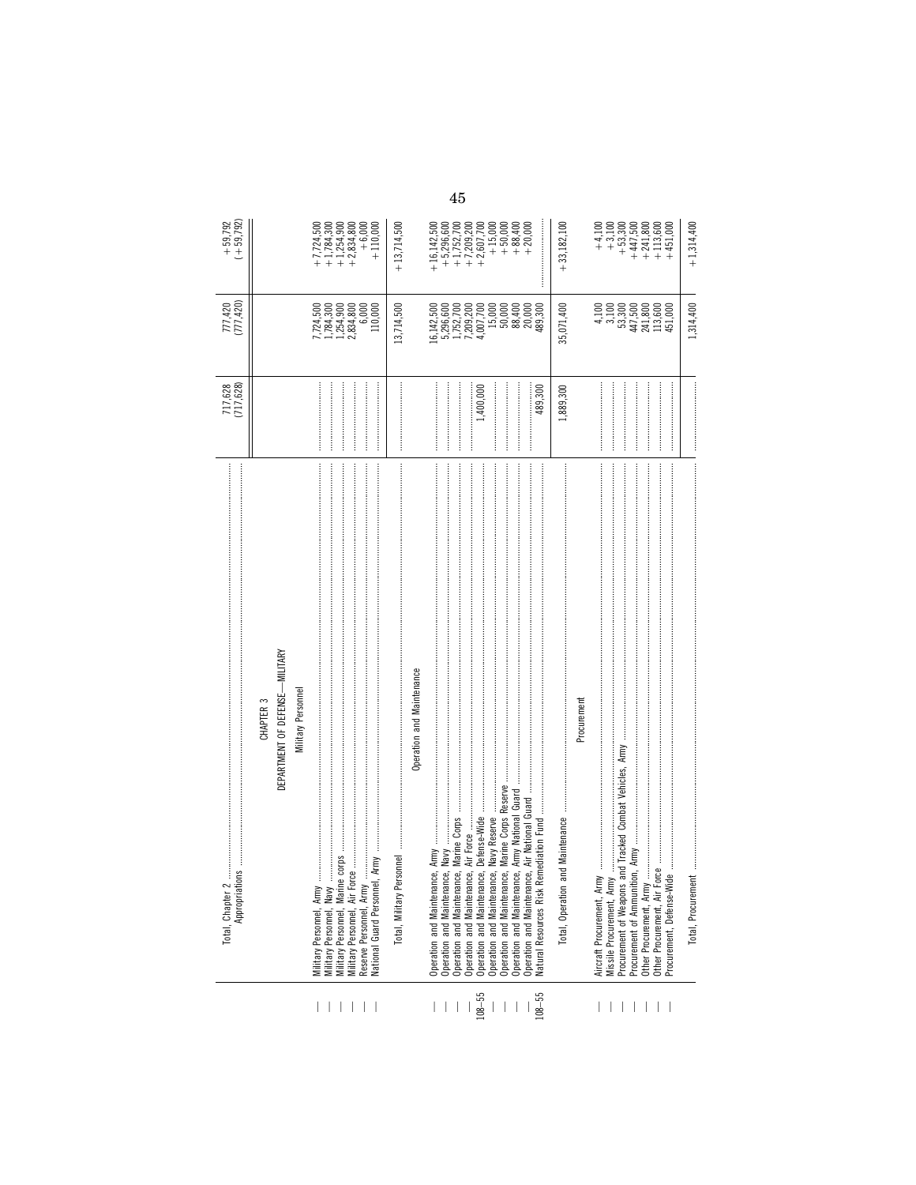| | Item | Col 1 | Col 2 | Col 3 |
|---|---|---|---|---|
| | Total, Chapter 2 | 717,628 | 777,420 | +59,792 |
| | Appropriations | (717,628) | (777,420) | (+59,792) |
| | **CHAPTER 3** | | | |
| | **DEPARTMENT OF DEFENSE—MILITARY** | | | |
| | **Military Personnel** | | | |
| | Military Personnel, Army | | 7,724,500 | +7,724,500 |
| | Military Personnel, Navy | | 1,784,300 | +1,784,300 |
| | Military Personnel, Marine corps | | 1,254,900 | +1,254,900 |
| | Military Personnel, Air Force | | 2,834,800 | +2,834,800 |
| | Reserve Personnel, Army | | 6,000 | +6,000 |
| | National Guard Personnel, Army | | 110,000 | +110,000 |
| | Total, Military Personnel | | 13,714,500 | +13,714,500 |
| | **Operation and Maintenance** | | | |
| | Operation and Maintenance, Army | | 16,142,500 | +16,142,500 |
| | Operation and Maintenance, Navy | | 5,296,600 | +5,296,600 |
| | Operation and Maintenance, Marine Corps | | 1,752,700 | +1,752,700 |
| | Operation and Maintenance, Air Force | | 7,209,200 | +7,209,200 |
| 108–55 | Operation and Maintenance, Defense-Wide | 1,400,000 | 4,007,700 | +2,607,700 |
| | Operation and Maintenance, Navy Reserve | | 15,000 | +15,000 |
| | Operation and Maintenance, Marine Corps Reserve | | 50,000 | +50,000 |
| | Operation and Maintenance, Army National Guard | | 88,400 | +88,400 |
| | Operation and Maintenance, Air National Guard | | 20,000 | +20,000 |
| 108–55 | Natural Resources Risk Remediation Fund | 489,300 | 489,300 | |
| | Total, Operation and Maintenance | 1,889,300 | 35,071,400 | +33,182,100 |
| | **Procurement** | | | |
| | Aircraft Procurement, Army | | 4,100 | +4,100 |
| | Missile Procurement, Army | | 3,100 | +3,100 |
| | Procurement of Weapons and Tracked Combat Vehicles, Army | | 53,300 | +53,300 |
| | Procurement of Ammunition, Army | | 447,500 | +447,500 |
| | Other Procurement, Army | | 241,800 | +241,800 |
| | Other Procurement, Air Force | | 113,600 | +113,600 |
| | Procurement, Defense-Wide | | 451,000 | +451,000 |
| | Total, Procurement | | 1,314,400 | +1,314,400 |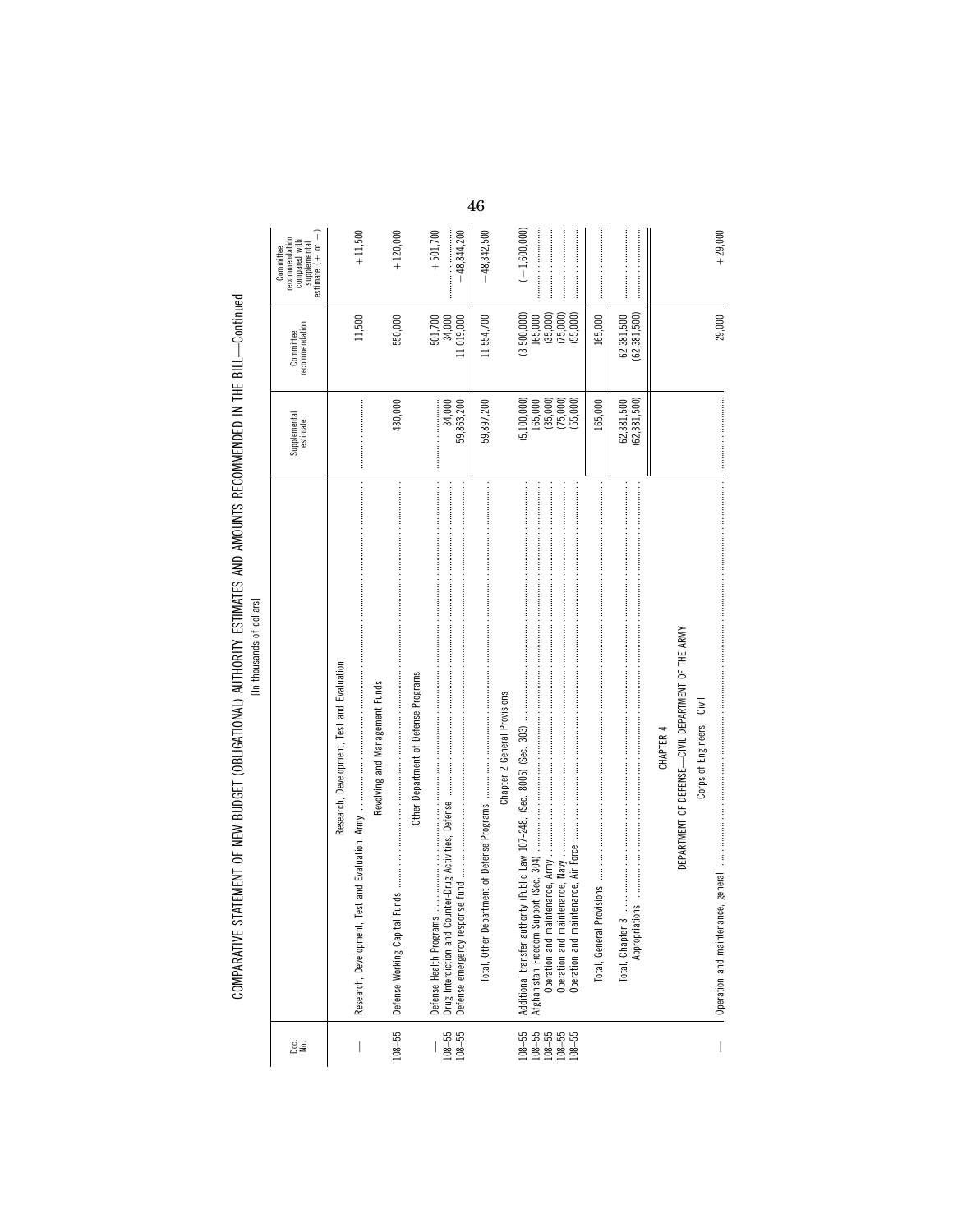# COMPARATIVE STATEMENT OF NEW BUDGET (OBLIGATIONAL) AUTHORITY ESTIMATES AND AMOUNTS RECOMMENDED IN THE BILL—Continued

[In thousands of dollars]

| Doc. No. | | Supplemental estimate | Committee recommendation | Committee recommendation compared with supplemental estimate (+ or −) |
|---|---|---|---|---|
| | **Research, Development, Test and Evaluation** | | | |
| — | Research, Development, Test and Evaluation, Army | .................... | 11,500 | +11,500 |
| | **Revolving and Management Funds** | | | |
| 108–55 | Defense Working Capital Funds | 430,000 | 550,000 | +120,000 |
| | **Other Department of Defense Programs** | | | |
| — | Defense Health Programs | .................... | 501,700 | +501,700 |
| 108–55 | Drug Interdiction and Counter-Drug Activities, Defense | 34,000 | 34,000 | .................... |
| 108–55 | Defense emergency response fund | 59,863,200 | 11,019,000 | −48,844,200 |
| | Total, Other Department of Defense Programs | 59,897,200 | 11,554,700 | −48,342,500 |
| | **Chapter 2 General Provisions** | | | |
| 108–55 | Additional transfer authority (Public Law 107-248, (Sec. 8005) (Sec. 303) | (5,100,000) | (3,500,000) | (−1,600,000) |
| 108–55 | Afghanistan Freedom Support (Sec. 304) | 165,000 | 165,000 | .................... |
| 108–55 | Operation and maintenance, Army | (35,000) | (35,000) | .................... |
| 108–55 | Operation and maintenance, Navy | (75,000) | (75,000) | .................... |
| 108–55 | Operation and maintenance, Air Force | (55,000) | (55,000) | .................... |
| | Total, General Provisions | 165,000 | 165,000 | .................... |
| | Total, Chapter 3 | 62,381,500 | 62,381,500 | .................... |
| | Appropriations | (62,381,500) | (62,381,500) | .................... |
| | **CHAPTER 4** | | | |
| | **DEPARTMENT OF DEFENSE—CIVIL DEPARTMENT OF THE ARMY** | | | |
| | **Corps of Engineers—Civil** | | | |
| — | Operation and maintenance, general | .................... | 29,000 | +29,000 |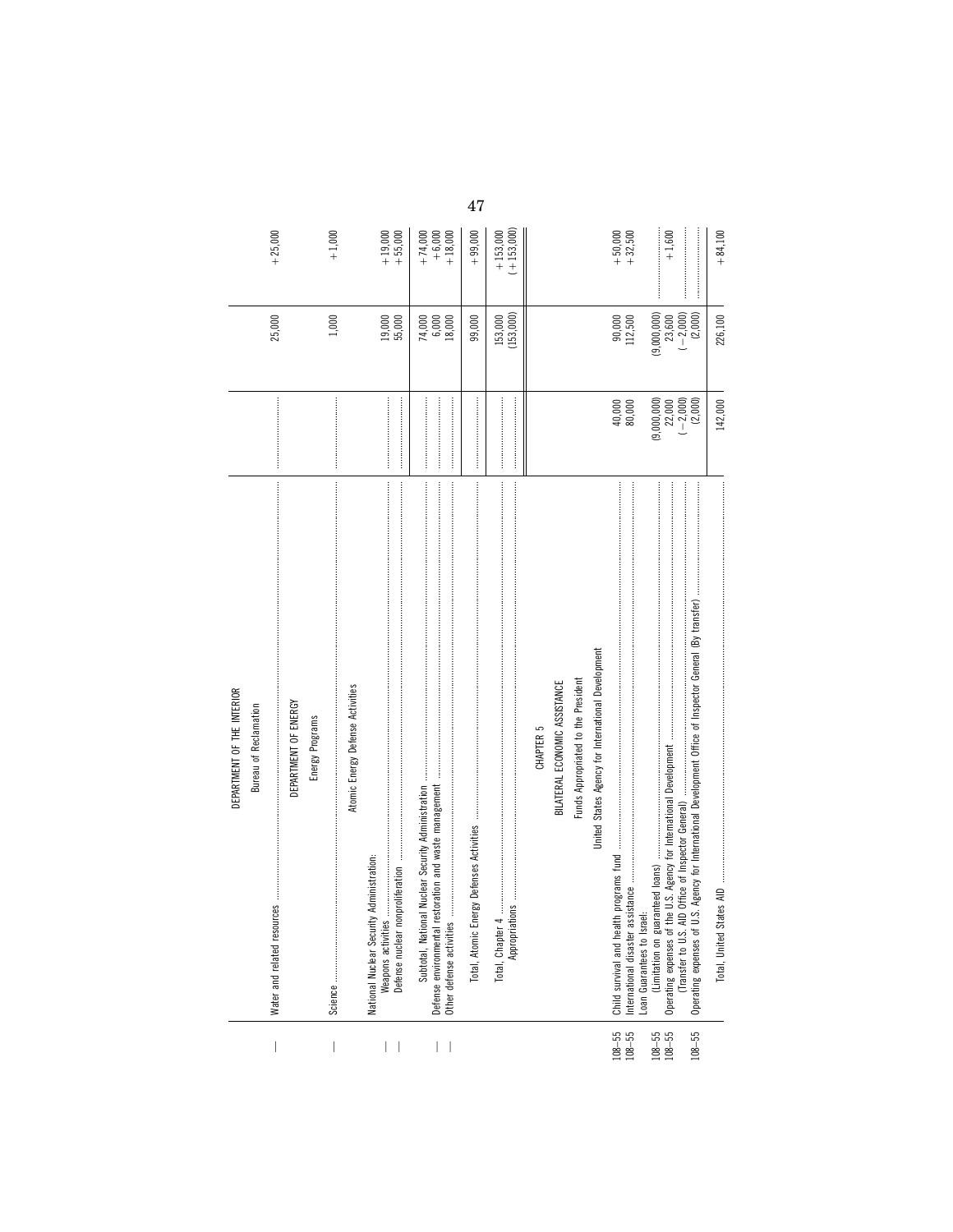| | | | | |
|---|---|---|---|---|
| | **DEPARTMENT OF THE INTERIOR** | | | |
| | **Bureau of Reclamation** | | | |
| — | Water and related resources | .................. | 25,000 | +25,000 |
| | **DEPARTMENT OF ENERGY** | | | |
| | **Energy Programs** | | | |
| — | Science | .................. | 1,000 | +1,000 |
| | **Atomic Energy Defense Activities** | | | |
| | National Nuclear Security Administration: | | | |
| — | Weapons activities | .................. | 19,000 | +19,000 |
| — | Defense nuclear nonproliferation | .................. | 55,000 | +55,000 |
| | Subtotal, National Nuclear Security Administration | .................. | 74,000 | +74,000 |
| — | Defense environmental restoration and waste management | .................. | 6,000 | +6,000 |
| — | Other defense activities | .................. | 18,000 | +18,000 |
| | Total, Atomic Energy Defenses Activities | .................. | 99,000 | +99,000 |
| | Total, Chapter 4 | .................. | 153,000 | +153,000 |
| | Appropriations | .................. | (153,000) | (+153,000) |
| | **CHAPTER 5** | | | |
| | **BILATERAL ECONOMIC ASSISTANCE** | | | |
| | **Funds Appropriated to the President** | | | |
| | **United States Agency for International Development** | | | |
| 108–55 | Child survival and health programs fund | 40,000 | 90,000 | +50,000 |
| 108–55 | International disaster assistance | 80,000 | 112,500 | +32,500 |
| | Loan Guarantees to Israel: | | | |
| 108–55 | (Limitation on guaranteed loans) | (9,000,000) | (9,000,000) | .................. |
| 108–55 | Operating expenses of the U.S. Agency for International Development | 22,000 | 23,600 | +1,600 |
| | (Transfer to U.S. AID Office of Inspector General) | (−2,000) | (−2,000) | .................. |
| 108–55 | Operating expenses of U.S. Agency for International Development Office of Inspector General (By transfer) | (2,000) | (2,000) | .................. |
| | Total, United States AID | 142,000 | 226,100 | +84,100 |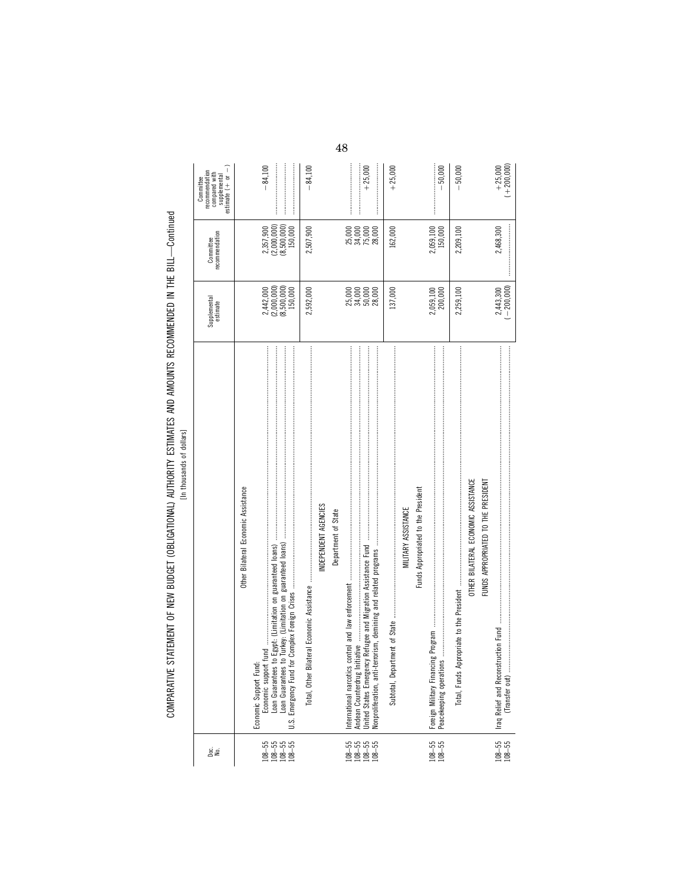COMPARATIVE STATEMENT OF NEW BUDGET (OBLIGATIONAL) AUTHORITY ESTIMATES AND AMOUNTS RECOMMENDED IN THE BILL—Continued

[In thousands of dollars]

| Doc. No. | | Supplemental estimate | Committee recommendation | Committee recommendation compared with supplemental estimate (+ or −) |
|---|---|---|---|---|
| | Other Bilateral Economic Assistance | | | |
| | Economic Support Fund: | | | |
| 108–55 | Economic support fund | 2,442,000 | 2,357,900 | −84,100 |
| 108–55 | Loan Guarantees to Egypt: (Limitation on guaranteed loans) | (2,000,000) | (2,000,000) | |
| 108–55 | Loan Guarantees to Turkey: (Limitation on guaranteed loans) | (8,500,000) | (8,500,000) | |
| 108–55 | U.S. Emergency Fund for Complex Foreign Crises | 150,000 | 150,000 | |
| | Total, Other Bilateral Economic Assistance | 2,592,000 | 2,507,900 | −84,100 |
| | INDEPENDENT AGENCIES | | | |
| | Department of State | | | |
| 108–55 | International narcotics control and law enforcement | 25,000 | 25,000 | |
| 108–55 | Andean Counterdrug Initiative | 34,000 | 34,000 | |
| 108–55 | United States Emergency Refugee and Migration Assistance Fund | 50,000 | 75,000 | +25,000 |
| 108–55 | Nonproliferation, anti-terrorism, demining and related programs | 28,000 | 28,000 | |
| | Subtotal, Department of State | 137,000 | 162,000 | +25,000 |
| | MILITARY ASSISTANCE | | | |
| | Funds Appropriated to the President | | | |
| 108–55 | Foreign Military Financing Program | 2,059,100 | 2,059,100 | |
| 108–55 | Peacekeeping operations | 200,000 | 150,000 | −50,000 |
| | Total, Funds Appropriate to the President | 2,259,100 | 2,209,100 | −50,000 |
| | OTHER BILATERAL ECONOMIC ASSISTANCE | | | |
| | FUNDS APPROPRIATED TO THE PRESIDENT | | | |
| 108–55 | Iraq Relief and Reconstruction Fund | 2,443,300 | 2,468,300 | +25,000 |
| 108–55 | (Transfer out) | (−200,000) | | (+200,000) |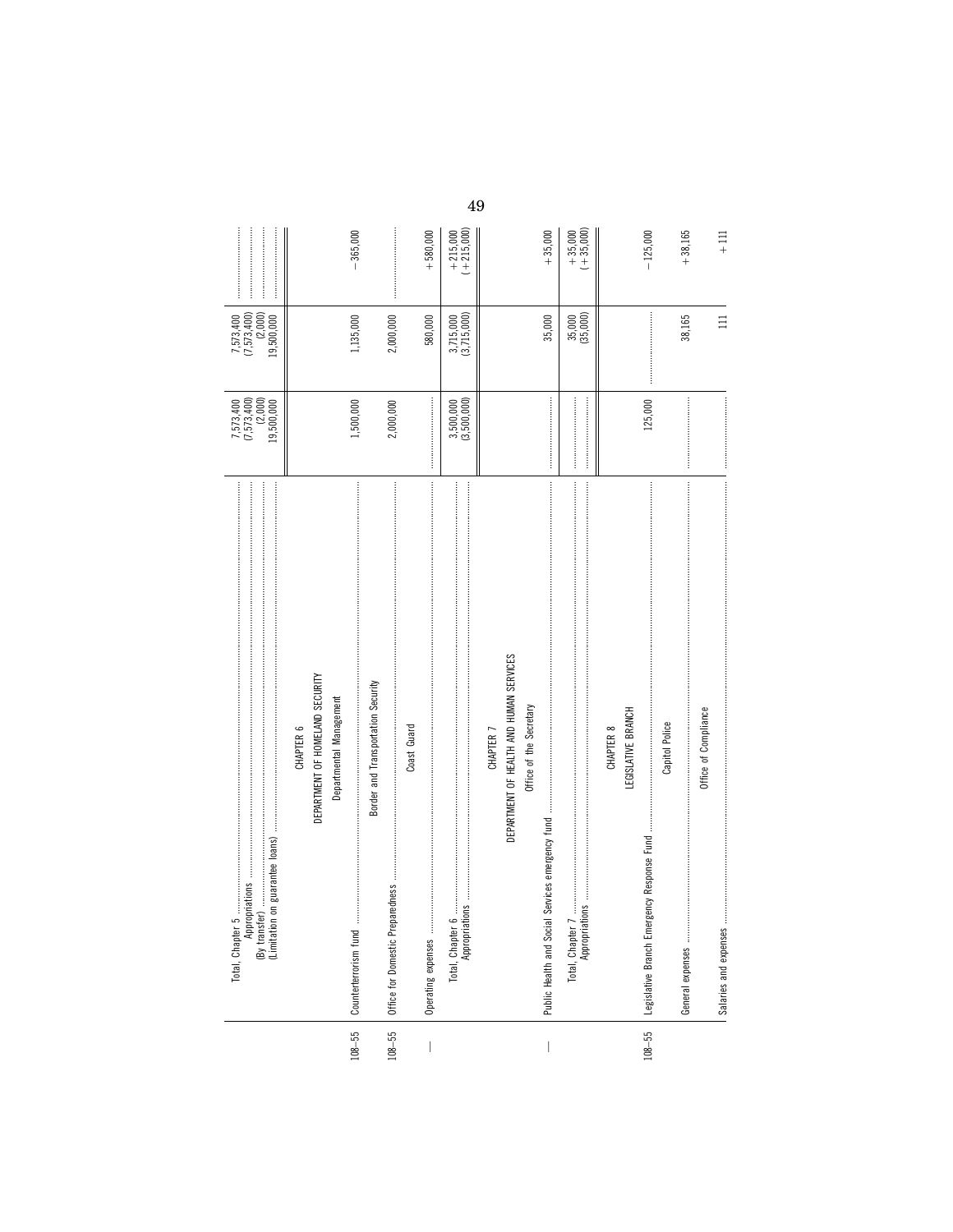| | | | | |
|---|---|---|---|---|
| | Total, Chapter 5 | 7,573,400 | 7,573,400 | |
| | Appropriations | (7,573,400) | (7,573,400) | |
| | (By transfer) | (2,000) | (2,000) | |
| | (Limitation on guarantee loans) | 19,500,000 | 19,500,000 | |
| | **CHAPTER 6** | | | |
| | **DEPARTMENT OF HOMELAND SECURITY** | | | |
| | Departmental Management | | | |
| 108–55 | Counterterrorism fund | 1,500,000 | 1,135,000 | −365,000 |
| | Border and Transportation Security | | | |
| 108–55 | Office for Domestic Preparedness | 2,000,000 | 2,000,000 | |
| | Coast Guard | | | |
| — | Operating expenses | | 580,000 | +580,000 |
| | Total, Chapter 6 | 3,500,000 | 3,715,000 | +215,000 |
| | Appropriations | (3,500,000) | (3,715,000) | (+215,000) |
| | **CHAPTER 7** | | | |
| | **DEPARTMENT OF HEALTH AND HUMAN SERVICES** | | | |
| | Office of the Secretary | | | |
| — | Public Health and Social Services emergency fund | | 35,000 | +35,000 |
| | Total, Chapter 7 | | 35,000 | +35,000 |
| | Appropriations | | (35,000) | (+35,000) |
| | **CHAPTER 8** | | | |
| | **LEGISLATIVE BRANCH** | | | |
| 108–55 | Legislative Branch Emergency Response Fund | 125,000 | | −125,000 |
| | Capitol Police | | | |
| | General expenses | | 38,165 | +38,165 |
| | Office of Compliance | | | |
| | Salaries and expenses | | 111 | +111 |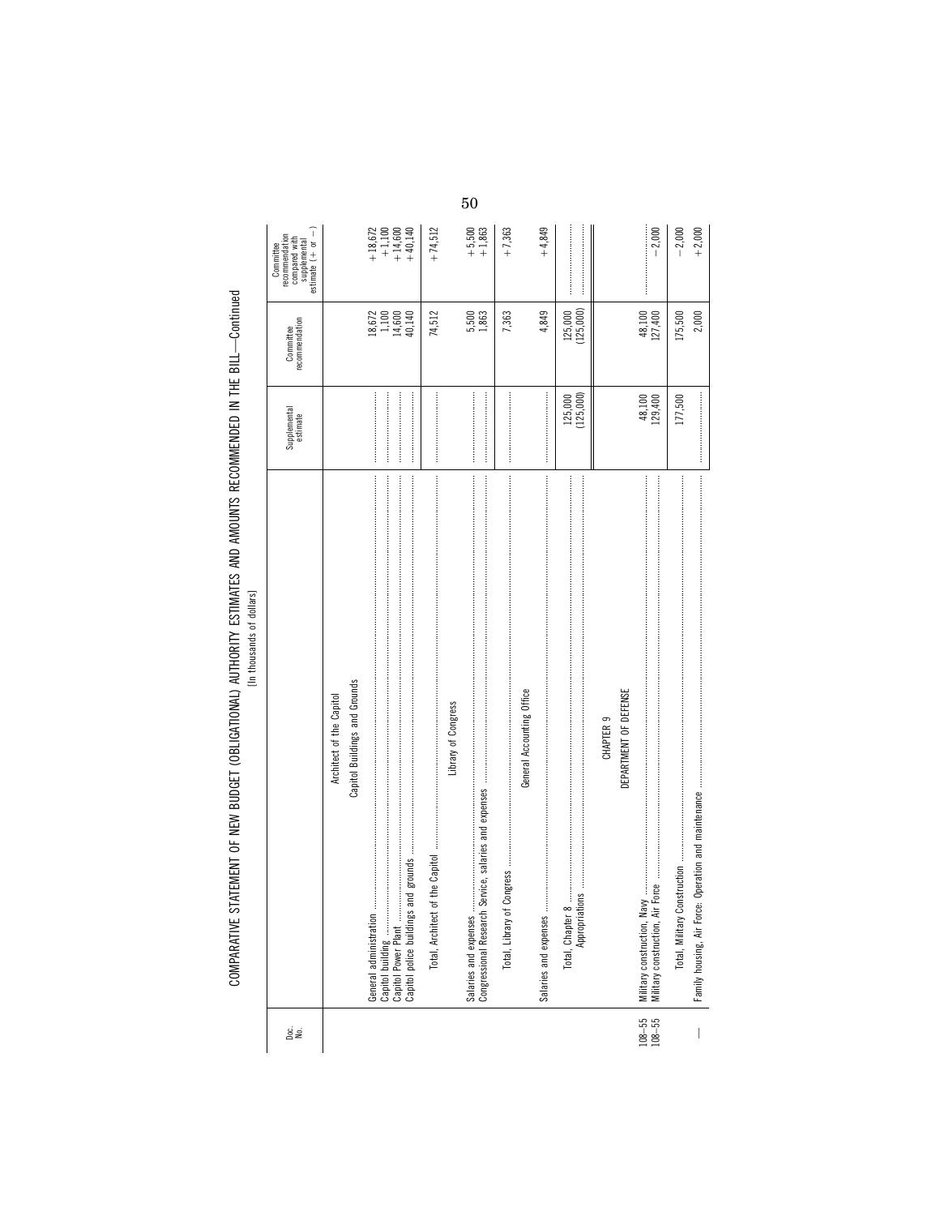# COMPARATIVE STATEMENT OF NEW BUDGET (OBLIGATIONAL) AUTHORITY ESTIMATES AND AMOUNTS RECOMMENDED IN THE BILL—Continued

[In thousands of dollars]

| Doc. No. | | Supplemental estimate | Committee recommendation | Committee recommendation compared with supplemental estimate (+ or −) |
|---|---|---|---|---|
| | **Architect of the Capitol** | | | |
| | **Capitol Buildings and Grounds** | | | |
| | General administration | | 18,672 | +18,672 |
| | Capitol building | | 1,100 | +1,100 |
| | Capitol Power Plant | | 14,600 | +14,600 |
| | Capitol police buildings and grounds | | 40,140 | +40,140 |
| | Total, Architect of the Capitol | | 74,512 | +74,512 |
| | **Library of Congress** | | | |
| | Salaries and expenses | | 5,500 | +5,500 |
| | Congressional Research Service, salaries and expenses | | 1,863 | +1,863 |
| | Total, Library of Congress | | 7,363 | +7,363 |
| | **General Accounting Office** | | | |
| | Salaries and expenses | | 4,849 | +4,849 |
| | Total, Chapter 8 | 125,000 | 125,000 | |
| | Appropriations | (125,000) | (125,000) | |
| | **CHAPTER 9** | | | |
| | **DEPARTMENT OF DEFENSE** | | | |
| 108–55 | Military construction, Navy | 48,100 | 48,100 | |
| 108–55 | Military construction, Air Force | 129,400 | 127,400 | −2,000 |
| | Total, Military Construction | 177,500 | 175,500 | −2,000 |
| — | Family housing, Air Force: Operation and maintenance | | 2,000 | +2,000 |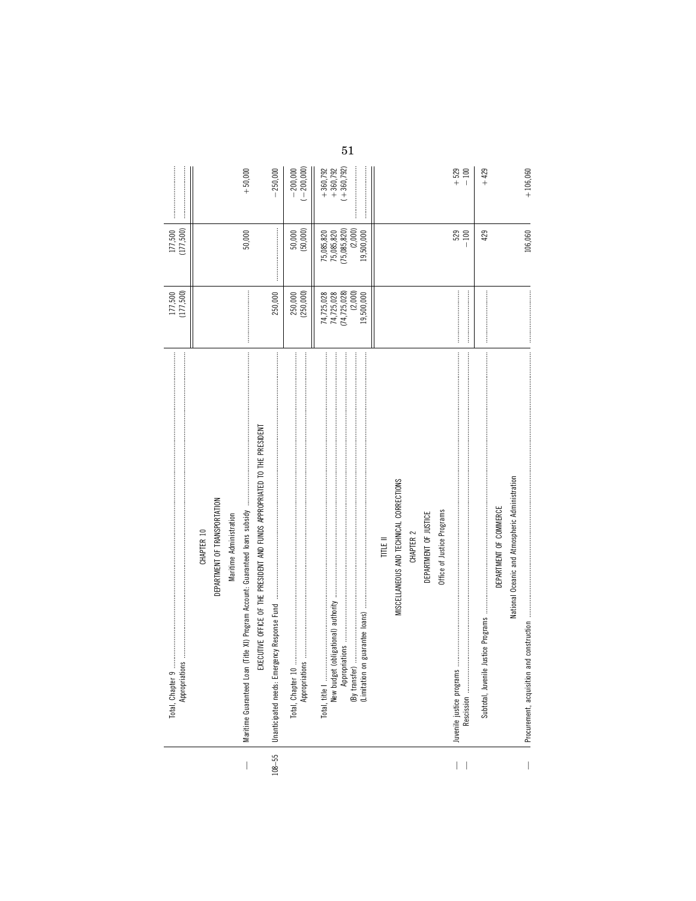| | | | | |
|---|---|---|---|---|
| | Total, Chapter 9 | 177,500 | 177,500 | |
| | Appropriations | (177,500) | (177,500) | |
| | **CHAPTER 10** | | | |
| | **DEPARTMENT OF TRANSPORTATION** | | | |
| | *Maritime Administration* | | | |
| | Maritime Guaranteed Loan (Title XI) Program Account: Guaranteed loans subsidy | | 50,000 | +50,000 |
| | **EXECUTIVE OFFICE OF THE PRESIDENT AND FUNDS APPROPRIATED TO THE PRESIDENT** | | | |
| 108–55 | Unanticipated needs: Emergency Response Fund | 250,000 | | −250,000 |
| | Total, Chapter 10 | 250,000 | 50,000 | −200,000 |
| | Appropriations | (250,000) | (50,000) | (−200,000) |
| | Total, title I | 74,725,028 | 75,085,820 | +360,792 |
| | New budget (obligational) authority | 74,725,028 | 75,085,820 | +360,792 |
| | Appropriations | (74,725,028) | (75,085,820) | (+360,792) |
| | (By transfer) | (2,000) | (2,000) | |
| | (Limitation on guarantee loans) | 19,500,000 | 19,500,000 | |
| | **TITLE II** | | | |
| | **MISCELLANEOUS AND TECHNICAL CORRECTIONS** | | | |
| | **CHAPTER 2** | | | |
| | **DEPARTMENT OF JUSTICE** | | | |
| | *Office of Justice Programs* | | | |
| | Juvenile justice programs | | 529 | +529 |
| | Rescission | | −100 | −100 |
| | Subtotal, Juvenile Justice Programs | | 429 | +429 |
| | **DEPARTMENT OF COMMERCE** | | | |
| | *National Oceanic and Atmospheric Administration* | | | |
| | Procurement, acquisition and construction | | 106,060 | +106,060 |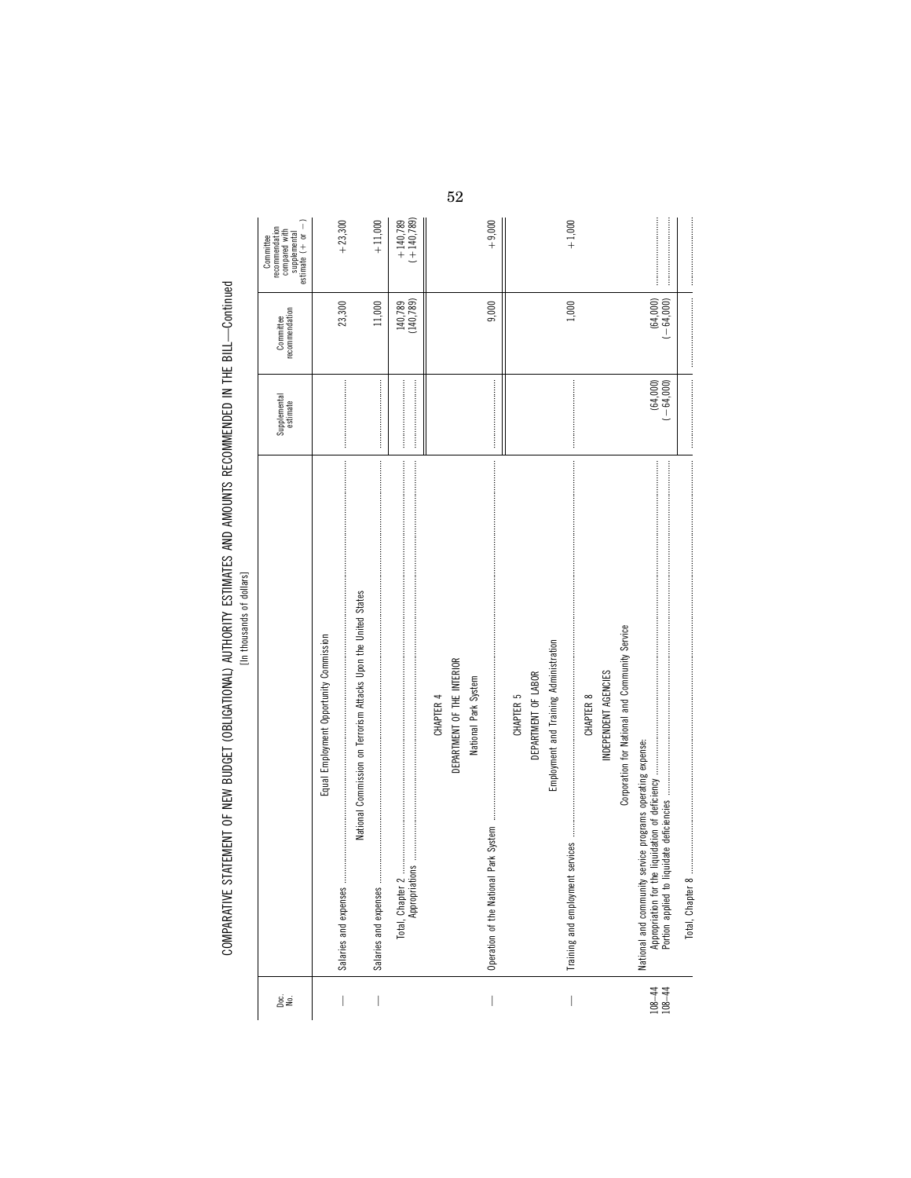# COMPARATIVE STATEMENT OF NEW BUDGET (OBLIGATIONAL) AUTHORITY ESTIMATES AND AMOUNTS RECOMMENDED IN THE BILL—Continued

[In thousands of dollars]

| Doc. No. | | Supplemental estimate | Committee recommendation | Committee recommendation compared with supplemental estimate (+ or −) |
|---|---|---|---|---|
| | **Equal Employment Opportunity Commission** | | | |
| — | Salaries and expenses | | 23,300 | +23,300 |
| | **National Commission on Terrorism Attacks Upon the United States** | | | |
| — | Salaries and expenses | | 11,000 | +11,000 |
| | Total, Chapter 2 | | 140,789 | +140,789 |
| | Appropriations | | (140,789) | (+140,789) |
| | **CHAPTER 4** | | | |
| | **DEPARTMENT OF THE INTERIOR** | | | |
| | **National Park System** | | | |
| — | Operation of the National Park System | | 9,000 | +9,000 |
| | **CHAPTER 5** | | | |
| | **DEPARTMENT OF LABOR** | | | |
| | **Employment and Training Administration** | | | |
| — | Training and employment services | | 1,000 | +1,000 |
| | **CHAPTER 8** | | | |
| | **INDEPENDENT AGENCIES** | | | |
| | **Corporation for National and Community Service** | | | |
| | National and community service programs operating expense: | | | |
| 108–44 | Appropriation for the liquidation of deficiency | (64,000) | (64,000) | |
| 108–44 | Portion applied to liquidate deficiencies | (−64,000) | (−64,000) | |
| | Total, Chapter 8 | | | |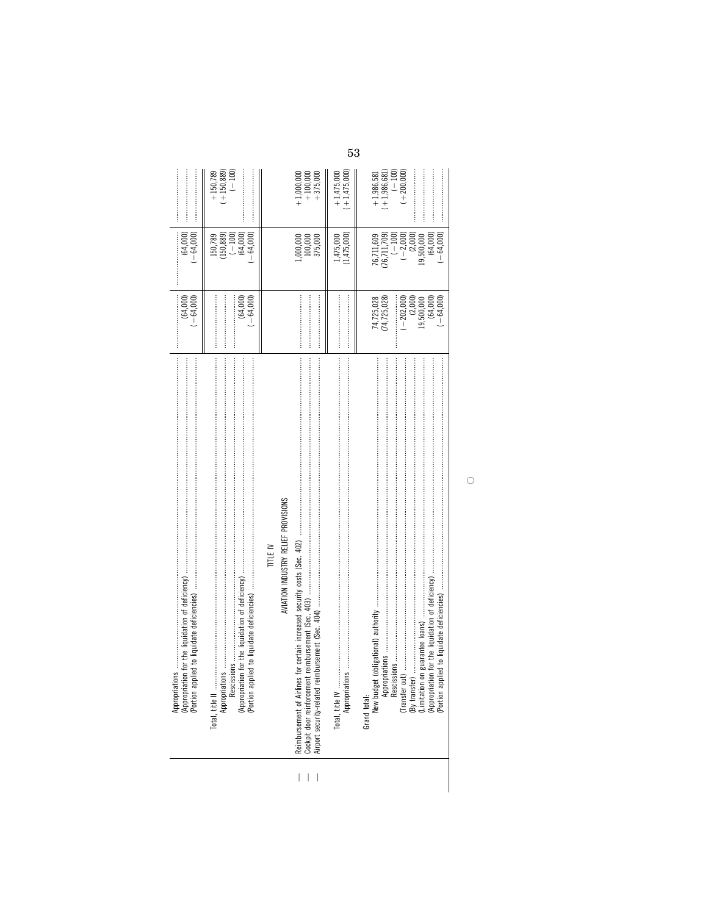| | | | |
|---|---|---|---|
| Appropriations | | | |
| (Appropriation for the liquidation of deficiency) | (64,000) | (64,000) | |
| (Portion applied to liquidate deficiencies) | (−64,000) | (−64,000) | |
| Total, title II | | 150,789 | +150,789 |
| Appropriations | | (150,889) | (+150,889) |
| Rescissions | | (−100) | (−100) |
| (Appropriation for the liquidation of deficiency) | (64,000) | (64,000) | |
| (Portion applied to liquidate deficiencies) | (−64,000) | (−64,000) | |
| **TITLE IV** | | | |
| **AVIATION INDUSTRY RELIEF PROVISIONS** | | | |
| Reimbursement of Airlines for certain increased security costs (Sec. 402) | | 1,000,000 | +1,000,000 |
| Cockpit door reinforcement reimbursement (Sec. 403) | | 100,000 | +100,000 |
| Airport security-related reimbursement (Sec. 404) | | 375,000 | +375,000 |
| Total, title IV | | 1,475,000 | +1,475,000 |
| Appropriations | | (1,475,000) | (+1,475,000) |
| Grand total: | | | |
| New budget (obligational) authority | 74,725,028 | 76,711,609 | +1,986,581 |
| Appropriations | (74,725,028) | (76,711,709) | (+1,986,681) |
| Rescissions | | (−100) | (−100) |
| (Transfer out) | (−202,000) | (−2,000) | (+200,000) |
| (By transfer) | (2,000) | (2,000) | |
| (Limitation on guarantee loans) | 19,500,000 | 19,500,000 | |
| (Appropriation for the liquidation of deficiency) | (64,000) | (64,000) | |
| (Portion applied to liquidate deficiencies) | (−64,000) | (−64,000) | |